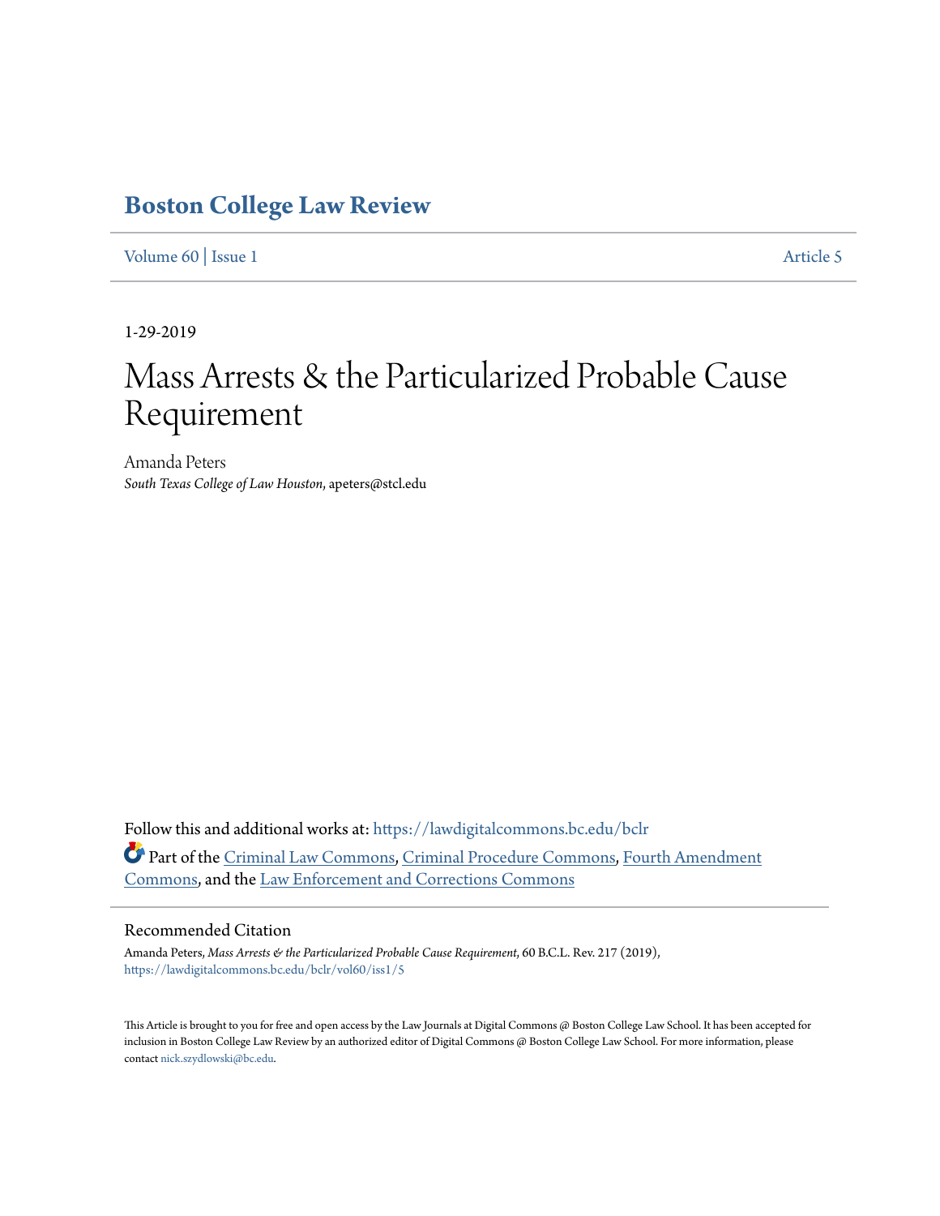# Boston College Law Review

Volume 60 | Issue 1 Article 5

1-29-2019

# Mass Arrests & the Particularized Probable Cause Requirement

Amanda Peters
*South Texas College of Law Houston*, apeters@stcl.edu

Follow this and additional works at: https://lawdigitalcommons.bc.edu/bclr

Part of the Criminal Law Commons, Criminal Procedure Commons, Fourth Amendment Commons, and the Law Enforcement and Corrections Commons

## Recommended Citation

Amanda Peters, *Mass Arrests & the Particularized Probable Cause Requirement*, 60 B.C.L. Rev. 217 (2019), https://lawdigitalcommons.bc.edu/bclr/vol60/iss1/5

This Article is brought to you for free and open access by the Law Journals at Digital Commons @ Boston College Law School. It has been accepted for inclusion in Boston College Law Review by an authorized editor of Digital Commons @ Boston College Law School. For more information, please contact nick.szydlowski@bc.edu.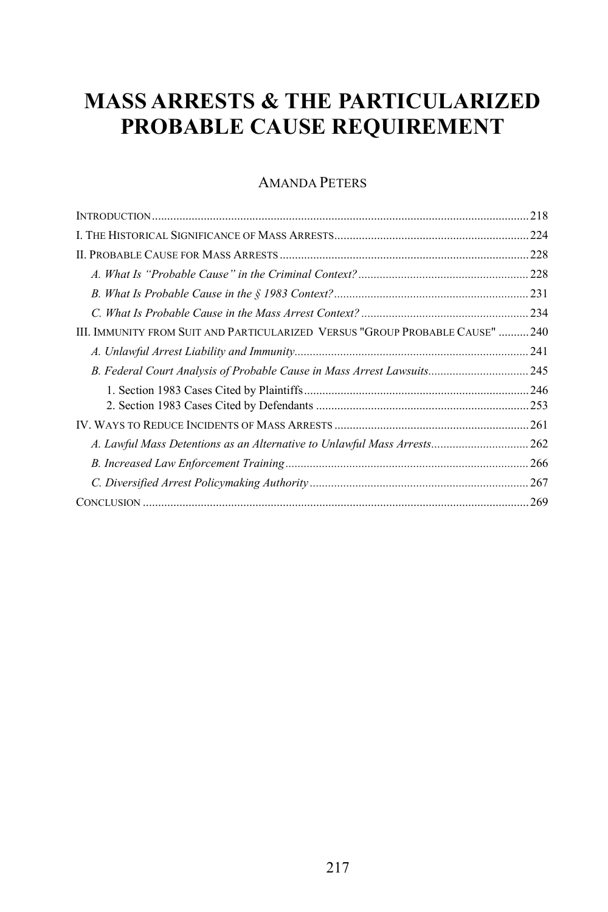# MASS ARRESTS & THE PARTICULARIZED PROBABLE CAUSE REQUIREMENT

AMANDA PETERS

INTRODUCTION .......... 218

I. THE HISTORICAL SIGNIFICANCE OF MASS ARRESTS .......... 224

II. PROBABLE CAUSE FOR MASS ARRESTS .......... 228

*A. What Is "Probable Cause" in the Criminal Context?* .......... 228

*B. What Is Probable Cause in the § 1983 Context?* .......... 231

*C. What Is Probable Cause in the Mass Arrest Context?* .......... 234

III. IMMUNITY FROM SUIT AND PARTICULARIZED VERSUS "GROUP PROBABLE CAUSE" .......... 240

*A. Unlawful Arrest Liability and Immunity* .......... 241

*B. Federal Court Analysis of Probable Cause in Mass Arrest Lawsuits* .......... 245

1. Section 1983 Cases Cited by Plaintiffs .......... 246
2. Section 1983 Cases Cited by Defendants .......... 253

IV. WAYS TO REDUCE INCIDENTS OF MASS ARRESTS .......... 261

*A. Lawful Mass Detentions as an Alternative to Unlawful Mass Arrests* .......... 262

*B. Increased Law Enforcement Training* .......... 266

*C. Diversified Arrest Policymaking Authority* .......... 267

CONCLUSION .......... 269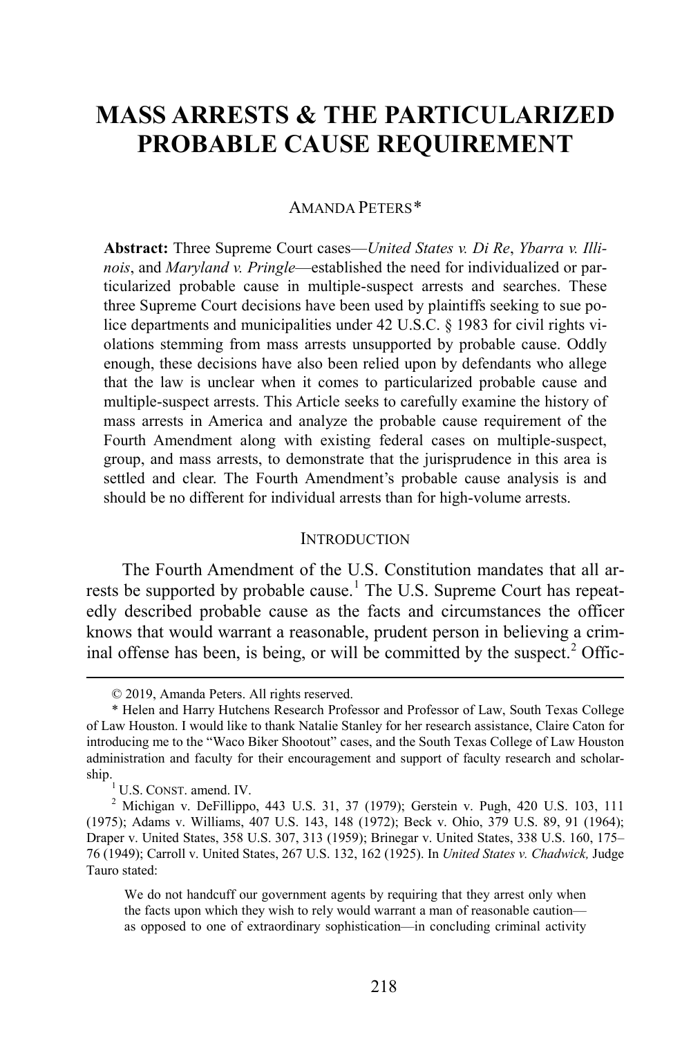# MASS ARRESTS & THE PARTICULARIZED PROBABLE CAUSE REQUIREMENT

AMANDA PETERS*

**Abstract:** Three Supreme Court cases—*United States v. Di Re*, *Ybarra v. Illinois*, and *Maryland v. Pringle*—established the need for individualized or particularized probable cause in multiple-suspect arrests and searches. These three Supreme Court decisions have been used by plaintiffs seeking to sue police departments and municipalities under 42 U.S.C. § 1983 for civil rights violations stemming from mass arrests unsupported by probable cause. Oddly enough, these decisions have also been relied upon by defendants who allege that the law is unclear when it comes to particularized probable cause and multiple-suspect arrests. This Article seeks to carefully examine the history of mass arrests in America and analyze the probable cause requirement of the Fourth Amendment along with existing federal cases on multiple-suspect, group, and mass arrests, to demonstrate that the jurisprudence in this area is settled and clear. The Fourth Amendment's probable cause analysis is and should be no different for individual arrests than for high-volume arrests.

## INTRODUCTION

The Fourth Amendment of the U.S. Constitution mandates that all arrests be supported by probable cause.[1] The U.S. Supreme Court has repeatedly described probable cause as the facts and circumstances the officer knows that would warrant a reasonable, prudent person in believing a criminal offense has been, is being, or will be committed by the suspect.[2] Offic-

---

© 2019, Amanda Peters. All rights reserved.

\* Helen and Harry Hutchens Research Professor and Professor of Law, South Texas College of Law Houston. I would like to thank Natalie Stanley for her research assistance, Claire Caton for introducing me to the "Waco Biker Shootout" cases, and the South Texas College of Law Houston administration and faculty for their encouragement and support of faculty research and scholarship.

[1] U.S. CONST. amend. IV.

[2] Michigan v. DeFillippo, 443 U.S. 31, 37 (1979); Gerstein v. Pugh, 420 U.S. 103, 111 (1975); Adams v. Williams, 407 U.S. 143, 148 (1972); Beck v. Ohio, 379 U.S. 89, 91 (1964); Draper v. United States, 358 U.S. 307, 313 (1959); Brinegar v. United States, 338 U.S. 160, 175–76 (1949); Carroll v. United States, 267 U.S. 132, 162 (1925). In *United States v. Chadwick,* Judge Tauro stated:

> We do not handcuff our government agents by requiring that they arrest only when the facts upon which they wish to rely would warrant a man of reasonable caution—as opposed to one of extraordinary sophistication—in concluding criminal activity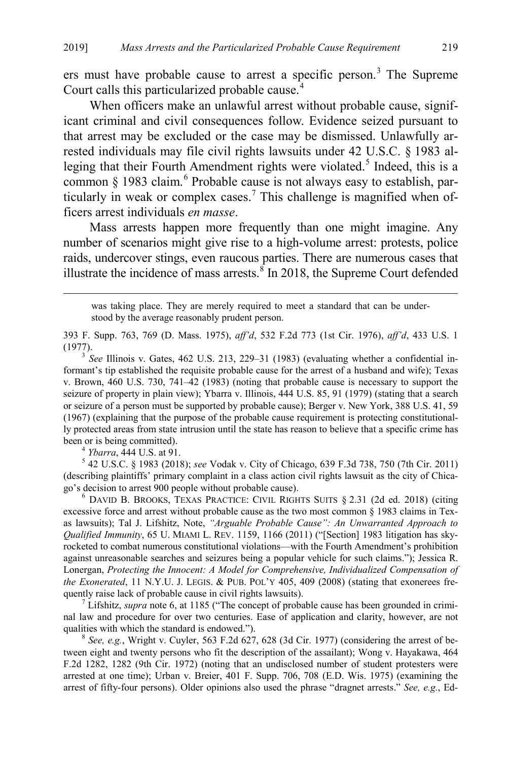ers must have probable cause to arrest a specific person.[3] The Supreme Court calls this particularized probable cause.[4]

When officers make an unlawful arrest without probable cause, significant criminal and civil consequences follow. Evidence seized pursuant to that arrest may be excluded or the case may be dismissed. Unlawfully arrested individuals may file civil rights lawsuits under 42 U.S.C. § 1983 alleging that their Fourth Amendment rights were violated.[5] Indeed, this is a common § 1983 claim.[6] Probable cause is not always easy to establish, particularly in weak or complex cases.[7] This challenge is magnified when officers arrest individuals *en masse*.

Mass arrests happen more frequently than one might imagine. Any number of scenarios might give rise to a high-volume arrest: protests, police raids, undercover stings, even raucous parties. There are numerous cases that illustrate the incidence of mass arrests.[8] In 2018, the Supreme Court defended

---

was taking place. They are merely required to meet a standard that can be understood by the average reasonably prudent person.

393 F. Supp. 763, 769 (D. Mass. 1975), *aff'd*, 532 F.2d 773 (1st Cir. 1976), *aff'd*, 433 U.S. 1 (1977).

[3] *See* Illinois v. Gates, 462 U.S. 213, 229–31 (1983) (evaluating whether a confidential informant's tip established the requisite probable cause for the arrest of a husband and wife); Texas v. Brown, 460 U.S. 730, 741–42 (1983) (noting that probable cause is necessary to support the seizure of property in plain view); Ybarra v. Illinois, 444 U.S. 85, 91 (1979) (stating that a search or seizure of a person must be supported by probable cause); Berger v. New York, 388 U.S. 41, 59 (1967) (explaining that the purpose of the probable cause requirement is protecting constitutionally protected areas from state intrusion until the state has reason to believe that a specific crime has been or is being committed).

[4] *Ybarra*, 444 U.S. at 91.

[5] 42 U.S.C. § 1983 (2018); *see* Vodak v. City of Chicago, 639 F.3d 738, 750 (7th Cir. 2011) (describing plaintiffs' primary complaint in a class action civil rights lawsuit as the city of Chicago's decision to arrest 900 people without probable cause).

[6] DAVID B. BROOKS, TEXAS PRACTICE: CIVIL RIGHTS SUITS § 2.31 (2d ed. 2018) (citing excessive force and arrest without probable cause as the two most common § 1983 claims in Texas lawsuits); Tal J. Lifshitz, Note, *"Arguable Probable Cause": An Unwarranted Approach to Qualified Immunity*, 65 U. MIAMI L. REV. 1159, 1166 (2011) ("[Section] 1983 litigation has skyrocketed to combat numerous constitutional violations—with the Fourth Amendment's prohibition against unreasonable searches and seizures being a popular vehicle for such claims."); Jessica R. Lonergan, *Protecting the Innocent: A Model for Comprehensive, Individualized Compensation of the Exonerated*, 11 N.Y.U. J. LEGIS. & PUB. POL'Y 405, 409 (2008) (stating that exonerees frequently raise lack of probable cause in civil rights lawsuits).

[7] Lifshitz, *supra* note 6, at 1185 ("The concept of probable cause has been grounded in criminal law and procedure for over two centuries. Ease of application and clarity, however, are not qualities with which the standard is endowed.").

[8] *See, e.g.*, Wright v. Cuyler, 563 F.2d 627, 628 (3d Cir. 1977) (considering the arrest of between eight and twenty persons who fit the description of the assailant); Wong v. Hayakawa, 464 F.2d 1282, 1282 (9th Cir. 1972) (noting that an undisclosed number of student protesters were arrested at one time); Urban v. Breier, 401 F. Supp. 706, 708 (E.D. Wis. 1975) (examining the arrest of fifty-four persons). Older opinions also used the phrase "dragnet arrests." *See, e.g.*, Ed-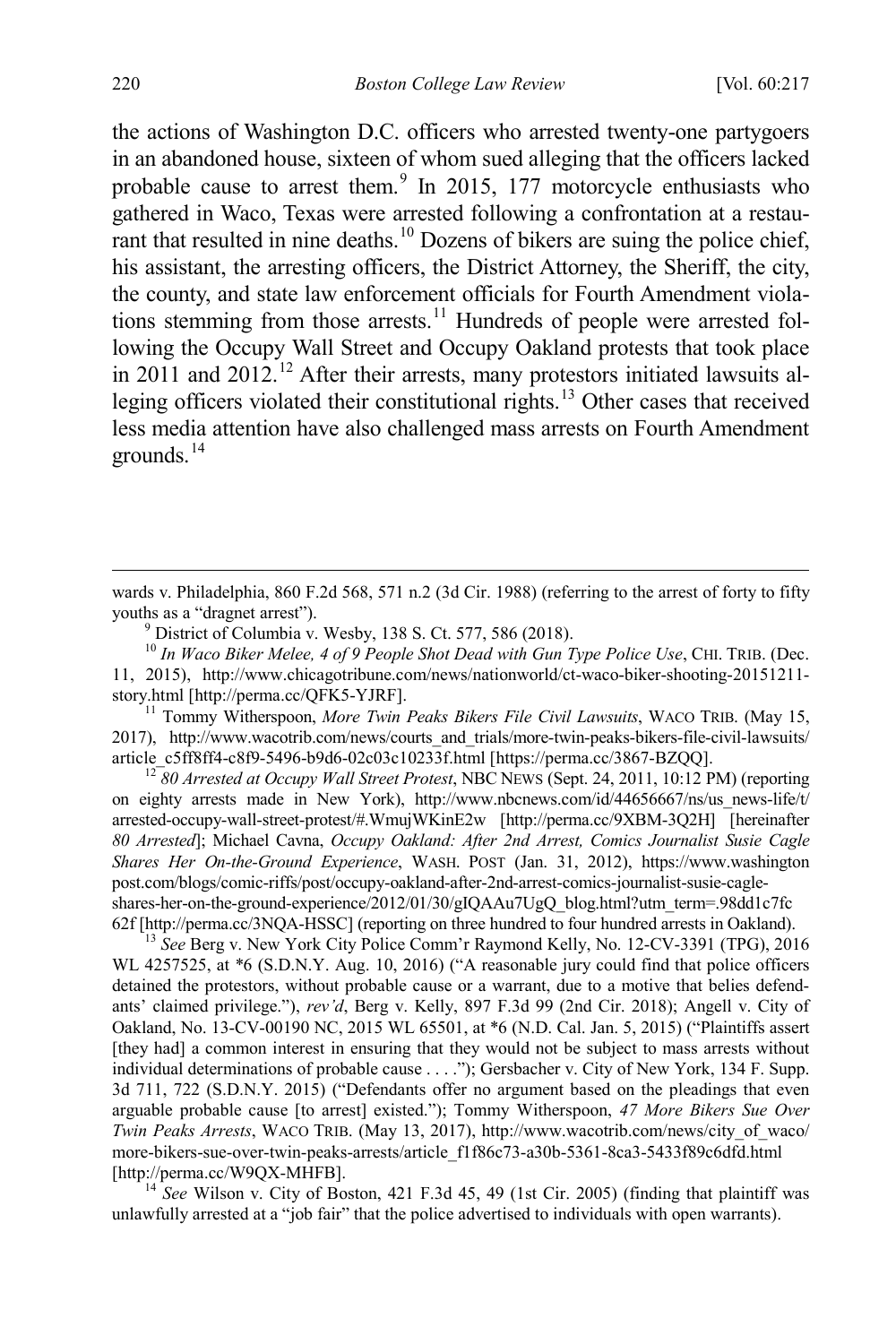the actions of Washington D.C. officers who arrested twenty-one partygoers in an abandoned house, sixteen of whom sued alleging that the officers lacked probable cause to arrest them.[9] In 2015, 177 motorcycle enthusiasts who gathered in Waco, Texas were arrested following a confrontation at a restaurant that resulted in nine deaths.[10] Dozens of bikers are suing the police chief, his assistant, the arresting officers, the District Attorney, the Sheriff, the city, the county, and state law enforcement officials for Fourth Amendment violations stemming from those arrests.[11] Hundreds of people were arrested following the Occupy Wall Street and Occupy Oakland protests that took place in 2011 and 2012.[12] After their arrests, many protestors initiated lawsuits alleging officers violated their constitutional rights.[13] Other cases that received less media attention have also challenged mass arrests on Fourth Amendment grounds.[14]

---

wards v. Philadelphia, 860 F.2d 568, 571 n.2 (3d Cir. 1988) (referring to the arrest of forty to fifty youths as a "dragnet arrest").

[9] District of Columbia v. Wesby, 138 S. Ct. 577, 586 (2018).

[10] *In Waco Biker Melee, 4 of 9 People Shot Dead with Gun Type Police Use*, CHI. TRIB. (Dec. 11, 2015), http://www.chicagotribune.com/news/nationworld/ct-waco-biker-shooting-20151211-story.html [http://perma.cc/QFK5-YJRF].

[11] Tommy Witherspoon, *More Twin Peaks Bikers File Civil Lawsuits*, WACO TRIB. (May 15, 2017), http://www.wacotrib.com/news/courts_and_trials/more-twin-peaks-bikers-file-civil-lawsuits/article_c5ff8ff4-c8f9-5496-b9d6-02c03c10233f.html [https://perma.cc/3867-BZQQ].

[12] *80 Arrested at Occupy Wall Street Protest*, NBC NEWS (Sept. 24, 2011, 10:12 PM) (reporting on eighty arrests made in New York), http://www.nbcnews.com/id/44656667/ns/us_news-life/t/arrested-occupy-wall-street-protest/#.WmujWKinE2w [http://perma.cc/9XBM-3Q2H] [hereinafter *80 Arrested*]; Michael Cavna, *Occupy Oakland: After 2nd Arrest, Comics Journalist Susie Cagle Shares Her On-the-Ground Experience*, WASH. POST (Jan. 31, 2012), https://www.washingtonpost.com/blogs/comic-riffs/post/occupy-oakland-after-2nd-arrest-comics-journalist-susie-cagle-shares-her-on-the-ground-experience/2012/01/30/gIQAAu7UgQ_blog.html?utm_term=.98dd1c7fc62f [http://perma.cc/3NQA-HSSC] (reporting on three hundred to four hundred arrests in Oakland).

[13] *See* Berg v. New York City Police Comm'r Raymond Kelly, No. 12-CV-3391 (TPG), 2016 WL 4257525, at *6 (S.D.N.Y. Aug. 10, 2016) ("A reasonable jury could find that police officers detained the protestors, without probable cause or a warrant, due to a motive that belies defendants' claimed privilege."), *rev'd*, Berg v. Kelly, 897 F.3d 99 (2nd Cir. 2018); Angell v. City of Oakland, No. 13-CV-00190 NC, 2015 WL 65501, at *6 (N.D. Cal. Jan. 5, 2015) ("Plaintiffs assert [they had] a common interest in ensuring that they would not be subject to mass arrests without individual determinations of probable cause . . . ."); Gersbacher v. City of New York, 134 F. Supp. 3d 711, 722 (S.D.N.Y. 2015) ("Defendants offer no argument based on the pleadings that even arguable probable cause [to arrest] existed."); Tommy Witherspoon, *47 More Bikers Sue Over Twin Peaks Arrests*, WACO TRIB. (May 13, 2017), http://www.wacotrib.com/news/city_of_waco/more-bikers-sue-over-twin-peaks-arrests/article_f1f86c73-a30b-5361-8ca3-5433f89c6dfd.html [http://perma.cc/W9QX-MHFB].

[14] *See* Wilson v. City of Boston, 421 F.3d 45, 49 (1st Cir. 2005) (finding that plaintiff was unlawfully arrested at a "job fair" that the police advertised to individuals with open warrants).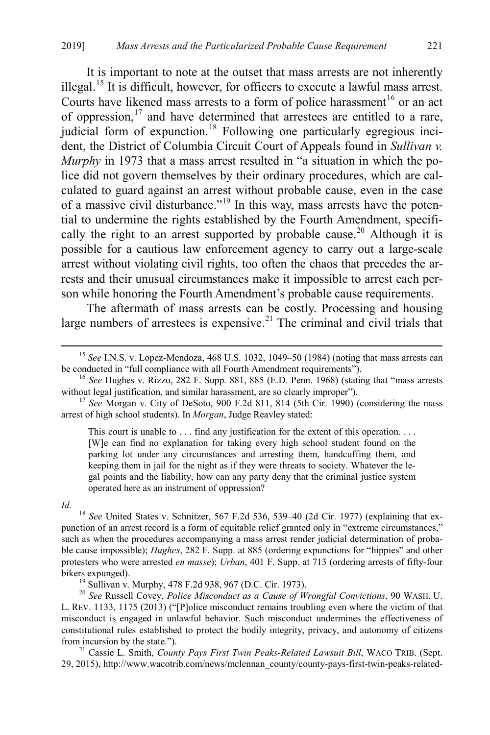It is important to note at the outset that mass arrests are not inherently illegal.[15] It is difficult, however, for officers to execute a lawful mass arrest. Courts have likened mass arrests to a form of police harassment[16] or an act of oppression,[17] and have determined that arrestees are entitled to a rare, judicial form of expunction.[18] Following one particularly egregious incident, the District of Columbia Circuit Court of Appeals found in *Sullivan v. Murphy* in 1973 that a mass arrest resulted in "a situation in which the police did not govern themselves by their ordinary procedures, which are calculated to guard against an arrest without probable cause, even in the case of a massive civil disturbance."[19] In this way, mass arrests have the potential to undermine the rights established by the Fourth Amendment, specifically the right to an arrest supported by probable cause.[20] Although it is possible for a cautious law enforcement agency to carry out a large-scale arrest without violating civil rights, too often the chaos that precedes the arrests and their unusual circumstances make it impossible to arrest each person while honoring the Fourth Amendment's probable cause requirements.

The aftermath of mass arrests can be costly. Processing and housing large numbers of arrestees is expensive.[21] The criminal and civil trials that

---

[15] *See* I.N.S. v. Lopez-Mendoza, 468 U.S. 1032, 1049–50 (1984) (noting that mass arrests can be conducted in "full compliance with all Fourth Amendment requirements").

[16] *See* Hughes v. Rizzo, 282 F. Supp. 881, 885 (E.D. Penn. 1968) (stating that "mass arrests without legal justification, and similar harassment, are so clearly improper").

[17] *See* Morgan v. City of DeSoto, 900 F.2d 811, 814 (5th Cir. 1990) (considering the mass arrest of high school students). In *Morgan*, Judge Reavley stated:

> This court is unable to . . . find any justification for the extent of this operation. . . . [W]e can find no explanation for taking every high school student found on the parking lot under any circumstances and arresting them, handcuffing them, and keeping them in jail for the night as if they were threats to society. Whatever the legal points and the liability, how can any party deny that the criminal justice system operated here as an instrument of oppression?

*Id.*

[18] *See* United States v. Schnitzer, 567 F.2d 536, 539–40 (2d Cir. 1977) (explaining that expunction of an arrest record is a form of equitable relief granted only in "extreme circumstances," such as when the procedures accompanying a mass arrest render judicial determination of probable cause impossible); *Hughes*, 282 F. Supp. at 885 (ordering expunctions for "hippies" and other protesters who were arrested *en masse*); *Urban*, 401 F. Supp. at 713 (ordering arrests of fifty-four bikers expunged).

[19] Sullivan v. Murphy, 478 F.2d 938, 967 (D.C. Cir. 1973).

[20] *See* Russell Covey, *Police Misconduct as a Cause of Wrongful Convictions*, 90 WASH. U. L. REV. 1133, 1175 (2013) ("[P]olice misconduct remains troubling even where the victim of that misconduct is engaged in unlawful behavior. Such misconduct undermines the effectiveness of constitutional rules established to protect the bodily integrity, privacy, and autonomy of citizens from incursion by the state.").

[21] Cassie L. Smith, *County Pays First Twin Peaks-Related Lawsuit Bill*, WACO TRIB. (Sept. 29, 2015), http://www.wacotrib.com/news/mclennan_county/county-pays-first-twin-peaks-related-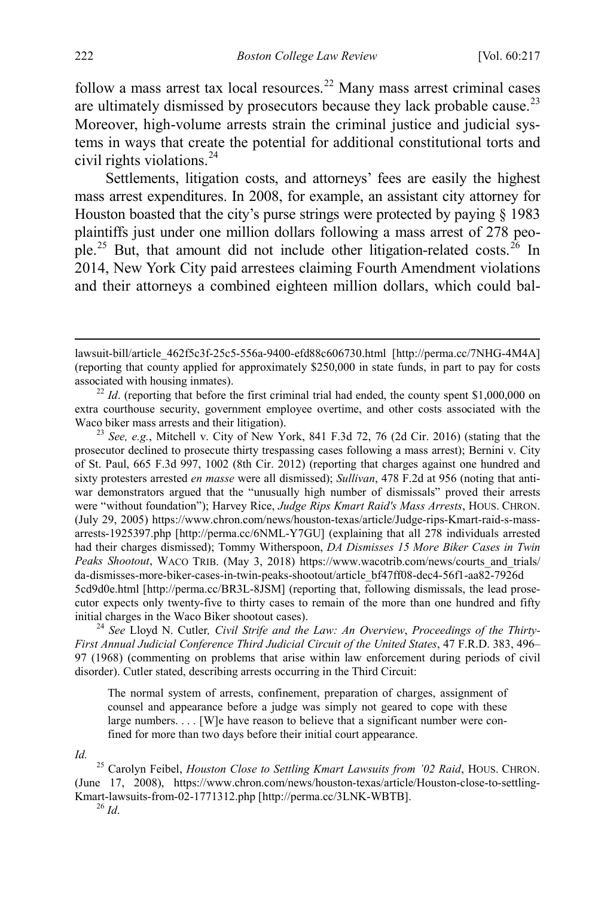follow a mass arrest tax local resources.[22] Many mass arrest criminal cases are ultimately dismissed by prosecutors because they lack probable cause.[23] Moreover, high-volume arrests strain the criminal justice and judicial systems in ways that create the potential for additional constitutional torts and civil rights violations.[24]

Settlements, litigation costs, and attorneys' fees are easily the highest mass arrest expenditures. In 2008, for example, an assistant city attorney for Houston boasted that the city's purse strings were protected by paying § 1983 plaintiffs just under one million dollars following a mass arrest of 278 people.[25] But, that amount did not include other litigation-related costs.[26] In 2014, New York City paid arrestees claiming Fourth Amendment violations and their attorneys a combined eighteen million dollars, which could bal-

---

lawsuit-bill/article_462f5c3f-25c5-556a-9400-efd88c606730.html [http://perma.cc/7NHG-4M4A] (reporting that county applied for approximately $250,000 in state funds, in part to pay for costs associated with housing inmates).

[22] *Id*. (reporting that before the first criminal trial had ended, the county spent $1,000,000 on extra courthouse security, government employee overtime, and other costs associated with the Waco biker mass arrests and their litigation).

[23] *See, e.g.*, Mitchell v. City of New York, 841 F.3d 72, 76 (2d Cir. 2016) (stating that the prosecutor declined to prosecute thirty trespassing cases following a mass arrest); Bernini v. City of St. Paul, 665 F.3d 997, 1002 (8th Cir. 2012) (reporting that charges against one hundred and sixty protesters arrested *en masse* were all dismissed); *Sullivan*, 478 F.2d at 956 (noting that anti-war demonstrators argued that the "unusually high number of dismissals" proved their arrests were "without foundation"); Harvey Rice, *Judge Rips Kmart Raid's Mass Arrests*, HOUS. CHRON. (July 29, 2005) https://www.chron.com/news/houston-texas/article/Judge-rips-Kmart-raid-s-mass-arrests-1925397.php [http://perma.cc/6NML-Y7GU] (explaining that all 278 individuals arrested had their charges dismissed); Tommy Witherspoon, *DA Dismisses 15 More Biker Cases in Twin Peaks Shootout*, WACO TRIB. (May 3, 2018) https://www.wacotrib.com/news/courts_and_trials/da-dismisses-more-biker-cases-in-twin-peaks-shootout/article_bf47ff08-dec4-56f1-aa82-7926d5cd9d0e.html [http://perma.cc/BR3L-8JSM] (reporting that, following dismissals, the lead prosecutor expects only twenty-five to thirty cases to remain of the more than one hundred and fifty initial charges in the Waco Biker shootout cases).

[24] *See* Lloyd N. Cutler*, Civil Strife and the Law: An Overview*, *Proceedings of the Thirty-First Annual Judicial Conference Third Judicial Circuit of the United States*, 47 F.R.D. 383, 496–97 (1968) (commenting on problems that arise within law enforcement during periods of civil disorder). Cutler stated, describing arrests occurring in the Third Circuit:

> The normal system of arrests, confinement, preparation of charges, assignment of counsel and appearance before a judge was simply not geared to cope with these large numbers. . . . [W]e have reason to believe that a significant number were confined for more than two days before their initial court appearance.

*Id.*

[25] Carolyn Feibel, *Houston Close to Settling Kmart Lawsuits from '02 Raid*, HOUS. CHRON. (June 17, 2008), https://www.chron.com/news/houston-texas/article/Houston-close-to-settling-Kmart-lawsuits-from-02-1771312.php [http://perma.cc/3LNK-WBTB].

[26] *Id*.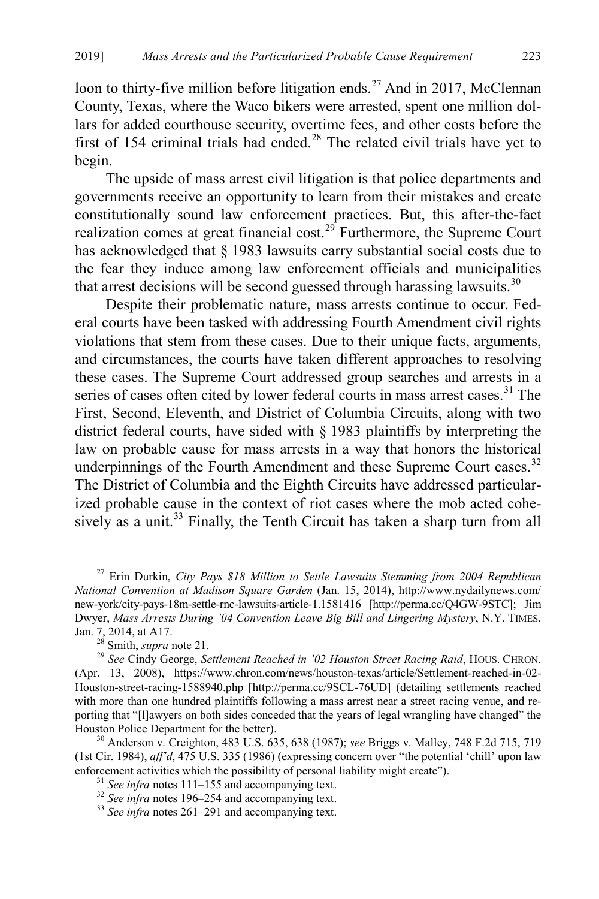loon to thirty-five million before litigation ends.[27] And in 2017, McClennan County, Texas, where the Waco bikers were arrested, spent one million dollars for added courthouse security, overtime fees, and other costs before the first of 154 criminal trials had ended.[28] The related civil trials have yet to begin.

The upside of mass arrest civil litigation is that police departments and governments receive an opportunity to learn from their mistakes and create constitutionally sound law enforcement practices. But, this after-the-fact realization comes at great financial cost.[29] Furthermore, the Supreme Court has acknowledged that § 1983 lawsuits carry substantial social costs due to the fear they induce among law enforcement officials and municipalities that arrest decisions will be second guessed through harassing lawsuits.[30]

Despite their problematic nature, mass arrests continue to occur. Federal courts have been tasked with addressing Fourth Amendment civil rights violations that stem from these cases. Due to their unique facts, arguments, and circumstances, the courts have taken different approaches to resolving these cases. The Supreme Court addressed group searches and arrests in a series of cases often cited by lower federal courts in mass arrest cases.[31] The First, Second, Eleventh, and District of Columbia Circuits, along with two district federal courts, have sided with § 1983 plaintiffs by interpreting the law on probable cause for mass arrests in a way that honors the historical underpinnings of the Fourth Amendment and these Supreme Court cases.[32] The District of Columbia and the Eighth Circuits have addressed particularized probable cause in the context of riot cases where the mob acted cohesively as a unit.[33] Finally, the Tenth Circuit has taken a sharp turn from all

---

[27] Erin Durkin, *City Pays $18 Million to Settle Lawsuits Stemming from 2004 Republican National Convention at Madison Square Garden* (Jan. 15, 2014), http://www.nydailynews.com/new-york/city-pays-18m-settle-rnc-lawsuits-article-1.1581416 [http://perma.cc/Q4GW-9STC]; Jim Dwyer, *Mass Arrests During '04 Convention Leave Big Bill and Lingering Mystery*, N.Y. TIMES, Jan. 7, 2014, at A17.

[28] Smith, *supra* note 21.

[29] *See* Cindy George, *Settlement Reached in '02 Houston Street Racing Raid*, HOUS. CHRON. (Apr. 13, 2008), https://www.chron.com/news/houston-texas/article/Settlement-reached-in-02-Houston-street-racing-1588940.php [http://perma.cc/9SCL-76UD] (detailing settlements reached with more than one hundred plaintiffs following a mass arrest near a street racing venue, and reporting that "[l]awyers on both sides conceded that the years of legal wrangling have changed" the Houston Police Department for the better).

[30] Anderson v. Creighton, 483 U.S. 635, 638 (1987); *see* Briggs v. Malley, 748 F.2d 715, 719 (1st Cir. 1984), *aff'd*, 475 U.S. 335 (1986) (expressing concern over "the potential 'chill' upon law enforcement activities which the possibility of personal liability might create").

[31] *See infra* notes 111–155 and accompanying text.

[32] *See infra* notes 196–254 and accompanying text.

[33] *See infra* notes 261–291 and accompanying text.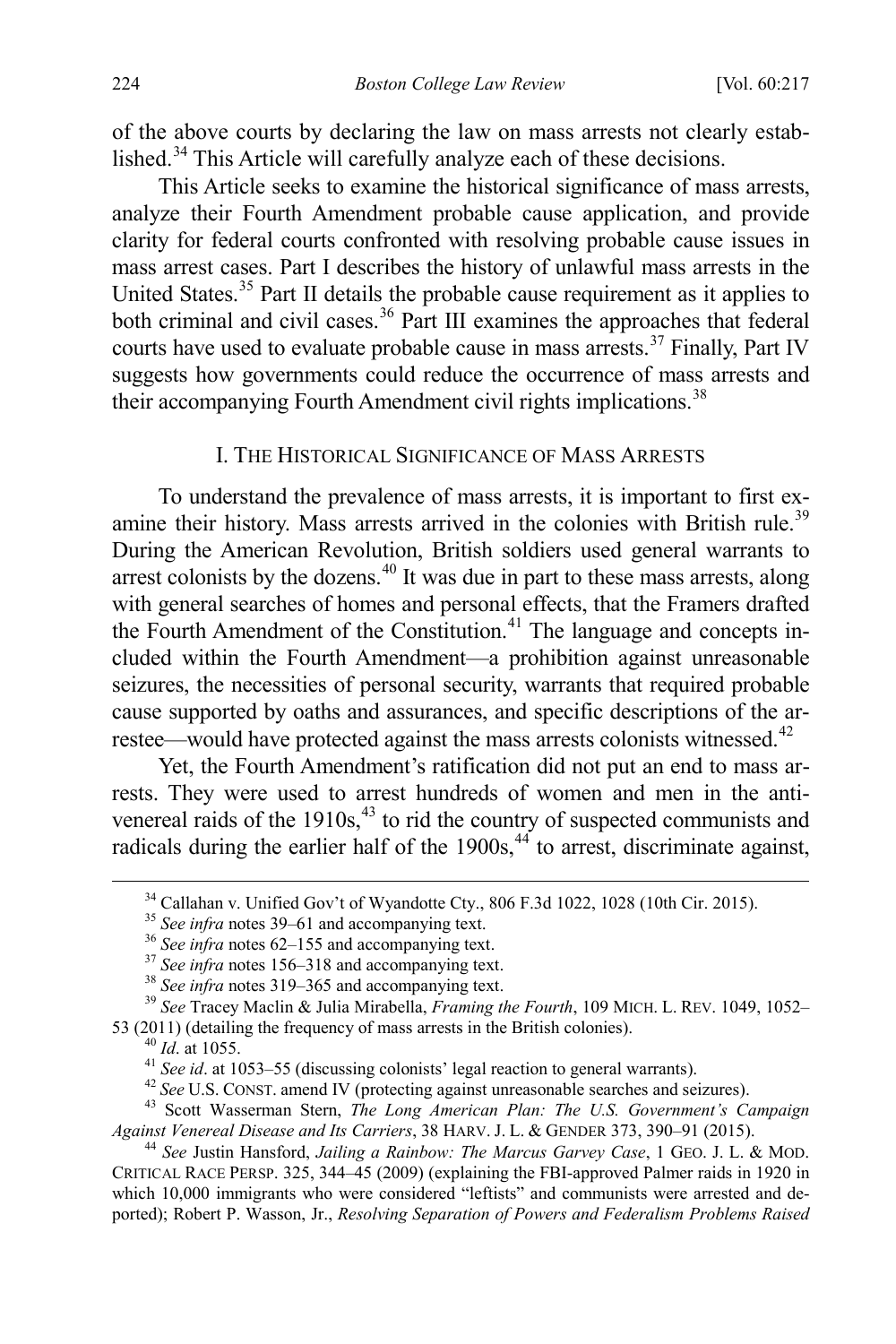of the above courts by declaring the law on mass arrests not clearly established.[34] This Article will carefully analyze each of these decisions.

This Article seeks to examine the historical significance of mass arrests, analyze their Fourth Amendment probable cause application, and provide clarity for federal courts confronted with resolving probable cause issues in mass arrest cases. Part I describes the history of unlawful mass arrests in the United States.[35] Part II details the probable cause requirement as it applies to both criminal and civil cases.[36] Part III examines the approaches that federal courts have used to evaluate probable cause in mass arrests.[37] Finally, Part IV suggests how governments could reduce the occurrence of mass arrests and their accompanying Fourth Amendment civil rights implications.[38]

## I. The Historical Significance of Mass Arrests

To understand the prevalence of mass arrests, it is important to first examine their history. Mass arrests arrived in the colonies with British rule.[39] During the American Revolution, British soldiers used general warrants to arrest colonists by the dozens.[40] It was due in part to these mass arrests, along with general searches of homes and personal effects, that the Framers drafted the Fourth Amendment of the Constitution.[41] The language and concepts included within the Fourth Amendment—a prohibition against unreasonable seizures, the necessities of personal security, warrants that required probable cause supported by oaths and assurances, and specific descriptions of the arrestee—would have protected against the mass arrests colonists witnessed.[42]

Yet, the Fourth Amendment's ratification did not put an end to mass arrests. They were used to arrest hundreds of women and men in the anti-venereal raids of the 1910s,[43] to rid the country of suspected communists and radicals during the earlier half of the 1900s,[44] to arrest, discriminate against,

---

[34] Callahan v. Unified Gov't of Wyandotte Cty., 806 F.3d 1022, 1028 (10th Cir. 2015).

[35] *See infra* notes 39–61 and accompanying text.

[36] *See infra* notes 62–155 and accompanying text.

[37] *See infra* notes 156–318 and accompanying text.

[38] *See infra* notes 319–365 and accompanying text.

[39] *See* Tracey Maclin & Julia Mirabella, *Framing the Fourth*, 109 MICH. L. REV. 1049, 1052–53 (2011) (detailing the frequency of mass arrests in the British colonies).

[40] *Id*. at 1055.

[41] *See id*. at 1053–55 (discussing colonists' legal reaction to general warrants).

[42] *See* U.S. CONST. amend IV (protecting against unreasonable searches and seizures).

[43] Scott Wasserman Stern, *The Long American Plan: The U.S. Government's Campaign Against Venereal Disease and Its Carriers*, 38 HARV. J. L. & GENDER 373, 390–91 (2015).

[44] *See* Justin Hansford, *Jailing a Rainbow: The Marcus Garvey Case*, 1 GEO. J. L. & MOD. CRITICAL RACE PERSP. 325, 344–45 (2009) (explaining the FBI-approved Palmer raids in 1920 in which 10,000 immigrants who were considered "leftists" and communists were arrested and deported); Robert P. Wasson, Jr., *Resolving Separation of Powers and Federalism Problems Raised*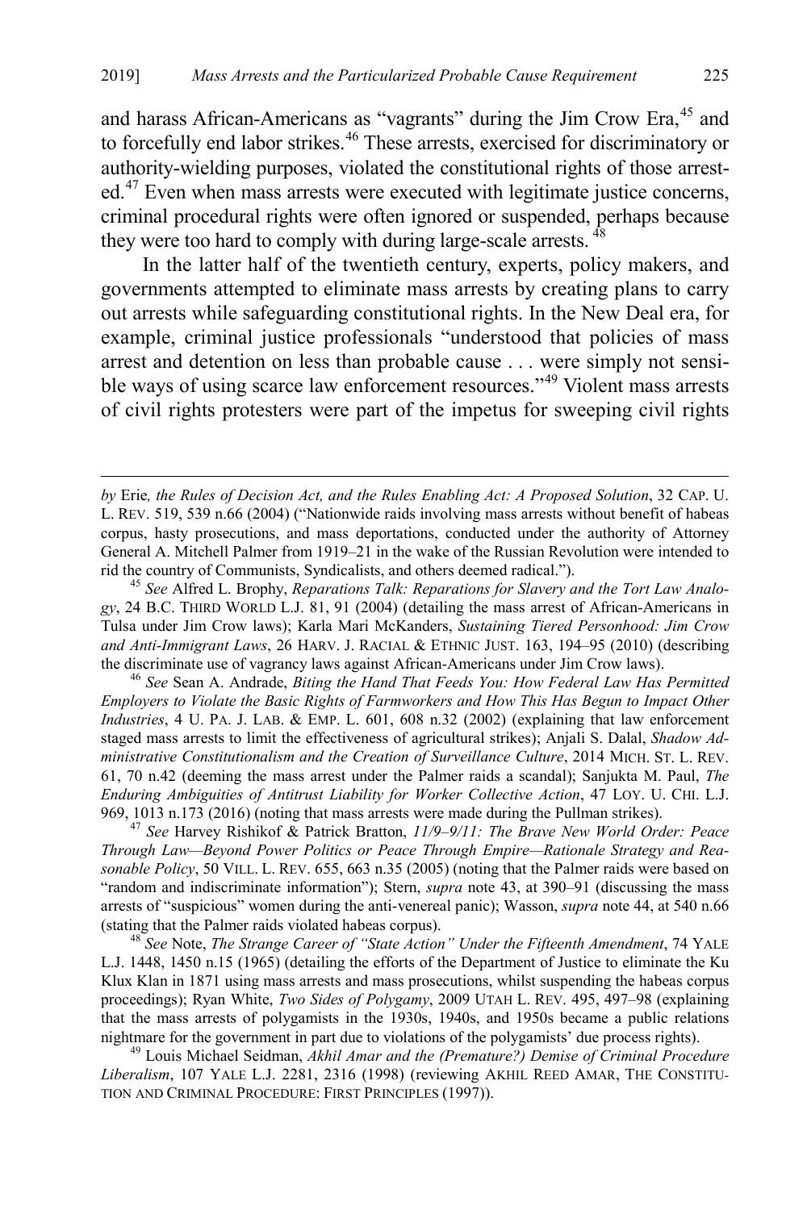and harass African-Americans as "vagrants" during the Jim Crow Era,[45] and to forcefully end labor strikes.[46] These arrests, exercised for discriminatory or authority-wielding purposes, violated the constitutional rights of those arrested.[47] Even when mass arrests were executed with legitimate justice concerns, criminal procedural rights were often ignored or suspended, perhaps because they were too hard to comply with during large-scale arrests.[48]

In the latter half of the twentieth century, experts, policy makers, and governments attempted to eliminate mass arrests by creating plans to carry out arrests while safeguarding constitutional rights. In the New Deal era, for example, criminal justice professionals "understood that policies of mass arrest and detention on less than probable cause . . . were simply not sensible ways of using scarce law enforcement resources."[49] Violent mass arrests of civil rights protesters were part of the impetus for sweeping civil rights

---

*by* Erie*, the Rules of Decision Act, and the Rules Enabling Act: A Proposed Solution*, 32 CAP. U. L. REV. 519, 539 n.66 (2004) ("Nationwide raids involving mass arrests without benefit of habeas corpus, hasty prosecutions, and mass deportations, conducted under the authority of Attorney General A. Mitchell Palmer from 1919–21 in the wake of the Russian Revolution were intended to rid the country of Communists, Syndicalists, and others deemed radical.").

[45] *See* Alfred L. Brophy, *Reparations Talk: Reparations for Slavery and the Tort Law Analogy*, 24 B.C. THIRD WORLD L.J. 81, 91 (2004) (detailing the mass arrest of African-Americans in Tulsa under Jim Crow laws); Karla Mari McKanders, *Sustaining Tiered Personhood: Jim Crow and Anti-Immigrant Laws*, 26 HARV. J. RACIAL & ETHNIC JUST. 163, 194–95 (2010) (describing the discriminate use of vagrancy laws against African-Americans under Jim Crow laws).

[46] *See* Sean A. Andrade, *Biting the Hand That Feeds You: How Federal Law Has Permitted Employers to Violate the Basic Rights of Farmworkers and How This Has Begun to Impact Other Industries*, 4 U. PA. J. LAB. & EMP. L. 601, 608 n.32 (2002) (explaining that law enforcement staged mass arrests to limit the effectiveness of agricultural strikes); Anjali S. Dalal, *Shadow Administrative Constitutionalism and the Creation of Surveillance Culture*, 2014 MICH. ST. L. REV. 61, 70 n.42 (deeming the mass arrest under the Palmer raids a scandal); Sanjukta M. Paul, *The Enduring Ambiguities of Antitrust Liability for Worker Collective Action*, 47 LOY. U. CHI. L.J. 969, 1013 n.173 (2016) (noting that mass arrests were made during the Pullman strikes).

[47] *See* Harvey Rishikof & Patrick Bratton, *11/9–9/11: The Brave New World Order: Peace Through Law—Beyond Power Politics or Peace Through Empire—Rationale Strategy and Reasonable Policy*, 50 VILL. L. REV. 655, 663 n.35 (2005) (noting that the Palmer raids were based on "random and indiscriminate information"); Stern, *supra* note 43, at 390–91 (discussing the mass arrests of "suspicious" women during the anti-venereal panic); Wasson, *supra* note 44, at 540 n.66 (stating that the Palmer raids violated habeas corpus).

[48] *See* Note, *The Strange Career of "State Action" Under the Fifteenth Amendment*, 74 YALE L.J. 1448, 1450 n.15 (1965) (detailing the efforts of the Department of Justice to eliminate the Ku Klux Klan in 1871 using mass arrests and mass prosecutions, whilst suspending the habeas corpus proceedings); Ryan White, *Two Sides of Polygamy*, 2009 UTAH L. REV. 495, 497–98 (explaining that the mass arrests of polygamists in the 1930s, 1940s, and 1950s became a public relations nightmare for the government in part due to violations of the polygamists' due process rights).

[49] Louis Michael Seidman, *Akhil Amar and the (Premature?) Demise of Criminal Procedure Liberalism*, 107 YALE L.J. 2281, 2316 (1998) (reviewing AKHIL REED AMAR, THE CONSTITUTION AND CRIMINAL PROCEDURE: FIRST PRINCIPLES (1997)).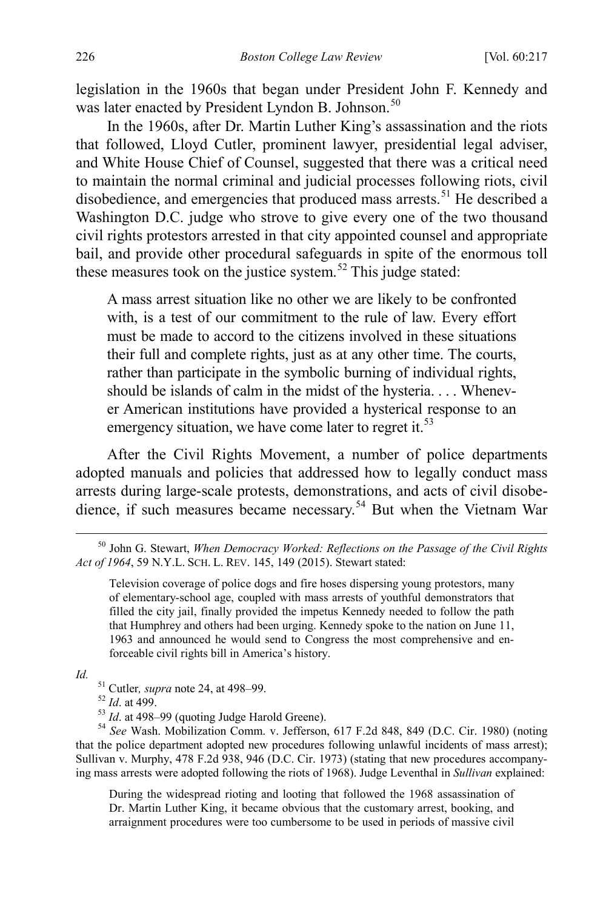legislation in the 1960s that began under President John F. Kennedy and was later enacted by President Lyndon B. Johnson.[50]

In the 1960s, after Dr. Martin Luther King's assassination and the riots that followed, Lloyd Cutler, prominent lawyer, presidential legal adviser, and White House Chief of Counsel, suggested that there was a critical need to maintain the normal criminal and judicial processes following riots, civil disobedience, and emergencies that produced mass arrests.[51] He described a Washington D.C. judge who strove to give every one of the two thousand civil rights protestors arrested in that city appointed counsel and appropriate bail, and provide other procedural safeguards in spite of the enormous toll these measures took on the justice system.[52] This judge stated:

> A mass arrest situation like no other we are likely to be confronted with, is a test of our commitment to the rule of law. Every effort must be made to accord to the citizens involved in these situations their full and complete rights, just as at any other time. The courts, rather than participate in the symbolic burning of individual rights, should be islands of calm in the midst of the hysteria. . . . Whenever American institutions have provided a hysterical response to an emergency situation, we have come later to regret it.[53]

After the Civil Rights Movement, a number of police departments adopted manuals and policies that addressed how to legally conduct mass arrests during large-scale protests, demonstrations, and acts of civil disobedience, if such measures became necessary.[54] But when the Vietnam War

---

[50] John G. Stewart, *When Democracy Worked: Reflections on the Passage of the Civil Rights Act of 1964*, 59 N.Y.L. SCH. L. REV. 145, 149 (2015). Stewart stated:

> Television coverage of police dogs and fire hoses dispersing young protestors, many of elementary-school age, coupled with mass arrests of youthful demonstrators that filled the city jail, finally provided the impetus Kennedy needed to follow the path that Humphrey and others had been urging. Kennedy spoke to the nation on June 11, 1963 and announced he would send to Congress the most comprehensive and enforceable civil rights bill in America's history.

*Id.*

[51] Cutler, *supra* note 24, at 498–99.

[52] *Id*. at 499.

[53] *Id*. at 498–99 (quoting Judge Harold Greene).

[54] *See* Wash. Mobilization Comm. v. Jefferson, 617 F.2d 848, 849 (D.C. Cir. 1980) (noting that the police department adopted new procedures following unlawful incidents of mass arrest); Sullivan v. Murphy, 478 F.2d 938, 946 (D.C. Cir. 1973) (stating that new procedures accompanying mass arrests were adopted following the riots of 1968). Judge Leventhal in *Sullivan* explained:

> During the widespread rioting and looting that followed the 1968 assassination of Dr. Martin Luther King, it became obvious that the customary arrest, booking, and arraignment procedures were too cumbersome to be used in periods of massive civil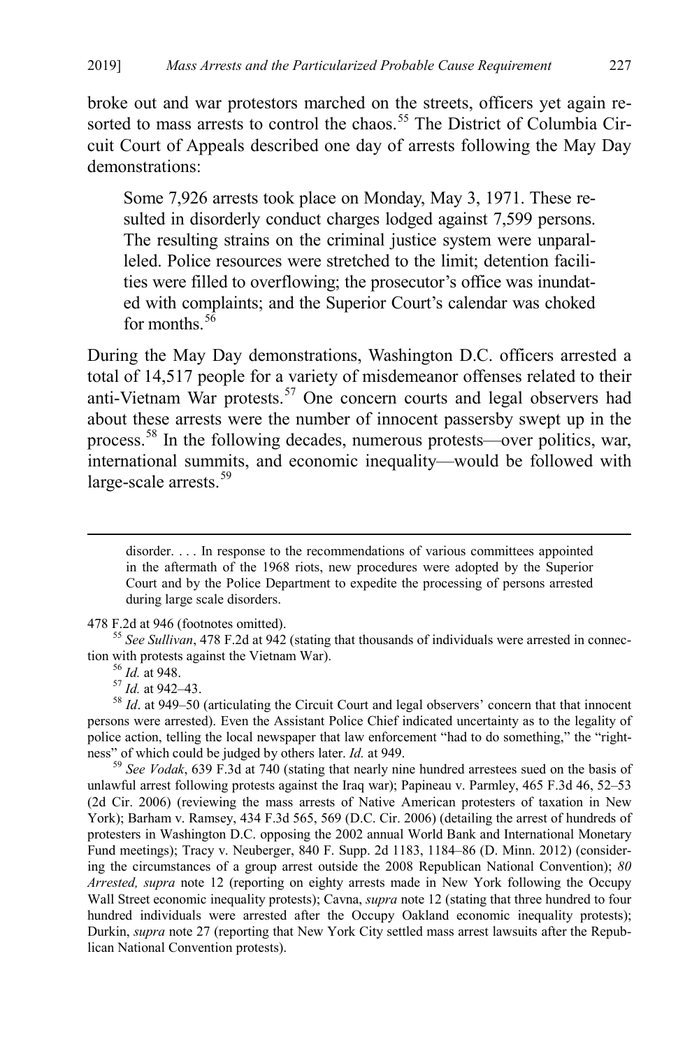broke out and war protestors marched on the streets, officers yet again resorted to mass arrests to control the chaos.[55] The District of Columbia Circuit Court of Appeals described one day of arrests following the May Day demonstrations:

> Some 7,926 arrests took place on Monday, May 3, 1971. These resulted in disorderly conduct charges lodged against 7,599 persons. The resulting strains on the criminal justice system were unparalleled. Police resources were stretched to the limit; detention facilities were filled to overflowing; the prosecutor's office was inundated with complaints; and the Superior Court's calendar was choked for months.[56]

During the May Day demonstrations, Washington D.C. officers arrested a total of 14,517 people for a variety of misdemeanor offenses related to their anti-Vietnam War protests.[57] One concern courts and legal observers had about these arrests were the number of innocent passersby swept up in the process.[58] In the following decades, numerous protests—over politics, war, international summits, and economic inequality—would be followed with large-scale arrests.[59]

---

> disorder. . . . In response to the recommendations of various committees appointed in the aftermath of the 1968 riots, new procedures were adopted by the Superior Court and by the Police Department to expedite the processing of persons arrested during large scale disorders.

478 F.2d at 946 (footnotes omitted).

[55] *See Sullivan*, 478 F.2d at 942 (stating that thousands of individuals were arrested in connection with protests against the Vietnam War).

[56] *Id.* at 948.

[57] *Id.* at 942–43.

[58] *Id*. at 949–50 (articulating the Circuit Court and legal observers' concern that that innocent persons were arrested). Even the Assistant Police Chief indicated uncertainty as to the legality of police action, telling the local newspaper that law enforcement "had to do something," the "rightness" of which could be judged by others later. *Id.* at 949.

[59] *See Vodak*, 639 F.3d at 740 (stating that nearly nine hundred arrestees sued on the basis of unlawful arrest following protests against the Iraq war); Papineau v. Parmley, 465 F.3d 46, 52–53 (2d Cir. 2006) (reviewing the mass arrests of Native American protesters of taxation in New York); Barham v. Ramsey, 434 F.3d 565, 569 (D.C. Cir. 2006) (detailing the arrest of hundreds of protesters in Washington D.C. opposing the 2002 annual World Bank and International Monetary Fund meetings); Tracy v. Neuberger, 840 F. Supp. 2d 1183, 1184–86 (D. Minn. 2012) (considering the circumstances of a group arrest outside the 2008 Republican National Convention); *80 Arrested, supra* note 12 (reporting on eighty arrests made in New York following the Occupy Wall Street economic inequality protests); Cavna, *supra* note 12 (stating that three hundred to four hundred individuals were arrested after the Occupy Oakland economic inequality protests); Durkin, *supra* note 27 (reporting that New York City settled mass arrest lawsuits after the Republican National Convention protests).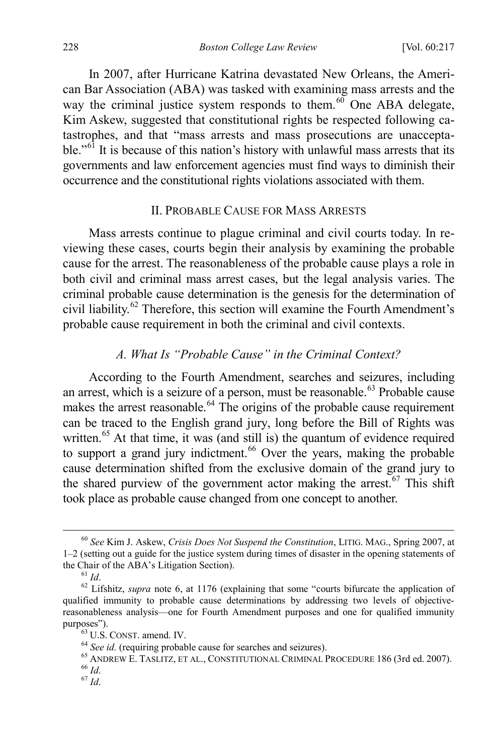In 2007, after Hurricane Katrina devastated New Orleans, the American Bar Association (ABA) was tasked with examining mass arrests and the way the criminal justice system responds to them.[60] One ABA delegate, Kim Askew, suggested that constitutional rights be respected following catastrophes, and that "mass arrests and mass prosecutions are unacceptable."[61] It is because of this nation's history with unlawful mass arrests that its governments and law enforcement agencies must find ways to diminish their occurrence and the constitutional rights violations associated with them.

## II. PROBABLE CAUSE FOR MASS ARRESTS

Mass arrests continue to plague criminal and civil courts today. In reviewing these cases, courts begin their analysis by examining the probable cause for the arrest. The reasonableness of the probable cause plays a role in both civil and criminal mass arrest cases, but the legal analysis varies. The criminal probable cause determination is the genesis for the determination of civil liability.[62] Therefore, this section will examine the Fourth Amendment's probable cause requirement in both the criminal and civil contexts.

### *A. What Is "Probable Cause" in the Criminal Context?*

According to the Fourth Amendment, searches and seizures, including an arrest, which is a seizure of a person, must be reasonable.[63] Probable cause makes the arrest reasonable.[64] The origins of the probable cause requirement can be traced to the English grand jury, long before the Bill of Rights was written.[65] At that time, it was (and still is) the quantum of evidence required to support a grand jury indictment.[66] Over the years, making the probable cause determination shifted from the exclusive domain of the grand jury to the shared purview of the government actor making the arrest.[67] This shift took place as probable cause changed from one concept to another.

---

[60] *See* Kim J. Askew, *Crisis Does Not Suspend the Constitution*, LITIG. MAG., Spring 2007, at 1–2 (setting out a guide for the justice system during times of disaster in the opening statements of the Chair of the ABA's Litigation Section).

[61] *Id*.

[62] Lifshitz, *supra* note 6, at 1176 (explaining that some "courts bifurcate the application of qualified immunity to probable cause determinations by addressing two levels of objective-reasonableness analysis—one for Fourth Amendment purposes and one for qualified immunity purposes").

[63] U.S. CONST. amend. IV.

[64] *See id.* (requiring probable cause for searches and seizures).

[65] ANDREW E. TASLITZ, ET AL., CONSTITUTIONAL CRIMINAL PROCEDURE 186 (3rd ed. 2007).

[66] *Id*.

[67] *Id*.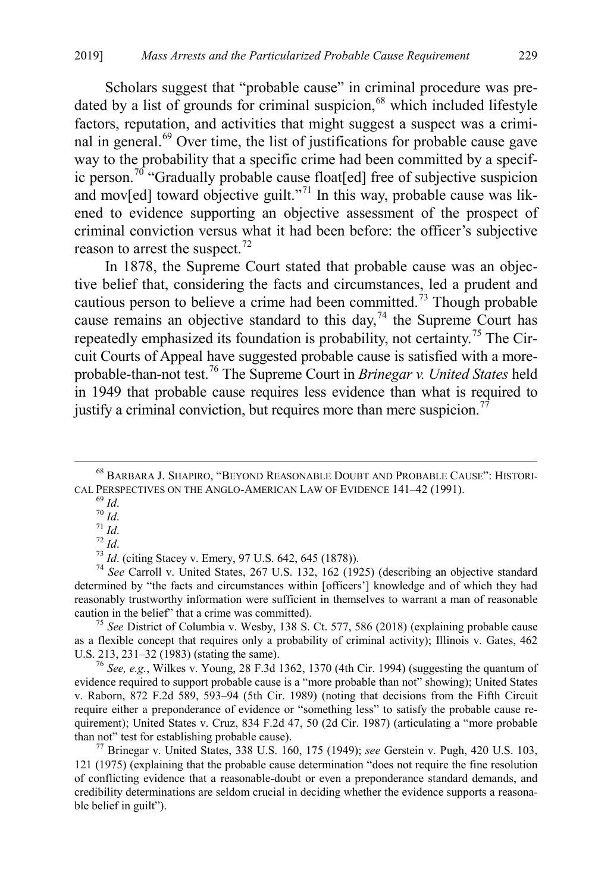Scholars suggest that "probable cause" in criminal procedure was predated by a list of grounds for criminal suspicion,[68] which included lifestyle factors, reputation, and activities that might suggest a suspect was a criminal in general.[69] Over time, the list of justifications for probable cause gave way to the probability that a specific crime had been committed by a specific person.[70] "Gradually probable cause float[ed] free of subjective suspicion and mov[ed] toward objective guilt."[71] In this way, probable cause was likened to evidence supporting an objective assessment of the prospect of criminal conviction versus what it had been before: the officer's subjective reason to arrest the suspect.[72]

In 1878, the Supreme Court stated that probable cause was an objective belief that, considering the facts and circumstances, led a prudent and cautious person to believe a crime had been committed.[73] Though probable cause remains an objective standard to this day,[74] the Supreme Court has repeatedly emphasized its foundation is probability, not certainty.[75] The Circuit Courts of Appeal have suggested probable cause is satisfied with a more-probable-than-not test.[76] The Supreme Court in *Brinegar v. United States* held in 1949 that probable cause requires less evidence than what is required to justify a criminal conviction, but requires more than mere suspicion.[77]

---

[68] BARBARA J. SHAPIRO, "BEYOND REASONABLE DOUBT AND PROBABLE CAUSE": HISTORICAL PERSPECTIVES ON THE ANGLO-AMERICAN LAW OF EVIDENCE 141–42 (1991).

[69] *Id*.

[70] *Id*.

[71] *Id*.

[72] *Id*.

[73] *Id*. (citing Stacey v. Emery, 97 U.S. 642, 645 (1878)).

[74] *See* Carroll v. United States, 267 U.S. 132, 162 (1925) (describing an objective standard determined by "the facts and circumstances within [officers'] knowledge and of which they had reasonably trustworthy information were sufficient in themselves to warrant a man of reasonable caution in the belief" that a crime was committed).

[75] *See* District of Columbia v. Wesby, 138 S. Ct. 577, 586 (2018) (explaining probable cause as a flexible concept that requires only a probability of criminal activity); Illinois v. Gates, 462 U.S. 213, 231–32 (1983) (stating the same).

[76] *See, e.g.*, Wilkes v. Young, 28 F.3d 1362, 1370 (4th Cir. 1994) (suggesting the quantum of evidence required to support probable cause is a "more probable than not" showing); United States v. Raborn, 872 F.2d 589, 593–94 (5th Cir. 1989) (noting that decisions from the Fifth Circuit require either a preponderance of evidence or "something less" to satisfy the probable cause requirement); United States v. Cruz, 834 F.2d 47, 50 (2d Cir. 1987) (articulating a "more probable than not" test for establishing probable cause).

[77] Brinegar v. United States, 338 U.S. 160, 175 (1949); *see* Gerstein v. Pugh, 420 U.S. 103, 121 (1975) (explaining that the probable cause determination "does not require the fine resolution of conflicting evidence that a reasonable-doubt or even a preponderance standard demands, and credibility determinations are seldom crucial in deciding whether the evidence supports a reasonable belief in guilt").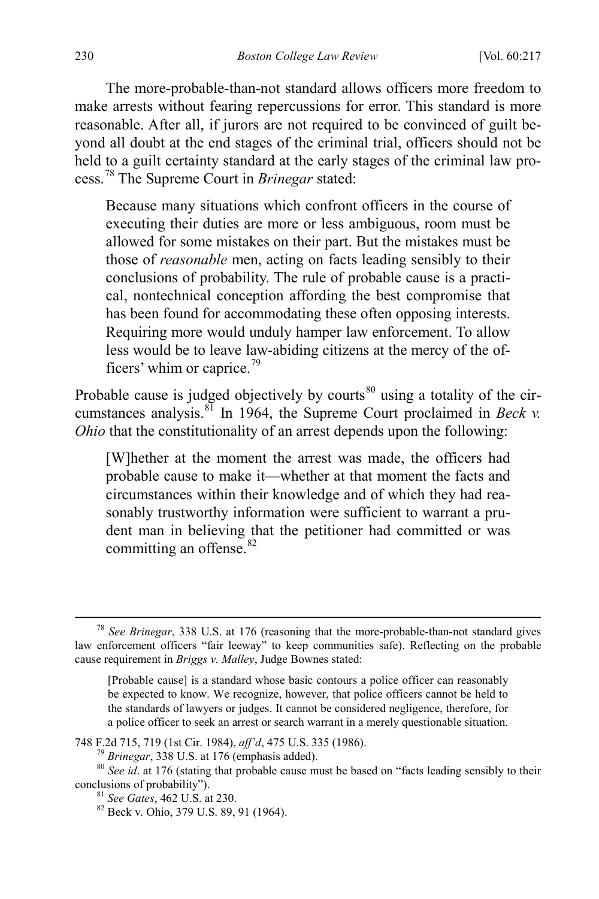The more-probable-than-not standard allows officers more freedom to make arrests without fearing repercussions for error. This standard is more reasonable. After all, if jurors are not required to be convinced of guilt beyond all doubt at the end stages of the criminal trial, officers should not be held to a guilt certainty standard at the early stages of the criminal law process.[78] The Supreme Court in *Brinegar* stated:

> Because many situations which confront officers in the course of executing their duties are more or less ambiguous, room must be allowed for some mistakes on their part. But the mistakes must be those of *reasonable* men, acting on facts leading sensibly to their conclusions of probability. The rule of probable cause is a practical, nontechnical conception affording the best compromise that has been found for accommodating these often opposing interests. Requiring more would unduly hamper law enforcement. To allow less would be to leave law-abiding citizens at the mercy of the officers' whim or caprice.[79]

Probable cause is judged objectively by courts[80] using a totality of the circumstances analysis.[81] In 1964, the Supreme Court proclaimed in *Beck v. Ohio* that the constitutionality of an arrest depends upon the following:

> [W]hether at the moment the arrest was made, the officers had probable cause to make it—whether at that moment the facts and circumstances within their knowledge and of which they had reasonably trustworthy information were sufficient to warrant a prudent man in believing that the petitioner had committed or was committing an offense.[82]

---

[78] *See Brinegar*, 338 U.S. at 176 (reasoning that the more-probable-than-not standard gives law enforcement officers "fair leeway" to keep communities safe). Reflecting on the probable cause requirement in *Briggs v. Malley*, Judge Bownes stated:

> [Probable cause] is a standard whose basic contours a police officer can reasonably be expected to know. We recognize, however, that police officers cannot be held to the standards of lawyers or judges. It cannot be considered negligence, therefore, for a police officer to seek an arrest or search warrant in a merely questionable situation.

748 F.2d 715, 719 (1st Cir. 1984), *aff'd*, 475 U.S. 335 (1986).

[79] *Brinegar*, 338 U.S. at 176 (emphasis added).

[80] *See id*. at 176 (stating that probable cause must be based on "facts leading sensibly to their conclusions of probability").

[81] *See Gates*, 462 U.S. at 230.

[82] Beck v. Ohio, 379 U.S. 89, 91 (1964).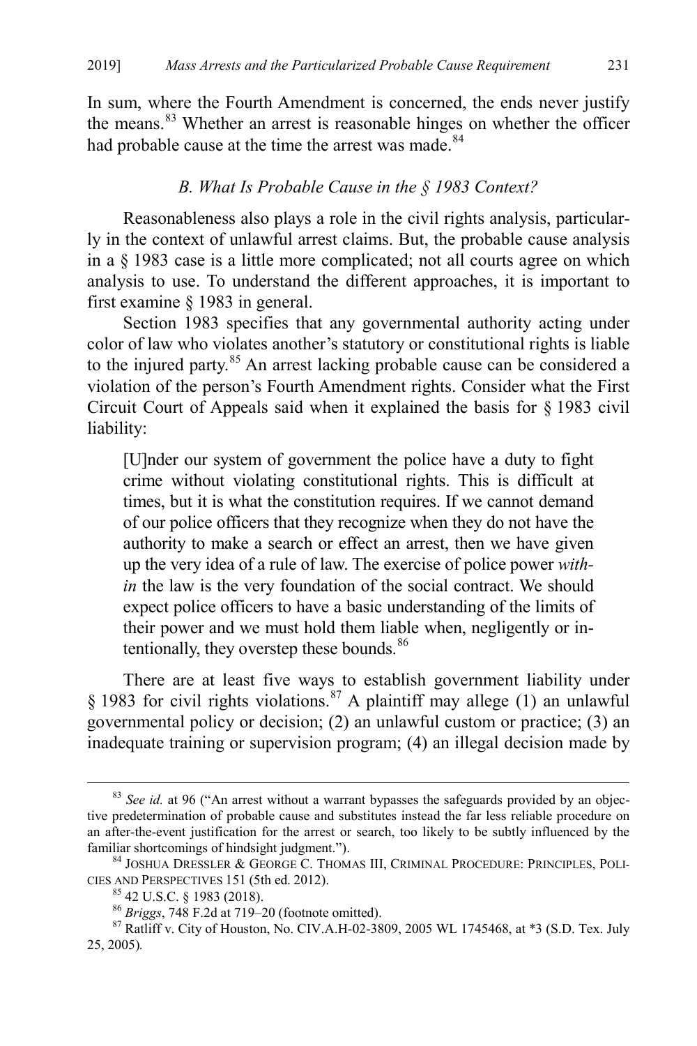In sum, where the Fourth Amendment is concerned, the ends never justify the means.[83] Whether an arrest is reasonable hinges on whether the officer had probable cause at the time the arrest was made.[84]

### *B. What Is Probable Cause in the § 1983 Context?*

Reasonableness also plays a role in the civil rights analysis, particularly in the context of unlawful arrest claims. But, the probable cause analysis in a § 1983 case is a little more complicated; not all courts agree on which analysis to use. To understand the different approaches, it is important to first examine § 1983 in general.

Section 1983 specifies that any governmental authority acting under color of law who violates another's statutory or constitutional rights is liable to the injured party.[85] An arrest lacking probable cause can be considered a violation of the person's Fourth Amendment rights. Consider what the First Circuit Court of Appeals said when it explained the basis for § 1983 civil liability:

> [U]nder our system of government the police have a duty to fight crime without violating constitutional rights. This is difficult at times, but it is what the constitution requires. If we cannot demand of our police officers that they recognize when they do not have the authority to make a search or effect an arrest, then we have given up the very idea of a rule of law. The exercise of police power *within* the law is the very foundation of the social contract. We should expect police officers to have a basic understanding of the limits of their power and we must hold them liable when, negligently or intentionally, they overstep these bounds.[86]

There are at least five ways to establish government liability under § 1983 for civil rights violations.[87] A plaintiff may allege (1) an unlawful governmental policy or decision; (2) an unlawful custom or practice; (3) an inadequate training or supervision program; (4) an illegal decision made by

---

[83] *See id.* at 96 ("An arrest without a warrant bypasses the safeguards provided by an objective predetermination of probable cause and substitutes instead the far less reliable procedure on an after-the-event justification for the arrest or search, too likely to be subtly influenced by the familiar shortcomings of hindsight judgment.").

[84] JOSHUA DRESSLER & GEORGE C. THOMAS III, CRIMINAL PROCEDURE: PRINCIPLES, POLICIES AND PERSPECTIVES 151 (5th ed. 2012).

[85] 42 U.S.C. § 1983 (2018).

[86] *Briggs*, 748 F.2d at 719–20 (footnote omitted).

[87] Ratliff v. City of Houston, No. CIV.A.H-02-3809, 2005 WL 1745468, at *3 (S.D. Tex. July 25, 2005).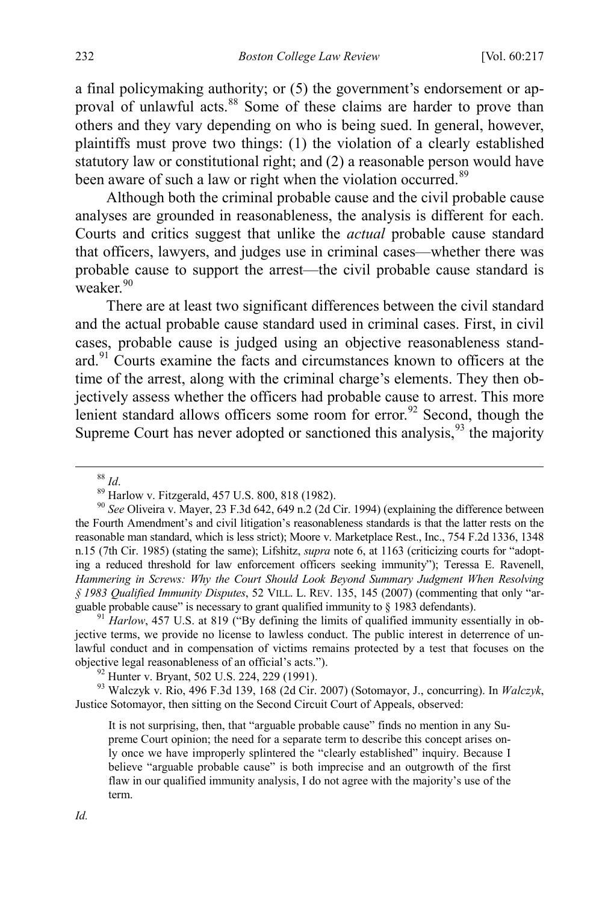a final policymaking authority; or (5) the government's endorsement or approval of unlawful acts.[88] Some of these claims are harder to prove than others and they vary depending on who is being sued. In general, however, plaintiffs must prove two things: (1) the violation of a clearly established statutory law or constitutional right; and (2) a reasonable person would have been aware of such a law or right when the violation occurred.[89]

Although both the criminal probable cause and the civil probable cause analyses are grounded in reasonableness, the analysis is different for each. Courts and critics suggest that unlike the *actual* probable cause standard that officers, lawyers, and judges use in criminal cases—whether there was probable cause to support the arrest—the civil probable cause standard is weaker.[90]

There are at least two significant differences between the civil standard and the actual probable cause standard used in criminal cases. First, in civil cases, probable cause is judged using an objective reasonableness standard.[91] Courts examine the facts and circumstances known to officers at the time of the arrest, along with the criminal charge's elements. They then objectively assess whether the officers had probable cause to arrest. This more lenient standard allows officers some room for error.[92] Second, though the Supreme Court has never adopted or sanctioned this analysis,[93] the majority

---

[88] *Id*.

[89] Harlow v. Fitzgerald, 457 U.S. 800, 818 (1982).

[90] *See* Oliveira v. Mayer, 23 F.3d 642, 649 n.2 (2d Cir. 1994) (explaining the difference between the Fourth Amendment's and civil litigation's reasonableness standards is that the latter rests on the reasonable man standard, which is less strict); Moore v. Marketplace Rest., Inc., 754 F.2d 1336, 1348 n.15 (7th Cir. 1985) (stating the same); Lifshitz, *supra* note 6, at 1163 (criticizing courts for "adopting a reduced threshold for law enforcement officers seeking immunity"); Teressa E. Ravenell, *Hammering in Screws: Why the Court Should Look Beyond Summary Judgment When Resolving § 1983 Qualified Immunity Disputes*, 52 VILL. L. REV. 135, 145 (2007) (commenting that only "arguable probable cause" is necessary to grant qualified immunity to § 1983 defendants).

[91] *Harlow*, 457 U.S. at 819 ("By defining the limits of qualified immunity essentially in objective terms, we provide no license to lawless conduct. The public interest in deterrence of unlawful conduct and in compensation of victims remains protected by a test that focuses on the objective legal reasonableness of an official's acts.").

[92] Hunter v. Bryant, 502 U.S. 224, 229 (1991).

[93] Walczyk v. Rio, 496 F.3d 139, 168 (2d Cir. 2007) (Sotomayor, J., concurring). In *Walczyk*, Justice Sotomayor, then sitting on the Second Circuit Court of Appeals, observed:

> It is not surprising, then, that "arguable probable cause" finds no mention in any Supreme Court opinion; the need for a separate term to describe this concept arises only once we have improperly splintered the "clearly established" inquiry. Because I believe "arguable probable cause" is both imprecise and an outgrowth of the first flaw in our qualified immunity analysis, I do not agree with the majority's use of the term.

*Id.*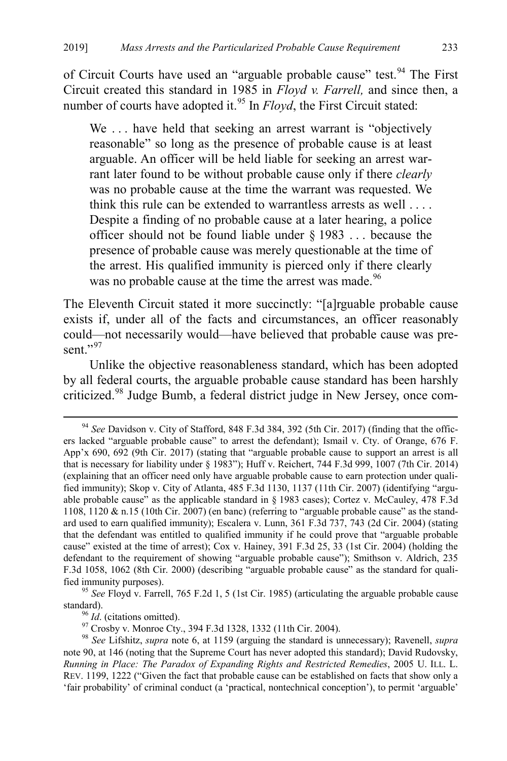of Circuit Courts have used an "arguable probable cause" test.[94] The First Circuit created this standard in 1985 in *Floyd v. Farrell,* and since then, a number of courts have adopted it.[95] In *Floyd*, the First Circuit stated:

> We . . . have held that seeking an arrest warrant is "objectively reasonable" so long as the presence of probable cause is at least arguable. An officer will be held liable for seeking an arrest warrant later found to be without probable cause only if there *clearly* was no probable cause at the time the warrant was requested. We think this rule can be extended to warrantless arrests as well . . . . Despite a finding of no probable cause at a later hearing, a police officer should not be found liable under § 1983 . . . because the presence of probable cause was merely questionable at the time of the arrest. His qualified immunity is pierced only if there clearly was no probable cause at the time the arrest was made.[96]

The Eleventh Circuit stated it more succinctly: "[a]rguable probable cause exists if, under all of the facts and circumstances, an officer reasonably could—not necessarily would—have believed that probable cause was present."[97]

Unlike the objective reasonableness standard, which has been adopted by all federal courts, the arguable probable cause standard has been harshly criticized.[98] Judge Bumb, a federal district judge in New Jersey, once com-

---

[94] *See* Davidson v. City of Stafford, 848 F.3d 384, 392 (5th Cir. 2017) (finding that the officers lacked "arguable probable cause" to arrest the defendant); Ismail v. Cty. of Orange, 676 F. App'x 690, 692 (9th Cir. 2017) (stating that "arguable probable cause to support an arrest is all that is necessary for liability under § 1983"); Huff v. Reichert, 744 F.3d 999, 1007 (7th Cir. 2014) (explaining that an officer need only have arguable probable cause to earn protection under qualified immunity); Skop v. City of Atlanta, 485 F.3d 1130, 1137 (11th Cir. 2007) (identifying "arguable probable cause" as the applicable standard in § 1983 cases); Cortez v. McCauley, 478 F.3d 1108, 1120 & n.15 (10th Cir. 2007) (en banc) (referring to "arguable probable cause" as the standard used to earn qualified immunity); Escalera v. Lunn, 361 F.3d 737, 743 (2d Cir. 2004) (stating that the defendant was entitled to qualified immunity if he could prove that "arguable probable cause" existed at the time of arrest); Cox v. Hainey, 391 F.3d 25, 33 (1st Cir. 2004) (holding the defendant to the requirement of showing "arguable probable cause"); Smithson v. Aldrich, 235 F.3d 1058, 1062 (8th Cir. 2000) (describing "arguable probable cause" as the standard for qualified immunity purposes).

[95] *See* Floyd v. Farrell, 765 F.2d 1, 5 (1st Cir. 1985) (articulating the arguable probable cause standard).

[96] *Id*. (citations omitted).

[97] Crosby v. Monroe Cty., 394 F.3d 1328, 1332 (11th Cir. 2004).

[98] *See* Lifshitz, *supra* note 6, at 1159 (arguing the standard is unnecessary); Ravenell, *supra* note 90, at 146 (noting that the Supreme Court has never adopted this standard); David Rudovsky, *Running in Place: The Paradox of Expanding Rights and Restricted Remedies*, 2005 U. ILL. L. REV. 1199, 1222 ("Given the fact that probable cause can be established on facts that show only a 'fair probability' of criminal conduct (a 'practical, nontechnical conception'), to permit 'arguable'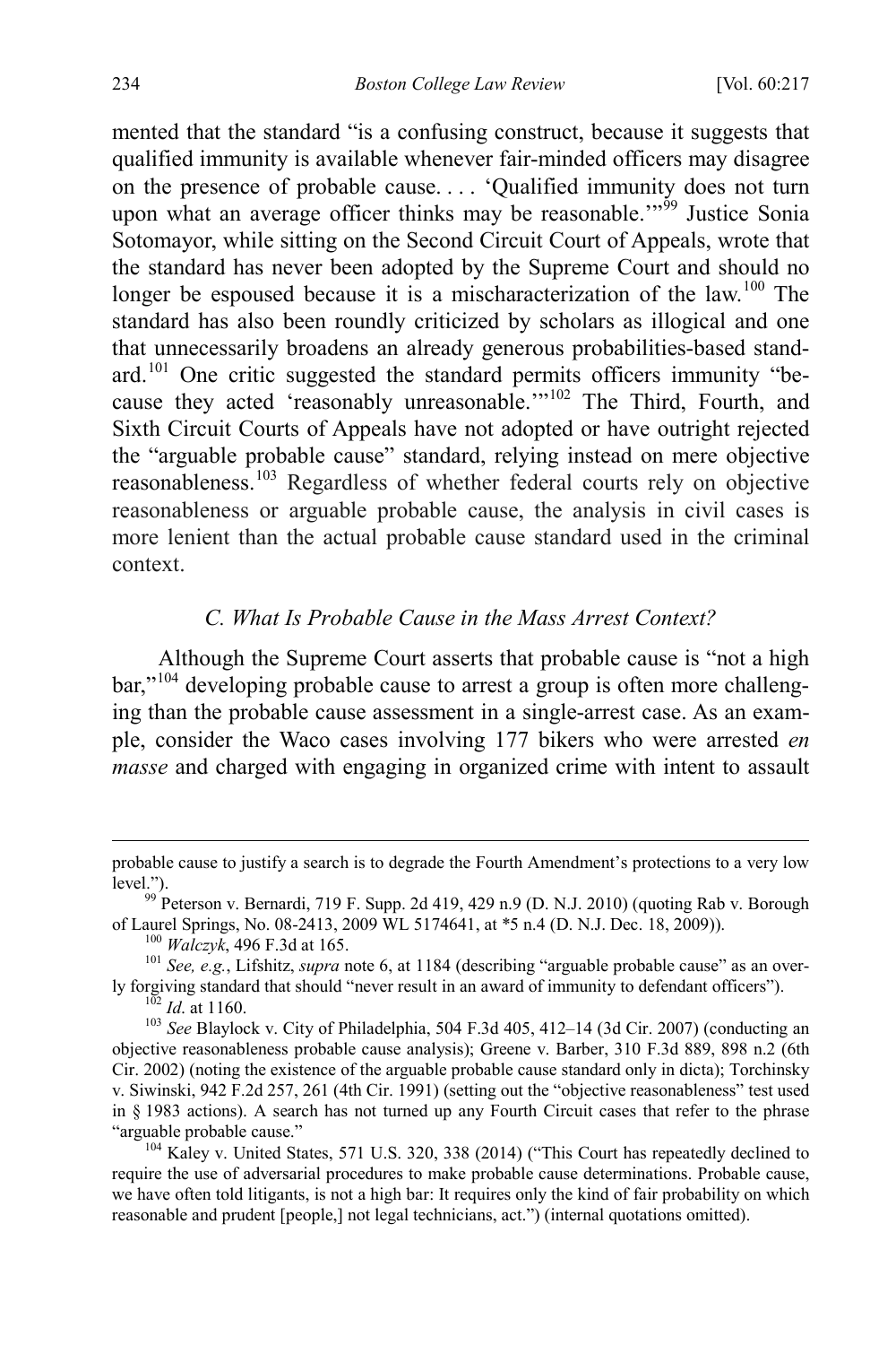mented that the standard "is a confusing construct, because it suggests that qualified immunity is available whenever fair-minded officers may disagree on the presence of probable cause. . . . 'Qualified immunity does not turn upon what an average officer thinks may be reasonable.'"[99] Justice Sonia Sotomayor, while sitting on the Second Circuit Court of Appeals, wrote that the standard has never been adopted by the Supreme Court and should no longer be espoused because it is a mischaracterization of the law.[100] The standard has also been roundly criticized by scholars as illogical and one that unnecessarily broadens an already generous probabilities-based standard.[101] One critic suggested the standard permits officers immunity "because they acted 'reasonably unreasonable.'"[102] The Third, Fourth, and Sixth Circuit Courts of Appeals have not adopted or have outright rejected the "arguable probable cause" standard, relying instead on mere objective reasonableness.[103] Regardless of whether federal courts rely on objective reasonableness or arguable probable cause, the analysis in civil cases is more lenient than the actual probable cause standard used in the criminal context.

### *C. What Is Probable Cause in the Mass Arrest Context?*

Although the Supreme Court asserts that probable cause is "not a high bar,"[104] developing probable cause to arrest a group is often more challenging than the probable cause assessment in a single-arrest case. As an example, consider the Waco cases involving 177 bikers who were arrested *en masse* and charged with engaging in organized crime with intent to assault

---

probable cause to justify a search is to degrade the Fourth Amendment's protections to a very low level.").

[99] Peterson v. Bernardi, 719 F. Supp. 2d 419, 429 n.9 (D. N.J. 2010) (quoting Rab v. Borough of Laurel Springs, No. 08-2413, 2009 WL 5174641, at *5 n.4 (D. N.J. Dec. 18, 2009)).

[100] *Walczyk*, 496 F.3d at 165.

[101] *See, e.g.*, Lifshitz, *supra* note 6, at 1184 (describing "arguable probable cause" as an overly forgiving standard that should "never result in an award of immunity to defendant officers").

[102] *Id*. at 1160.

[103] *See* Blaylock v. City of Philadelphia, 504 F.3d 405, 412–14 (3d Cir. 2007) (conducting an objective reasonableness probable cause analysis); Greene v. Barber, 310 F.3d 889, 898 n.2 (6th Cir. 2002) (noting the existence of the arguable probable cause standard only in dicta); Torchinsky v. Siwinski, 942 F.2d 257, 261 (4th Cir. 1991) (setting out the "objective reasonableness" test used in § 1983 actions). A search has not turned up any Fourth Circuit cases that refer to the phrase "arguable probable cause."

[104] Kaley v. United States, 571 U.S. 320, 338 (2014) ("This Court has repeatedly declined to require the use of adversarial procedures to make probable cause determinations. Probable cause, we have often told litigants, is not a high bar: It requires only the kind of fair probability on which reasonable and prudent [people,] not legal technicians, act.") (internal quotations omitted).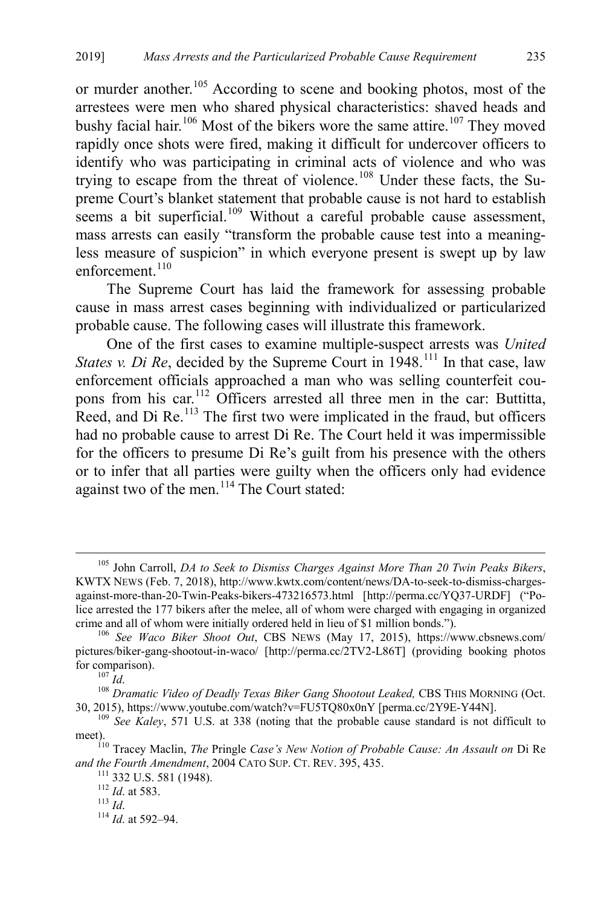or murder another.[105] According to scene and booking photos, most of the arrestees were men who shared physical characteristics: shaved heads and bushy facial hair.[106] Most of the bikers wore the same attire.[107] They moved rapidly once shots were fired, making it difficult for undercover officers to identify who was participating in criminal acts of violence and who was trying to escape from the threat of violence.[108] Under these facts, the Supreme Court's blanket statement that probable cause is not hard to establish seems a bit superficial.[109] Without a careful probable cause assessment, mass arrests can easily "transform the probable cause test into a meaningless measure of suspicion" in which everyone present is swept up by law enforcement.[110]

The Supreme Court has laid the framework for assessing probable cause in mass arrest cases beginning with individualized or particularized probable cause. The following cases will illustrate this framework.

One of the first cases to examine multiple-suspect arrests was *United States v. Di Re*, decided by the Supreme Court in 1948.[111] In that case, law enforcement officials approached a man who was selling counterfeit coupons from his car.[112] Officers arrested all three men in the car: Buttitta, Reed, and Di Re.[113] The first two were implicated in the fraud, but officers had no probable cause to arrest Di Re. The Court held it was impermissible for the officers to presume Di Re's guilt from his presence with the others or to infer that all parties were guilty when the officers only had evidence against two of the men.[114] The Court stated:

---

[105] John Carroll, *DA to Seek to Dismiss Charges Against More Than 20 Twin Peaks Bikers*, KWTX NEWS (Feb. 7, 2018), http://www.kwtx.com/content/news/DA-to-seek-to-dismiss-charges-against-more-than-20-Twin-Peaks-bikers-473216573.html [http://perma.cc/YQ37-URDF] ("Police arrested the 177 bikers after the melee, all of whom were charged with engaging in organized crime and all of whom were initially ordered held in lieu of $1 million bonds.").

[106] *See Waco Biker Shoot Out*, CBS NEWS (May 17, 2015), https://www.cbsnews.com/pictures/biker-gang-shootout-in-waco/ [http://perma.cc/2TV2-L86T] (providing booking photos for comparison).

[107] *Id*.

[108] *Dramatic Video of Deadly Texas Biker Gang Shootout Leaked,* CBS THIS MORNING (Oct. 30, 2015), https://www.youtube.com/watch?v=FU5TQ80x0nY [perma.cc/2Y9E-Y44N].

[109] *See Kaley*, 571 U.S. at 338 (noting that the probable cause standard is not difficult to meet).

[110] Tracey Maclin, *The* Pringle *Case's New Notion of Probable Cause: An Assault on* Di Re *and the Fourth Amendment*, 2004 CATO SUP. CT. REV. 395, 435.

[111] 332 U.S. 581 (1948).

[112] *Id*. at 583.

[113] *Id*.

[114] *Id*. at 592–94.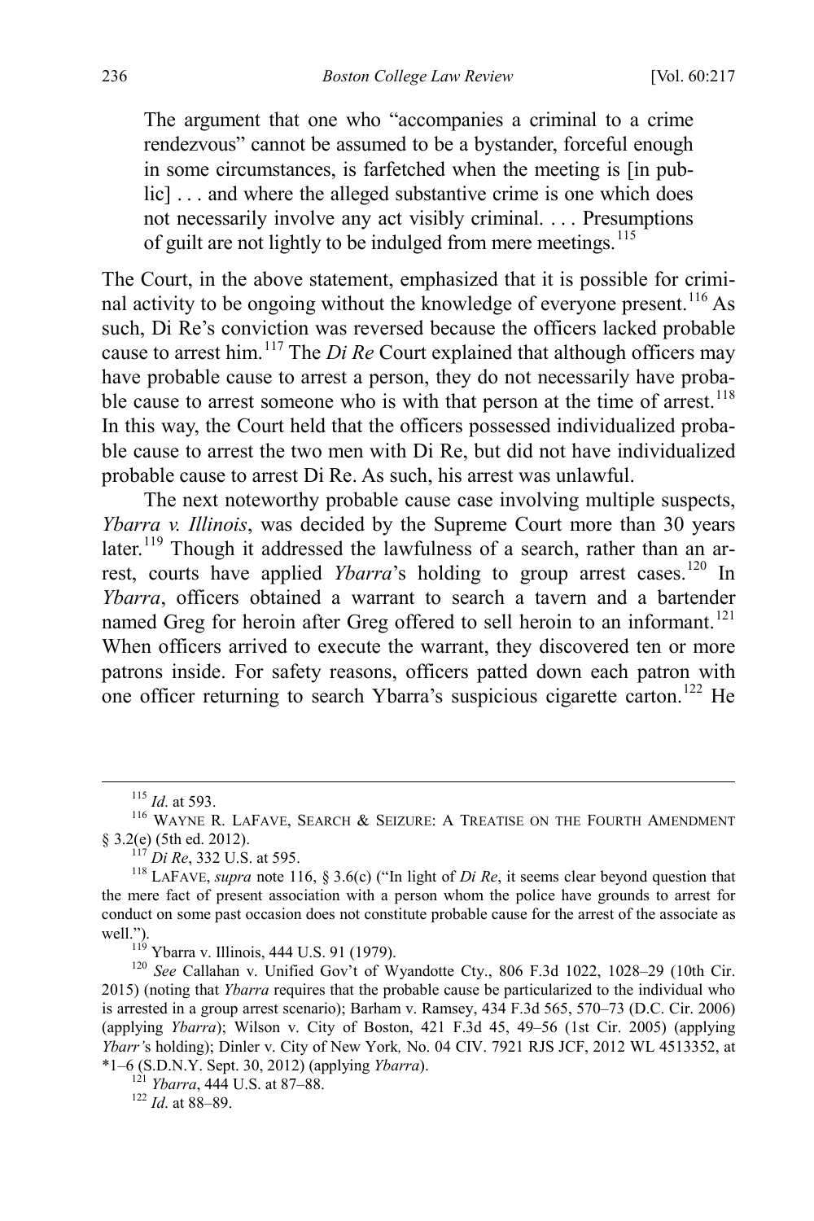> The argument that one who "accompanies a criminal to a crime rendezvous" cannot be assumed to be a bystander, forceful enough in some circumstances, is farfetched when the meeting is [in public] . . . and where the alleged substantive crime is one which does not necessarily involve any act visibly criminal. . . . Presumptions of guilt are not lightly to be indulged from mere meetings.[115]

The Court, in the above statement, emphasized that it is possible for criminal activity to be ongoing without the knowledge of everyone present.[116] As such, Di Re's conviction was reversed because the officers lacked probable cause to arrest him.[117] The *Di Re* Court explained that although officers may have probable cause to arrest a person, they do not necessarily have probable cause to arrest someone who is with that person at the time of arrest.[118] In this way, the Court held that the officers possessed individualized probable cause to arrest the two men with Di Re, but did not have individualized probable cause to arrest Di Re. As such, his arrest was unlawful.

The next noteworthy probable cause case involving multiple suspects, *Ybarra v. Illinois*, was decided by the Supreme Court more than 30 years later.[119] Though it addressed the lawfulness of a search, rather than an arrest, courts have applied *Ybarra*'s holding to group arrest cases.[120] In *Ybarra*, officers obtained a warrant to search a tavern and a bartender named Greg for heroin after Greg offered to sell heroin to an informant.[121] When officers arrived to execute the warrant, they discovered ten or more patrons inside. For safety reasons, officers patted down each patron with one officer returning to search Ybarra's suspicious cigarette carton.[122] He

---

[115] *Id*. at 593.

[116] WAYNE R. LAFAVE, SEARCH & SEIZURE: A TREATISE ON THE FOURTH AMENDMENT § 3.2(e) (5th ed. 2012).

[117] *Di Re*, 332 U.S. at 595.

[118] LAFAVE, *supra* note 116, § 3.6(c) ("In light of *Di Re*, it seems clear beyond question that the mere fact of present association with a person whom the police have grounds to arrest for conduct on some past occasion does not constitute probable cause for the arrest of the associate as well.").

[119] Ybarra v. Illinois, 444 U.S. 91 (1979).

[120] *See* Callahan v. Unified Gov't of Wyandotte Cty., 806 F.3d 1022, 1028–29 (10th Cir. 2015) (noting that *Ybarra* requires that the probable cause be particularized to the individual who is arrested in a group arrest scenario); Barham v. Ramsey, 434 F.3d 565, 570–73 (D.C. Cir. 2006) (applying *Ybarra*); Wilson v. City of Boston, 421 F.3d 45, 49–56 (1st Cir. 2005) (applying *Ybarr's* holding); Dinler v. City of New York*,* No. 04 CIV. 7921 RJS JCF, 2012 WL 4513352, at *1–6 (S.D.N.Y. Sept. 30, 2012) (applying *Ybarra*).

[121] *Ybarra*, 444 U.S. at 87–88.

[122] *Id*. at 88–89.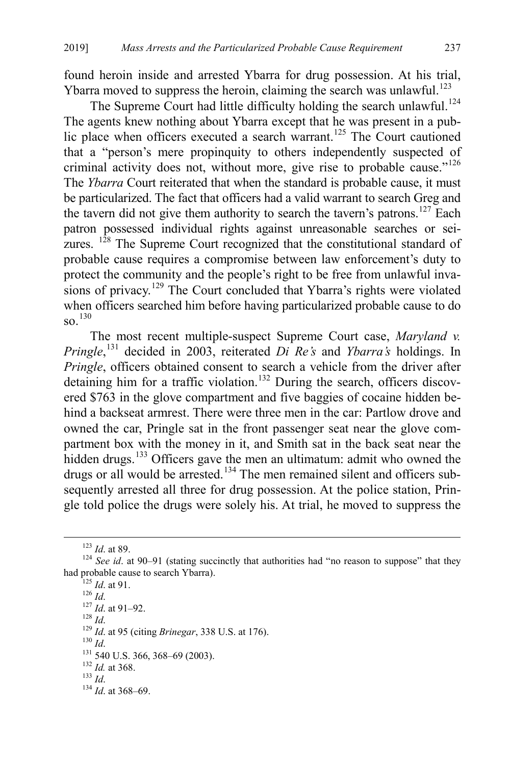found heroin inside and arrested Ybarra for drug possession. At his trial, Ybarra moved to suppress the heroin, claiming the search was unlawful.[123]

The Supreme Court had little difficulty holding the search unlawful.[124] The agents knew nothing about Ybarra except that he was present in a public place when officers executed a search warrant.[125] The Court cautioned that a "person's mere propinquity to others independently suspected of criminal activity does not, without more, give rise to probable cause."[126] The *Ybarra* Court reiterated that when the standard is probable cause, it must be particularized. The fact that officers had a valid warrant to search Greg and the tavern did not give them authority to search the tavern's patrons.[127] Each patron possessed individual rights against unreasonable searches or seizures.[128] The Supreme Court recognized that the constitutional standard of probable cause requires a compromise between law enforcement's duty to protect the community and the people's right to be free from unlawful invasions of privacy.[129] The Court concluded that Ybarra's rights were violated when officers searched him before having particularized probable cause to do so.[130]

The most recent multiple-suspect Supreme Court case, *Maryland v. Pringle*,[131] decided in 2003, reiterated *Di Re's* and *Ybarra's* holdings. In *Pringle*, officers obtained consent to search a vehicle from the driver after detaining him for a traffic violation.[132] During the search, officers discovered $763 in the glove compartment and five baggies of cocaine hidden behind a backseat armrest. There were three men in the car: Partlow drove and owned the car, Pringle sat in the front passenger seat near the glove compartment box with the money in it, and Smith sat in the back seat near the hidden drugs.[133] Officers gave the men an ultimatum: admit who owned the drugs or all would be arrested.[134] The men remained silent and officers subsequently arrested all three for drug possession. At the police station, Pringle told police the drugs were solely his. At trial, he moved to suppress the

---

[123] *Id*. at 89.

[124] *See id*. at 90–91 (stating succinctly that authorities had "no reason to suppose" that they had probable cause to search Ybarra).

[125] *Id*. at 91.

[126] *Id*.

[127] *Id*. at 91–92.

[128] *Id*.

[129] *Id*. at 95 (citing *Brinegar*, 338 U.S. at 176).

[130] *Id*.

[131] 540 U.S. 366, 368–69 (2003).

[132] *Id.* at 368.

[133] *Id*.

[134] *Id*. at 368–69.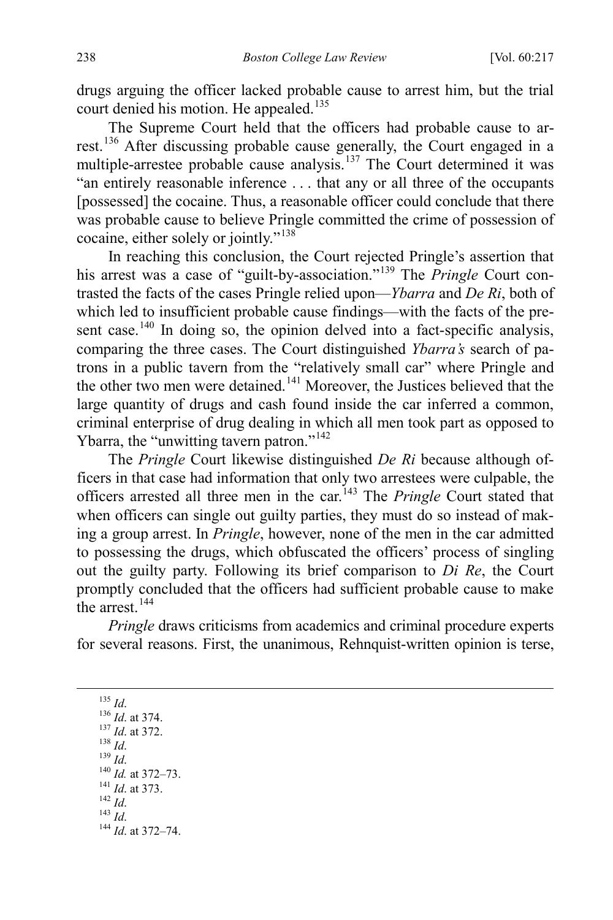drugs arguing the officer lacked probable cause to arrest him, but the trial court denied his motion. He appealed.[135]

The Supreme Court held that the officers had probable cause to arrest.[136] After discussing probable cause generally, the Court engaged in a multiple-arrestee probable cause analysis.[137] The Court determined it was "an entirely reasonable inference . . . that any or all three of the occupants [possessed] the cocaine. Thus, a reasonable officer could conclude that there was probable cause to believe Pringle committed the crime of possession of cocaine, either solely or jointly."[138]

In reaching this conclusion, the Court rejected Pringle's assertion that his arrest was a case of "guilt-by-association."[139] The *Pringle* Court contrasted the facts of the cases Pringle relied upon—*Ybarra* and *De Ri*, both of which led to insufficient probable cause findings—with the facts of the present case.[140] In doing so, the opinion delved into a fact-specific analysis, comparing the three cases. The Court distinguished *Ybarra's* search of patrons in a public tavern from the "relatively small car" where Pringle and the other two men were detained.[141] Moreover, the Justices believed that the large quantity of drugs and cash found inside the car inferred a common, criminal enterprise of drug dealing in which all men took part as opposed to Ybarra, the "unwitting tavern patron."[142]

The *Pringle* Court likewise distinguished *De Ri* because although officers in that case had information that only two arrestees were culpable, the officers arrested all three men in the car.[143] The *Pringle* Court stated that when officers can single out guilty parties, they must do so instead of making a group arrest. In *Pringle*, however, none of the men in the car admitted to possessing the drugs, which obfuscated the officers' process of singling out the guilty party. Following its brief comparison to *Di Re*, the Court promptly concluded that the officers had sufficient probable cause to make the arrest.[144]

*Pringle* draws criticisms from academics and criminal procedure experts for several reasons. First, the unanimous, Rehnquist-written opinion is terse,

---

[135] *Id*.
[136] *Id*. at 374.
[137] *Id*. at 372.
[138] *Id*.
[139] *Id*.
[140] *Id.* at 372–73.
[141] *Id*. at 373.
[142] *Id*.
[143] *Id*.
[144] *Id*. at 372–74.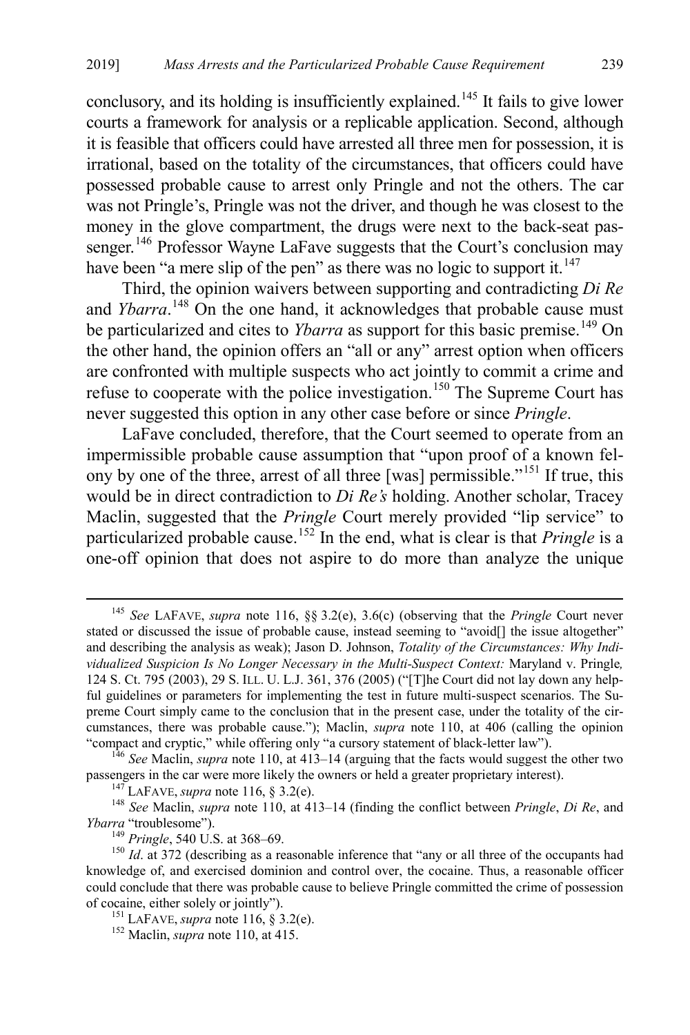conclusory, and its holding is insufficiently explained.[145] It fails to give lower courts a framework for analysis or a replicable application. Second, although it is feasible that officers could have arrested all three men for possession, it is irrational, based on the totality of the circumstances, that officers could have possessed probable cause to arrest only Pringle and not the others. The car was not Pringle's, Pringle was not the driver, and though he was closest to the money in the glove compartment, the drugs were next to the back-seat passenger.[146] Professor Wayne LaFave suggests that the Court's conclusion may have been "a mere slip of the pen" as there was no logic to support it.[147]

Third, the opinion waivers between supporting and contradicting *Di Re* and *Ybarra*.[148] On the one hand, it acknowledges that probable cause must be particularized and cites to *Ybarra* as support for this basic premise.[149] On the other hand, the opinion offers an "all or any" arrest option when officers are confronted with multiple suspects who act jointly to commit a crime and refuse to cooperate with the police investigation.[150] The Supreme Court has never suggested this option in any other case before or since *Pringle*.

LaFave concluded, therefore, that the Court seemed to operate from an impermissible probable cause assumption that "upon proof of a known felony by one of the three, arrest of all three [was] permissible."[151] If true, this would be in direct contradiction to *Di Re's* holding. Another scholar, Tracey Maclin, suggested that the *Pringle* Court merely provided "lip service" to particularized probable cause.[152] In the end, what is clear is that *Pringle* is a one-off opinion that does not aspire to do more than analyze the unique

---

[145] *See* LAFAVE, *supra* note 116, §§ 3.2(e), 3.6(c) (observing that the *Pringle* Court never stated or discussed the issue of probable cause, instead seeming to "avoid[] the issue altogether" and describing the analysis as weak); Jason D. Johnson, *Totality of the Circumstances: Why Individualized Suspicion Is No Longer Necessary in the Multi-Suspect Context:* Maryland v. Pringle*,* 124 S. Ct. 795 (2003), 29 S. ILL. U. L.J. 361, 376 (2005) ("[T]he Court did not lay down any helpful guidelines or parameters for implementing the test in future multi-suspect scenarios. The Supreme Court simply came to the conclusion that in the present case, under the totality of the circumstances, there was probable cause."); Maclin, *supra* note 110, at 406 (calling the opinion "compact and cryptic," while offering only "a cursory statement of black-letter law").

[146] *See* Maclin, *supra* note 110, at 413–14 (arguing that the facts would suggest the other two passengers in the car were more likely the owners or held a greater proprietary interest).

[147] LAFAVE, *supra* note 116, § 3.2(e).

[148] *See* Maclin, *supra* note 110, at 413–14 (finding the conflict between *Pringle*, *Di Re*, and *Ybarra* "troublesome").

[149] *Pringle*, 540 U.S. at 368–69.

[150] *Id*. at 372 (describing as a reasonable inference that "any or all three of the occupants had knowledge of, and exercised dominion and control over, the cocaine. Thus, a reasonable officer could conclude that there was probable cause to believe Pringle committed the crime of possession of cocaine, either solely or jointly").

[151] LAFAVE, *supra* note 116, § 3.2(e).

[152] Maclin, *supra* note 110, at 415.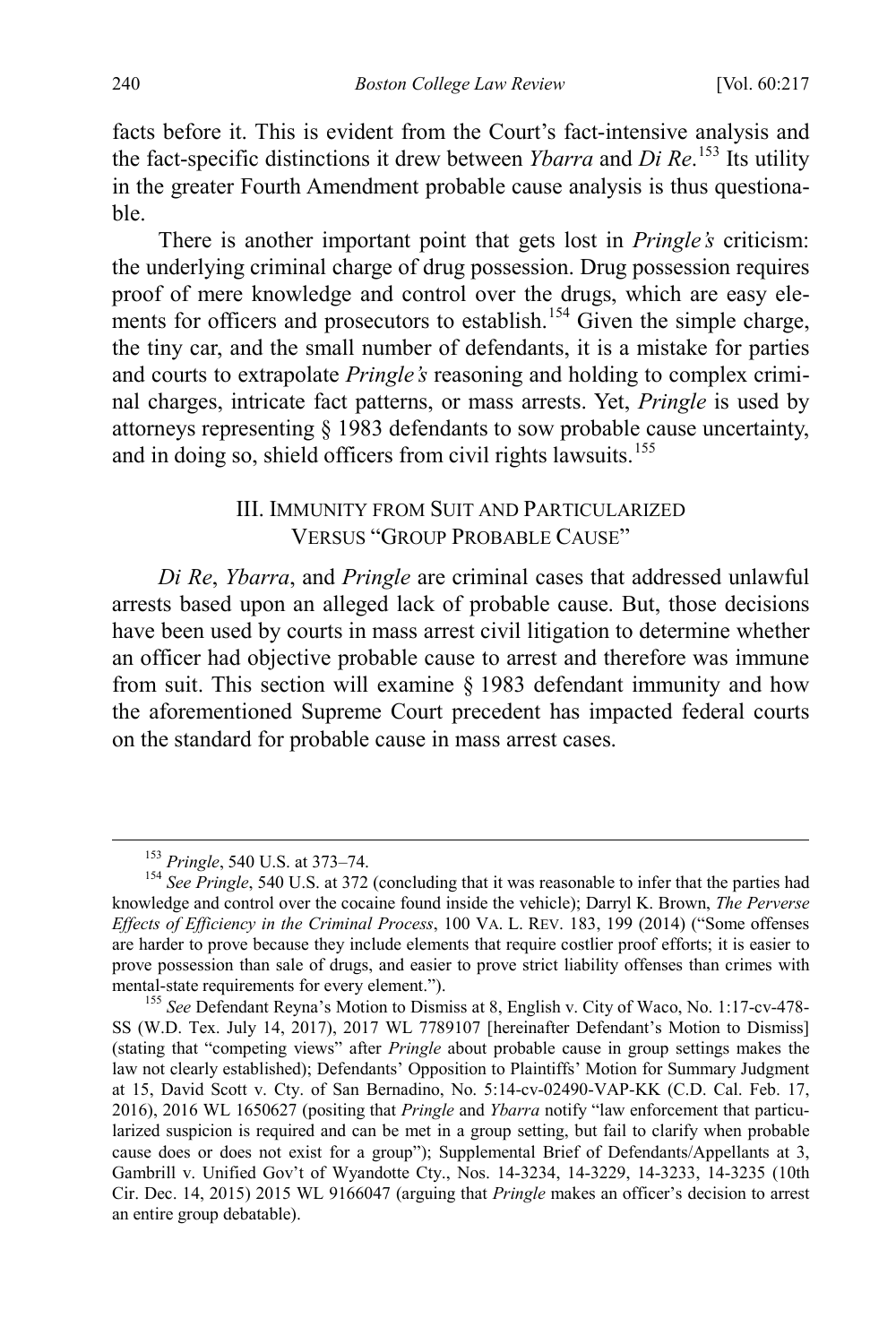facts before it. This is evident from the Court's fact-intensive analysis and the fact-specific distinctions it drew between *Ybarra* and *Di Re*.[153] Its utility in the greater Fourth Amendment probable cause analysis is thus questionable.

There is another important point that gets lost in *Pringle's* criticism: the underlying criminal charge of drug possession. Drug possession requires proof of mere knowledge and control over the drugs, which are easy elements for officers and prosecutors to establish.[154] Given the simple charge, the tiny car, and the small number of defendants, it is a mistake for parties and courts to extrapolate *Pringle's* reasoning and holding to complex criminal charges, intricate fact patterns, or mass arrests. Yet, *Pringle* is used by attorneys representing § 1983 defendants to sow probable cause uncertainty, and in doing so, shield officers from civil rights lawsuits.[155]

## III. IMMUNITY FROM SUIT AND PARTICULARIZED VERSUS "GROUP PROBABLE CAUSE"

*Di Re*, *Ybarra*, and *Pringle* are criminal cases that addressed unlawful arrests based upon an alleged lack of probable cause. But, those decisions have been used by courts in mass arrest civil litigation to determine whether an officer had objective probable cause to arrest and therefore was immune from suit. This section will examine § 1983 defendant immunity and how the aforementioned Supreme Court precedent has impacted federal courts on the standard for probable cause in mass arrest cases.

---

[153] *Pringle*, 540 U.S. at 373–74.

[154] *See Pringle*, 540 U.S. at 372 (concluding that it was reasonable to infer that the parties had knowledge and control over the cocaine found inside the vehicle); Darryl K. Brown, *The Perverse Effects of Efficiency in the Criminal Process*, 100 VA. L. REV. 183, 199 (2014) ("Some offenses are harder to prove because they include elements that require costlier proof efforts; it is easier to prove possession than sale of drugs, and easier to prove strict liability offenses than crimes with mental-state requirements for every element.").

[155] *See* Defendant Reyna's Motion to Dismiss at 8, English v. City of Waco, No. 1:17-cv-478-SS (W.D. Tex. July 14, 2017), 2017 WL 7789107 [hereinafter Defendant's Motion to Dismiss] (stating that "competing views" after *Pringle* about probable cause in group settings makes the law not clearly established); Defendants' Opposition to Plaintiffs' Motion for Summary Judgment at 15, David Scott v. Cty. of San Bernadino, No. 5:14-cv-02490-VAP-KK (C.D. Cal. Feb. 17, 2016), 2016 WL 1650627 (positing that *Pringle* and *Ybarra* notify "law enforcement that particularized suspicion is required and can be met in a group setting, but fail to clarify when probable cause does or does not exist for a group"); Supplemental Brief of Defendants/Appellants at 3, Gambrill v. Unified Gov't of Wyandotte Cty., Nos. 14-3234, 14-3229, 14-3233, 14-3235 (10th Cir. Dec. 14, 2015) 2015 WL 9166047 (arguing that *Pringle* makes an officer's decision to arrest an entire group debatable).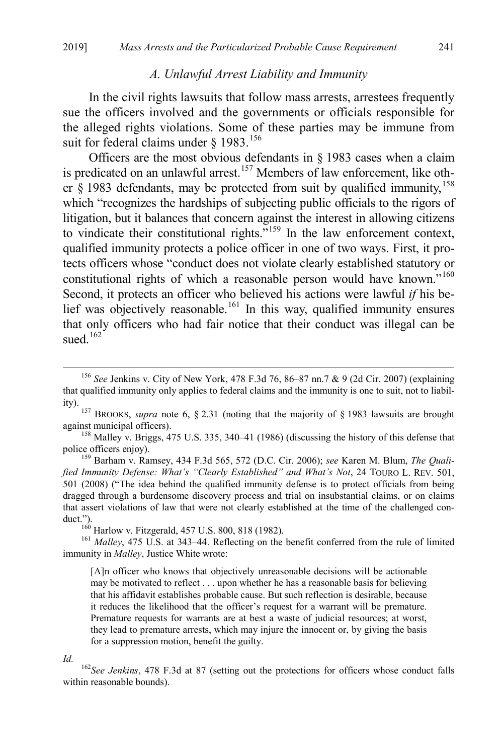### *A. Unlawful Arrest Liability and Immunity*

In the civil rights lawsuits that follow mass arrests, arrestees frequently sue the officers involved and the governments or officials responsible for the alleged rights violations. Some of these parties may be immune from suit for federal claims under § 1983.[156]

Officers are the most obvious defendants in § 1983 cases when a claim is predicated on an unlawful arrest.[157] Members of law enforcement, like other § 1983 defendants, may be protected from suit by qualified immunity,[158] which "recognizes the hardships of subjecting public officials to the rigors of litigation, but it balances that concern against the interest in allowing citizens to vindicate their constitutional rights."[159] In the law enforcement context, qualified immunity protects a police officer in one of two ways. First, it protects officers whose "conduct does not violate clearly established statutory or constitutional rights of which a reasonable person would have known."[160] Second, it protects an officer who believed his actions were lawful *if* his belief was objectively reasonable.[161] In this way, qualified immunity ensures that only officers who had fair notice that their conduct was illegal can be sued.[162]

---

[156] *See* Jenkins v. City of New York, 478 F.3d 76, 86–87 nn.7 & 9 (2d Cir. 2007) (explaining that qualified immunity only applies to federal claims and the immunity is one to suit, not to liability).

[157] BROOKS, *supra* note 6, § 2.31 (noting that the majority of § 1983 lawsuits are brought against municipal officers).

[158] Malley v. Briggs, 475 U.S. 335, 340–41 (1986) (discussing the history of this defense that police officers enjoy).

[159] Barham v. Ramsey, 434 F.3d 565, 572 (D.C. Cir. 2006); *see* Karen M. Blum, *The Qualified Immunity Defense: What's "Clearly Established" and What's Not*, 24 TOURO L. REV. 501, 501 (2008) ("The idea behind the qualified immunity defense is to protect officials from being dragged through a burdensome discovery process and trial on insubstantial claims, or on claims that assert violations of law that were not clearly established at the time of the challenged conduct.").

[160] Harlow v. Fitzgerald, 457 U.S. 800, 818 (1982).

[161] *Malley*, 475 U.S. at 343–44. Reflecting on the benefit conferred from the rule of limited immunity in *Malley*, Justice White wrote:

> [A]n officer who knows that objectively unreasonable decisions will be actionable may be motivated to reflect . . . upon whether he has a reasonable basis for believing that his affidavit establishes probable cause. But such reflection is desirable, because it reduces the likelihood that the officer's request for a warrant will be premature. Premature requests for warrants are at best a waste of judicial resources; at worst, they lead to premature arrests, which may injure the innocent or, by giving the basis for a suppression motion, benefit the guilty.

*Id.*

[162] *See Jenkins*, 478 F.3d at 87 (setting out the protections for officers whose conduct falls within reasonable bounds).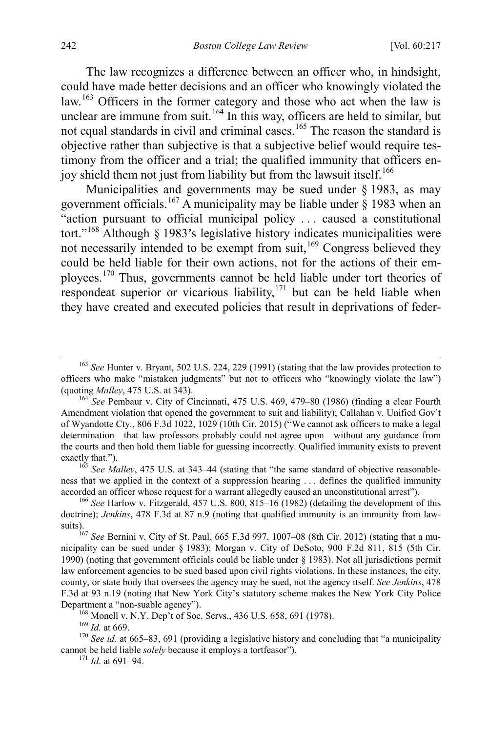The law recognizes a difference between an officer who, in hindsight, could have made better decisions and an officer who knowingly violated the law.[163] Officers in the former category and those who act when the law is unclear are immune from suit.[164] In this way, officers are held to similar, but not equal standards in civil and criminal cases.[165] The reason the standard is objective rather than subjective is that a subjective belief would require testimony from the officer and a trial; the qualified immunity that officers enjoy shield them not just from liability but from the lawsuit itself.[166]

Municipalities and governments may be sued under § 1983, as may government officials.[167] A municipality may be liable under § 1983 when an "action pursuant to official municipal policy . . . caused a constitutional tort."[168] Although § 1983's legislative history indicates municipalities were not necessarily intended to be exempt from suit,[169] Congress believed they could be held liable for their own actions, not for the actions of their employees.[170] Thus, governments cannot be held liable under tort theories of respondeat superior or vicarious liability,[171] but can be held liable when they have created and executed policies that result in deprivations of feder-

---

[163] *See* Hunter v. Bryant, 502 U.S. 224, 229 (1991) (stating that the law provides protection to officers who make "mistaken judgments" but not to officers who "knowingly violate the law") (quoting *Malley*, 475 U.S. at 343).

[164] *See* Pembaur v. City of Cincinnati, 475 U.S. 469, 479–80 (1986) (finding a clear Fourth Amendment violation that opened the government to suit and liability); Callahan v. Unified Gov't of Wyandotte Cty., 806 F.3d 1022, 1029 (10th Cir. 2015) ("We cannot ask officers to make a legal determination—that law professors probably could not agree upon—without any guidance from the courts and then hold them liable for guessing incorrectly. Qualified immunity exists to prevent exactly that.").

[165] *See Malley*, 475 U.S. at 343–44 (stating that "the same standard of objective reasonableness that we applied in the context of a suppression hearing . . . defines the qualified immunity accorded an officer whose request for a warrant allegedly caused an unconstitutional arrest").

[166] *See* Harlow v. Fitzgerald, 457 U.S. 800, 815–16 (1982) (detailing the development of this doctrine); *Jenkins*, 478 F.3d at 87 n.9 (noting that qualified immunity is an immunity from lawsuits).

[167] *See* Bernini v. City of St. Paul, 665 F.3d 997, 1007–08 (8th Cir. 2012) (stating that a municipality can be sued under § 1983); Morgan v. City of DeSoto, 900 F.2d 811, 815 (5th Cir. 1990) (noting that government officials could be liable under § 1983). Not all jurisdictions permit law enforcement agencies to be sued based upon civil rights violations. In these instances, the city, county, or state body that oversees the agency may be sued, not the agency itself. *See Jenkins*, 478 F.3d at 93 n.19 (noting that New York City's statutory scheme makes the New York City Police Department a "non-suable agency").

[168] Monell v. N.Y. Dep't of Soc. Servs., 436 U.S. 658, 691 (1978).

[169] *Id.* at 669.

[170] *See id.* at 665–83, 691 (providing a legislative history and concluding that "a municipality cannot be held liable *solely* because it employs a tortfeasor").

[171] *Id*. at 691–94.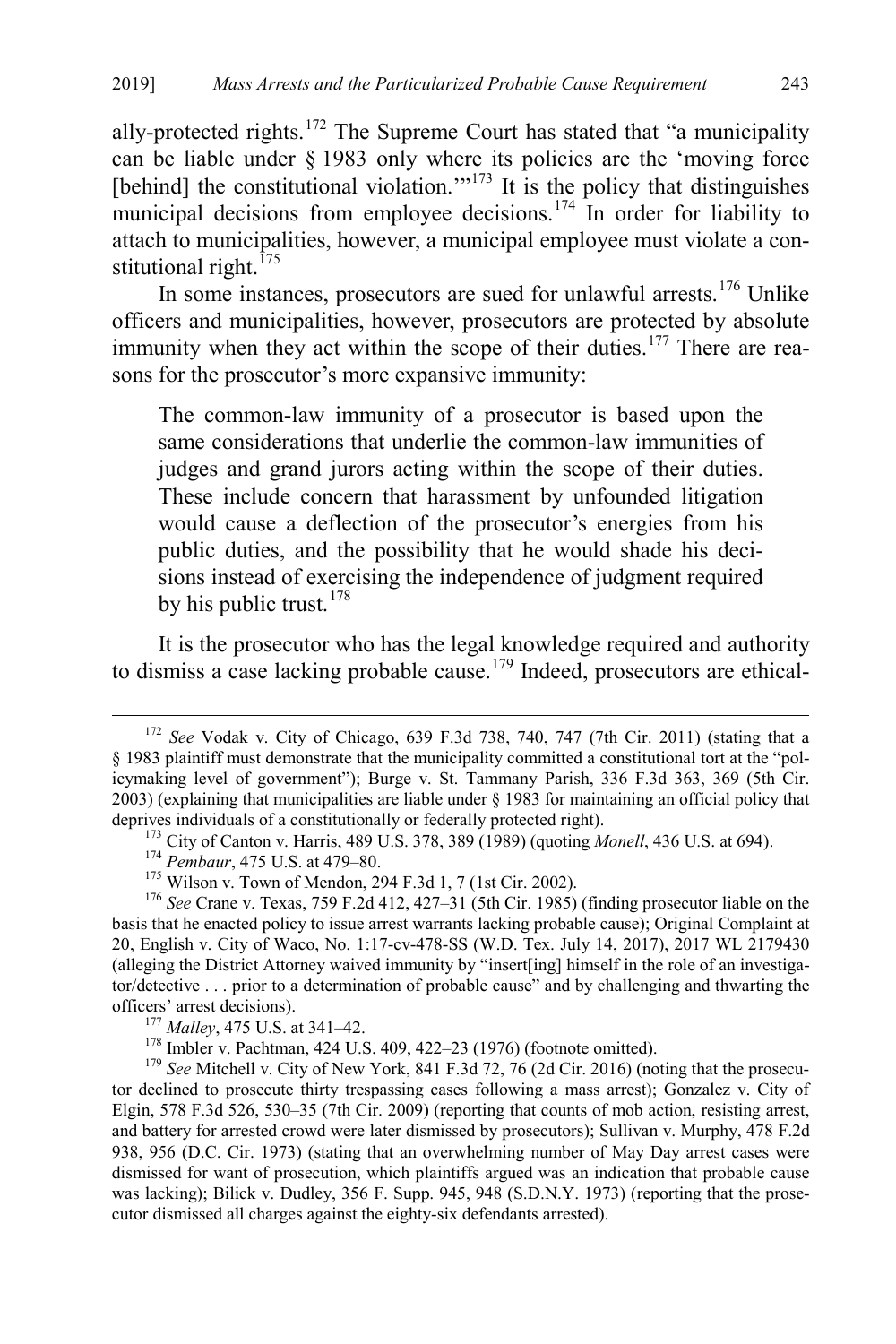ally-protected rights.[172] The Supreme Court has stated that "a municipality can be liable under § 1983 only where its policies are the 'moving force [behind] the constitutional violation.'"[173] It is the policy that distinguishes municipal decisions from employee decisions.[174] In order for liability to attach to municipalities, however, a municipal employee must violate a constitutional right.[175]

In some instances, prosecutors are sued for unlawful arrests.[176] Unlike officers and municipalities, however, prosecutors are protected by absolute immunity when they act within the scope of their duties.[177] There are reasons for the prosecutor's more expansive immunity:

> The common-law immunity of a prosecutor is based upon the same considerations that underlie the common-law immunities of judges and grand jurors acting within the scope of their duties. These include concern that harassment by unfounded litigation would cause a deflection of the prosecutor's energies from his public duties, and the possibility that he would shade his decisions instead of exercising the independence of judgment required by his public trust.[178]

It is the prosecutor who has the legal knowledge required and authority to dismiss a case lacking probable cause.[179] Indeed, prosecutors are ethical-

---

[172] *See* Vodak v. City of Chicago, 639 F.3d 738, 740, 747 (7th Cir. 2011) (stating that a § 1983 plaintiff must demonstrate that the municipality committed a constitutional tort at the "policymaking level of government"); Burge v. St. Tammany Parish, 336 F.3d 363, 369 (5th Cir. 2003) (explaining that municipalities are liable under § 1983 for maintaining an official policy that deprives individuals of a constitutionally or federally protected right).

[173] City of Canton v. Harris, 489 U.S. 378, 389 (1989) (quoting *Monell*, 436 U.S. at 694).

[174] *Pembaur*, 475 U.S. at 479–80.

[175] Wilson v. Town of Mendon, 294 F.3d 1, 7 (1st Cir. 2002).

[176] *See* Crane v. Texas, 759 F.2d 412, 427–31 (5th Cir. 1985) (finding prosecutor liable on the basis that he enacted policy to issue arrest warrants lacking probable cause); Original Complaint at 20, English v. City of Waco, No. 1:17-cv-478-SS (W.D. Tex. July 14, 2017), 2017 WL 2179430 (alleging the District Attorney waived immunity by "insert[ing] himself in the role of an investigator/detective . . . prior to a determination of probable cause" and by challenging and thwarting the officers' arrest decisions).

[177] *Malley*, 475 U.S. at 341–42.

[178] Imbler v. Pachtman, 424 U.S. 409, 422–23 (1976) (footnote omitted).

[179] *See* Mitchell v. City of New York, 841 F.3d 72, 76 (2d Cir. 2016) (noting that the prosecutor declined to prosecute thirty trespassing cases following a mass arrest); Gonzalez v. City of Elgin, 578 F.3d 526, 530–35 (7th Cir. 2009) (reporting that counts of mob action, resisting arrest, and battery for arrested crowd were later dismissed by prosecutors); Sullivan v. Murphy, 478 F.2d 938, 956 (D.C. Cir. 1973) (stating that an overwhelming number of May Day arrest cases were dismissed for want of prosecution, which plaintiffs argued was an indication that probable cause was lacking); Bilick v. Dudley, 356 F. Supp. 945, 948 (S.D.N.Y. 1973) (reporting that the prosecutor dismissed all charges against the eighty-six defendants arrested).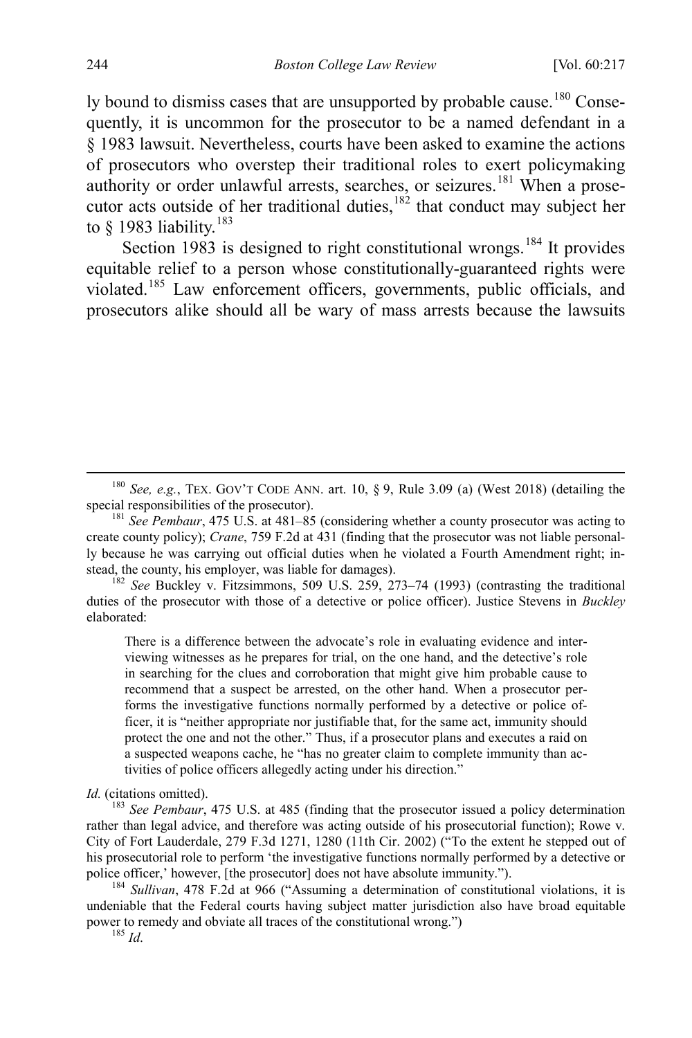ly bound to dismiss cases that are unsupported by probable cause.[180] Consequently, it is uncommon for the prosecutor to be a named defendant in a § 1983 lawsuit. Nevertheless, courts have been asked to examine the actions of prosecutors who overstep their traditional roles to exert policymaking authority or order unlawful arrests, searches, or seizures.[181] When a prosecutor acts outside of her traditional duties,[182] that conduct may subject her to § 1983 liability.[183]

Section 1983 is designed to right constitutional wrongs.[184] It provides equitable relief to a person whose constitutionally-guaranteed rights were violated.[185] Law enforcement officers, governments, public officials, and prosecutors alike should all be wary of mass arrests because the lawsuits

---

[180] *See, e.g.*, TEX. GOV'T CODE ANN. art. 10, § 9, Rule 3.09 (a) (West 2018) (detailing the special responsibilities of the prosecutor).

[181] *See Pembaur*, 475 U.S. at 481–85 (considering whether a county prosecutor was acting to create county policy); *Crane*, 759 F.2d at 431 (finding that the prosecutor was not liable personally because he was carrying out official duties when he violated a Fourth Amendment right; instead, the county, his employer, was liable for damages).

[182] *See* Buckley v. Fitzsimmons, 509 U.S. 259, 273–74 (1993) (contrasting the traditional duties of the prosecutor with those of a detective or police officer). Justice Stevens in *Buckley* elaborated:

> There is a difference between the advocate's role in evaluating evidence and interviewing witnesses as he prepares for trial, on the one hand, and the detective's role in searching for the clues and corroboration that might give him probable cause to recommend that a suspect be arrested, on the other hand. When a prosecutor performs the investigative functions normally performed by a detective or police officer, it is "neither appropriate nor justifiable that, for the same act, immunity should protect the one and not the other." Thus, if a prosecutor plans and executes a raid on a suspected weapons cache, he "has no greater claim to complete immunity than activities of police officers allegedly acting under his direction."

*Id.* (citations omitted).

[183] *See Pembaur*, 475 U.S. at 485 (finding that the prosecutor issued a policy determination rather than legal advice, and therefore was acting outside of his prosecutorial function); Rowe v. City of Fort Lauderdale, 279 F.3d 1271, 1280 (11th Cir. 2002) ("To the extent he stepped out of his prosecutorial role to perform 'the investigative functions normally performed by a detective or police officer,' however, [the prosecutor] does not have absolute immunity.").

[184] *Sullivan*, 478 F.2d at 966 ("Assuming a determination of constitutional violations, it is undeniable that the Federal courts having subject matter jurisdiction also have broad equitable power to remedy and obviate all traces of the constitutional wrong.")

[185] *Id.*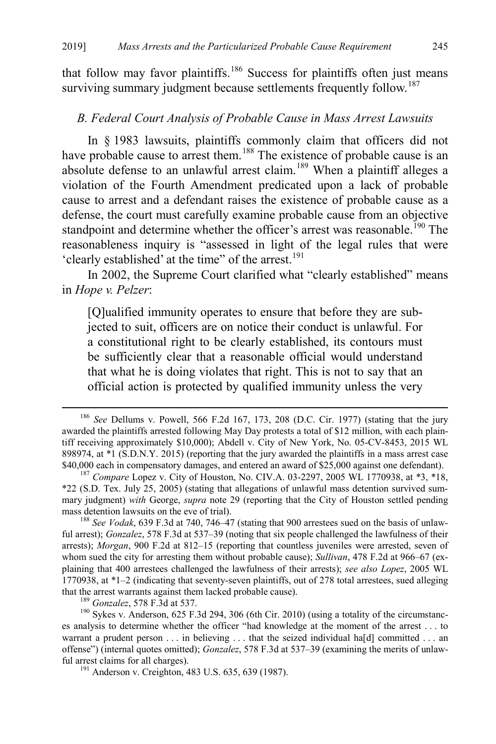that follow may favor plaintiffs.[186] Success for plaintiffs often just means surviving summary judgment because settlements frequently follow.[187]

### *B. Federal Court Analysis of Probable Cause in Mass Arrest Lawsuits*

In § 1983 lawsuits, plaintiffs commonly claim that officers did not have probable cause to arrest them.[188] The existence of probable cause is an absolute defense to an unlawful arrest claim.[189] When a plaintiff alleges a violation of the Fourth Amendment predicated upon a lack of probable cause to arrest and a defendant raises the existence of probable cause as a defense, the court must carefully examine probable cause from an objective standpoint and determine whether the officer's arrest was reasonable.[190] The reasonableness inquiry is "assessed in light of the legal rules that were 'clearly established' at the time" of the arrest.[191]

In 2002, the Supreme Court clarified what "clearly established" means in *Hope v. Pelzer*:

> [Q]ualified immunity operates to ensure that before they are subjected to suit, officers are on notice their conduct is unlawful. For a constitutional right to be clearly established, its contours must be sufficiently clear that a reasonable official would understand that what he is doing violates that right. This is not to say that an official action is protected by qualified immunity unless the very

---

[186] *See* Dellums v. Powell, 566 F.2d 167, 173, 208 (D.C. Cir. 1977) (stating that the jury awarded the plaintiffs arrested following May Day protests a total of $12 million, with each plaintiff receiving approximately $10,000); Abdell v. City of New York, No. 05-CV-8453, 2015 WL 898974, at *1 (S.D.N.Y. 2015) (reporting that the jury awarded the plaintiffs in a mass arrest case $40,000 each in compensatory damages, and entered an award of $25,000 against one defendant).

[187] *Compare* Lopez v. City of Houston, No. CIV.A. 03-2297, 2005 WL 1770938, at *3, *18, *22 (S.D. Tex. July 25, 2005) (stating that allegations of unlawful mass detention survived summary judgment) *with* George, *supra* note 29 (reporting that the City of Houston settled pending mass detention lawsuits on the eve of trial).

[188] *See Vodak*, 639 F.3d at 740, 746–47 (stating that 900 arrestees sued on the basis of unlawful arrest); *Gonzalez*, 578 F.3d at 537–39 (noting that six people challenged the lawfulness of their arrests); *Morgan*, 900 F.2d at 812–15 (reporting that countless juveniles were arrested, seven of whom sued the city for arresting them without probable cause); *Sullivan*, 478 F.2d at 966–67 (explaining that 400 arrestees challenged the lawfulness of their arrests); *see also Lopez*, 2005 WL 1770938, at *1–2 (indicating that seventy-seven plaintiffs, out of 278 total arrestees, sued alleging that the arrest warrants against them lacked probable cause).

[189] *Gonzalez*, 578 F.3d at 537.

[190] Sykes v. Anderson, 625 F.3d 294, 306 (6th Cir. 2010) (using a totality of the circumstances analysis to determine whether the officer "had knowledge at the moment of the arrest . . . to warrant a prudent person . . . in believing . . . that the seized individual ha[d] committed . . . an offense") (internal quotes omitted); *Gonzalez*, 578 F.3d at 537–39 (examining the merits of unlawful arrest claims for all charges).

[191] Anderson v. Creighton, 483 U.S. 635, 639 (1987).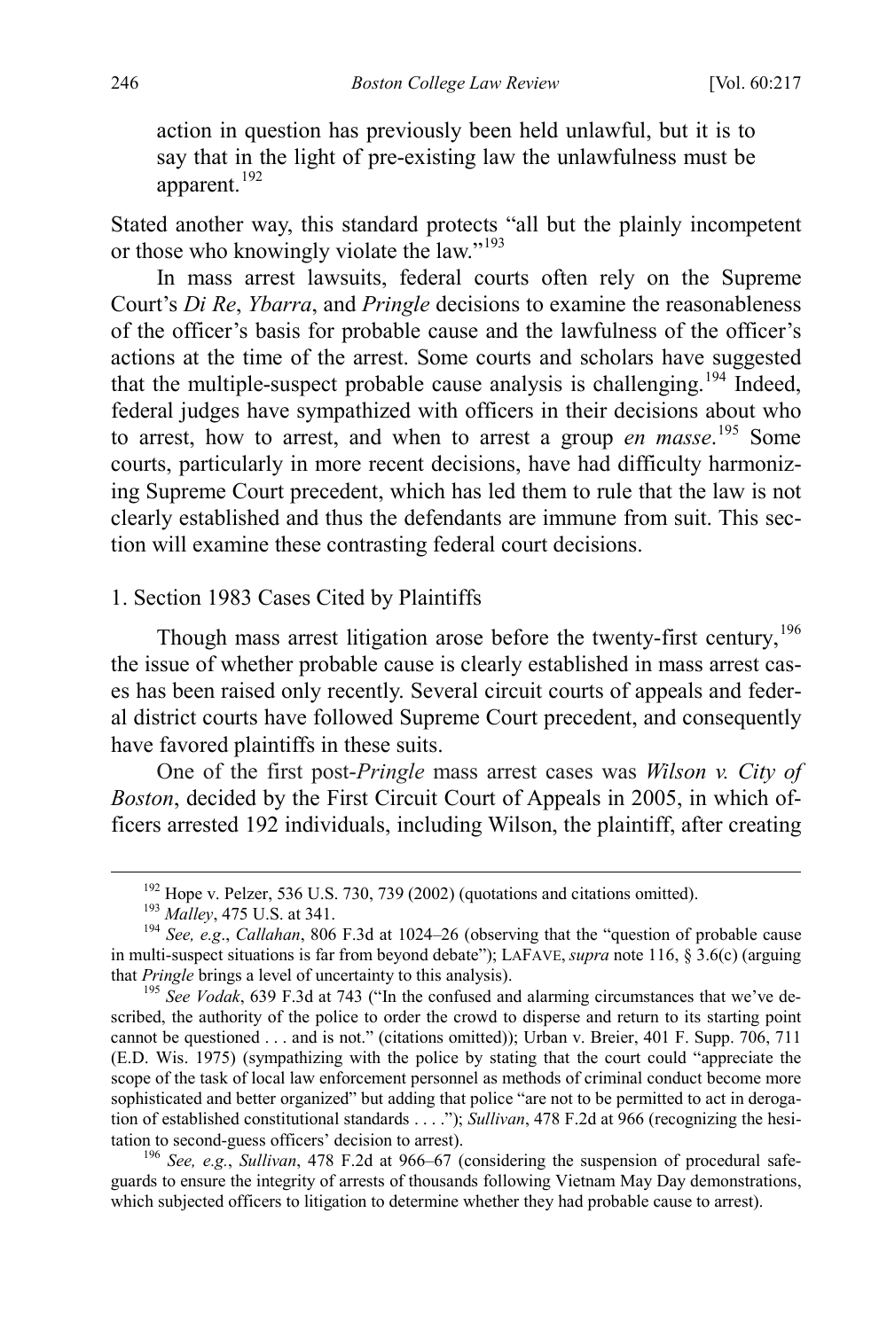action in question has previously been held unlawful, but it is to say that in the light of pre-existing law the unlawfulness must be apparent.[192]

Stated another way, this standard protects "all but the plainly incompetent or those who knowingly violate the law."[193]

In mass arrest lawsuits, federal courts often rely on the Supreme Court's *Di Re*, *Ybarra*, and *Pringle* decisions to examine the reasonableness of the officer's basis for probable cause and the lawfulness of the officer's actions at the time of the arrest. Some courts and scholars have suggested that the multiple-suspect probable cause analysis is challenging.[194] Indeed, federal judges have sympathized with officers in their decisions about who to arrest, how to arrest, and when to arrest a group *en masse*.[195] Some courts, particularly in more recent decisions, have had difficulty harmonizing Supreme Court precedent, which has led them to rule that the law is not clearly established and thus the defendants are immune from suit. This section will examine these contrasting federal court decisions.

1. Section 1983 Cases Cited by Plaintiffs

Though mass arrest litigation arose before the twenty-first century,[196] the issue of whether probable cause is clearly established in mass arrest cases has been raised only recently. Several circuit courts of appeals and federal district courts have followed Supreme Court precedent, and consequently have favored plaintiffs in these suits.

One of the first post-*Pringle* mass arrest cases was *Wilson v. City of Boston*, decided by the First Circuit Court of Appeals in 2005, in which officers arrested 192 individuals, including Wilson, the plaintiff, after creating

---

[192] Hope v. Pelzer, 536 U.S. 730, 739 (2002) (quotations and citations omitted).

[193] *Malley*, 475 U.S. at 341.

[194] *See, e.g.*, *Callahan*, 806 F.3d at 1024–26 (observing that the "question of probable cause in multi-suspect situations is far from beyond debate"); LAFAVE, *supra* note 116, § 3.6(c) (arguing that *Pringle* brings a level of uncertainty to this analysis).

[195] *See Vodak*, 639 F.3d at 743 ("In the confused and alarming circumstances that we've described, the authority of the police to order the crowd to disperse and return to its starting point cannot be questioned . . . and is not." (citations omitted)); Urban v. Breier, 401 F. Supp. 706, 711 (E.D. Wis. 1975) (sympathizing with the police by stating that the court could "appreciate the scope of the task of local law enforcement personnel as methods of criminal conduct become more sophisticated and better organized" but adding that police "are not to be permitted to act in derogation of established constitutional standards . . . ."); *Sullivan*, 478 F.2d at 966 (recognizing the hesitation to second-guess officers' decision to arrest).

[196] *See, e.g.*, *Sullivan*, 478 F.2d at 966–67 (considering the suspension of procedural safeguards to ensure the integrity of arrests of thousands following Vietnam May Day demonstrations, which subjected officers to litigation to determine whether they had probable cause to arrest).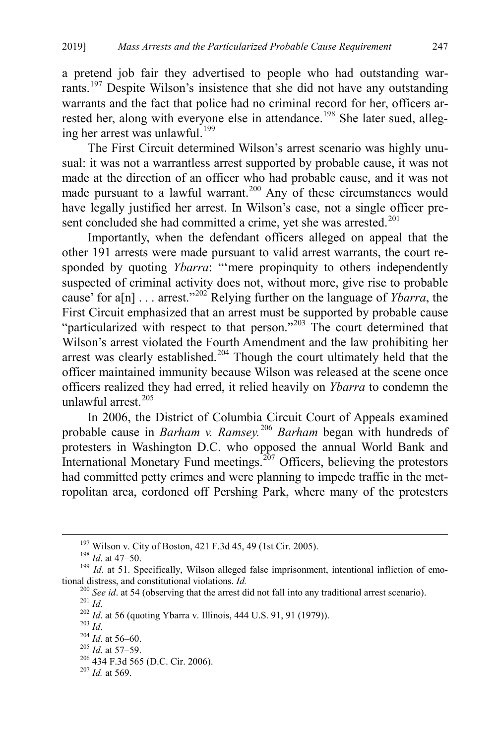a pretend job fair they advertised to people who had outstanding warrants.[197] Despite Wilson's insistence that she did not have any outstanding warrants and the fact that police had no criminal record for her, officers arrested her, along with everyone else in attendance.[198] She later sued, alleging her arrest was unlawful.[199]

The First Circuit determined Wilson's arrest scenario was highly unusual: it was not a warrantless arrest supported by probable cause, it was not made at the direction of an officer who had probable cause, and it was not made pursuant to a lawful warrant.[200] Any of these circumstances would have legally justified her arrest. In Wilson's case, not a single officer present concluded she had committed a crime, yet she was arrested.[201]

Importantly, when the defendant officers alleged on appeal that the other 191 arrests were made pursuant to valid arrest warrants, the court responded by quoting *Ybarra*: "'mere propinquity to others independently suspected of criminal activity does not, without more, give rise to probable cause' for a[n] . . . arrest."[202] Relying further on the language of *Ybarra*, the First Circuit emphasized that an arrest must be supported by probable cause "particularized with respect to that person."[203] The court determined that Wilson's arrest violated the Fourth Amendment and the law prohibiting her arrest was clearly established.[204] Though the court ultimately held that the officer maintained immunity because Wilson was released at the scene once officers realized they had erred, it relied heavily on *Ybarra* to condemn the unlawful arrest.[205]

In 2006, the District of Columbia Circuit Court of Appeals examined probable cause in *Barham v. Ramsey.*[206] *Barham* began with hundreds of protesters in Washington D.C. who opposed the annual World Bank and International Monetary Fund meetings.[207] Officers, believing the protestors had committed petty crimes and were planning to impede traffic in the metropolitan area, cordoned off Pershing Park, where many of the protesters

---

[197] Wilson v. City of Boston, 421 F.3d 45, 49 (1st Cir. 2005).

[198] *Id*. at 47–50.

[199] *Id*. at 51. Specifically, Wilson alleged false imprisonment, intentional infliction of emotional distress, and constitutional violations. *Id.*

[200] *See id*. at 54 (observing that the arrest did not fall into any traditional arrest scenario).

[201] *Id*.

[202] *Id*. at 56 (quoting Ybarra v. Illinois, 444 U.S. 91, 91 (1979)).

[203] *Id*.

[204] *Id*. at 56–60.

[205] *Id*. at 57–59.

[206] 434 F.3d 565 (D.C. Cir. 2006).

[207] *Id.* at 569.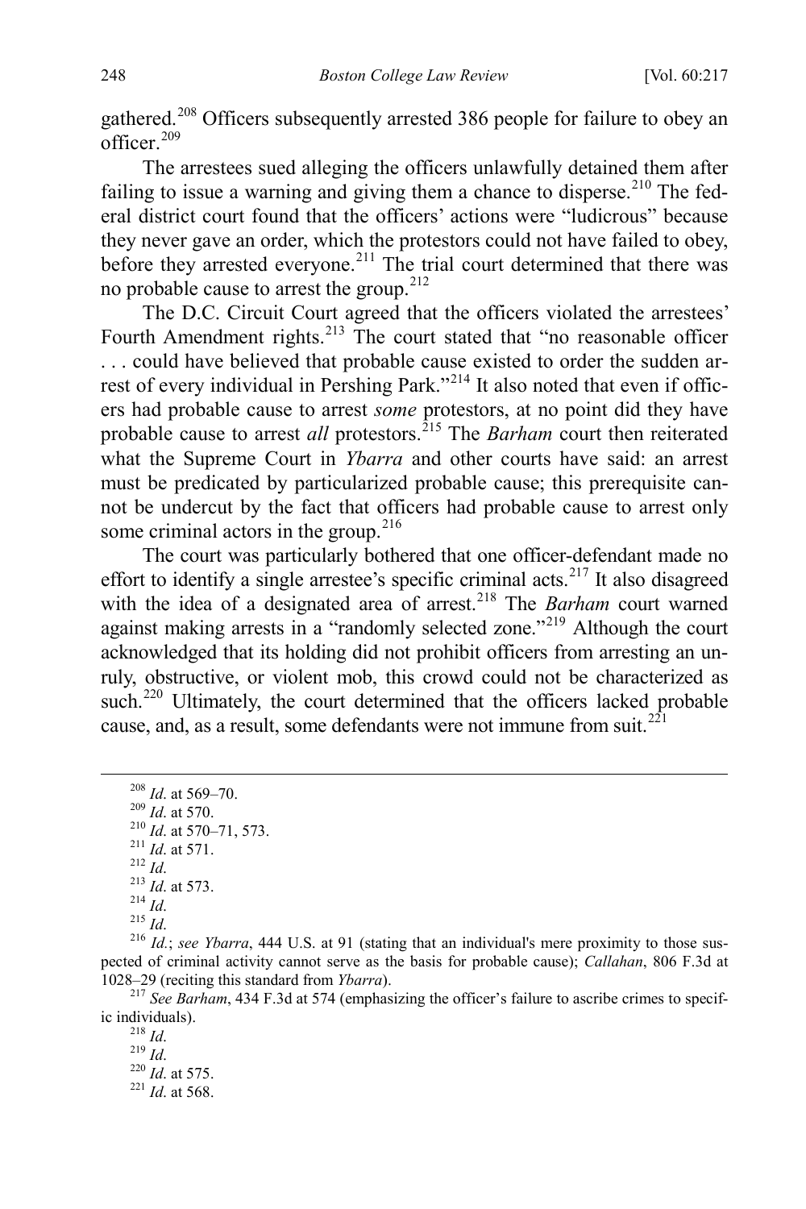gathered.[208] Officers subsequently arrested 386 people for failure to obey an officer.[209]

The arrestees sued alleging the officers unlawfully detained them after failing to issue a warning and giving them a chance to disperse.[210] The federal district court found that the officers' actions were "ludicrous" because they never gave an order, which the protestors could not have failed to obey, before they arrested everyone.[211] The trial court determined that there was no probable cause to arrest the group.[212]

The D.C. Circuit Court agreed that the officers violated the arrestees' Fourth Amendment rights.[213] The court stated that "no reasonable officer . . . could have believed that probable cause existed to order the sudden arrest of every individual in Pershing Park."[214] It also noted that even if officers had probable cause to arrest *some* protestors, at no point did they have probable cause to arrest *all* protestors.[215] The *Barham* court then reiterated what the Supreme Court in *Ybarra* and other courts have said: an arrest must be predicated by particularized probable cause; this prerequisite cannot be undercut by the fact that officers had probable cause to arrest only some criminal actors in the group.[216]

The court was particularly bothered that one officer-defendant made no effort to identify a single arrestee's specific criminal acts.[217] It also disagreed with the idea of a designated area of arrest.[218] The *Barham* court warned against making arrests in a "randomly selected zone."[219] Although the court acknowledged that its holding did not prohibit officers from arresting an unruly, obstructive, or violent mob, this crowd could not be characterized as such.[220] Ultimately, the court determined that the officers lacked probable cause, and, as a result, some defendants were not immune from suit.[221]

---

[208] *Id*. at 569–70.

[209] *Id*. at 570.

[210] *Id*. at 570–71, 573.

[211] *Id*. at 571.

[212] *Id*.

[213] *Id*. at 573.

[214] *Id*.

[215] *Id*.

[216] *Id.*; *see Ybarra*, 444 U.S. at 91 (stating that an individual's mere proximity to those suspected of criminal activity cannot serve as the basis for probable cause); *Callahan*, 806 F.3d at 1028–29 (reciting this standard from *Ybarra*).

[217] *See Barham*, 434 F.3d at 574 (emphasizing the officer's failure to ascribe crimes to specific individuals).

[218] *Id*.

[219] *Id*.

[220] *Id*. at 575.

[221] *Id*. at 568.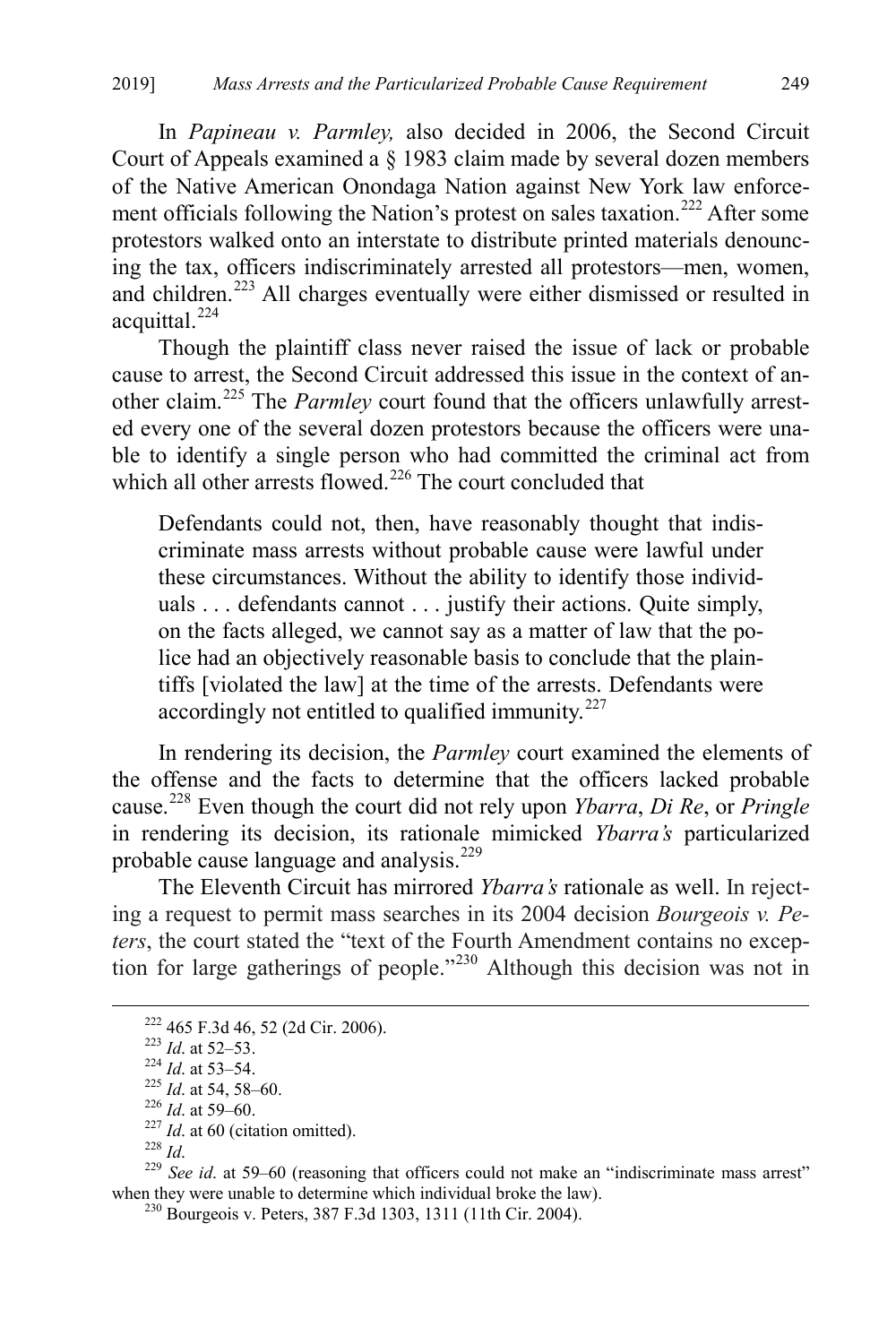In *Papineau v. Parmley,* also decided in 2006, the Second Circuit Court of Appeals examined a § 1983 claim made by several dozen members of the Native American Onondaga Nation against New York law enforcement officials following the Nation's protest on sales taxation.[222] After some protestors walked onto an interstate to distribute printed materials denouncing the tax, officers indiscriminately arrested all protestors—men, women, and children.[223] All charges eventually were either dismissed or resulted in acquittal.[224]

Though the plaintiff class never raised the issue of lack or probable cause to arrest, the Second Circuit addressed this issue in the context of another claim.[225] The *Parmley* court found that the officers unlawfully arrested every one of the several dozen protestors because the officers were unable to identify a single person who had committed the criminal act from which all other arrests flowed.[226] The court concluded that

> Defendants could not, then, have reasonably thought that indiscriminate mass arrests without probable cause were lawful under these circumstances. Without the ability to identify those individuals . . . defendants cannot . . . justify their actions. Quite simply, on the facts alleged, we cannot say as a matter of law that the police had an objectively reasonable basis to conclude that the plaintiffs [violated the law] at the time of the arrests. Defendants were accordingly not entitled to qualified immunity.[227]

In rendering its decision, the *Parmley* court examined the elements of the offense and the facts to determine that the officers lacked probable cause.[228] Even though the court did not rely upon *Ybarra*, *Di Re*, or *Pringle* in rendering its decision, its rationale mimicked *Ybarra's* particularized probable cause language and analysis.[229]

The Eleventh Circuit has mirrored *Ybarra's* rationale as well. In rejecting a request to permit mass searches in its 2004 decision *Bourgeois v. Peters*, the court stated the "text of the Fourth Amendment contains no exception for large gatherings of people."[230] Although this decision was not in

---

[222] 465 F.3d 46, 52 (2d Cir. 2006).

[223] *Id*. at 52–53.

[224] *Id*. at 53–54.

[225] *Id*. at 54, 58–60.

[226] *Id*. at 59–60.

[227] *Id*. at 60 (citation omitted).

[228] *Id*.

[229] *See id.* at 59–60 (reasoning that officers could not make an "indiscriminate mass arrest" when they were unable to determine which individual broke the law).

[230] Bourgeois v. Peters, 387 F.3d 1303, 1311 (11th Cir. 2004).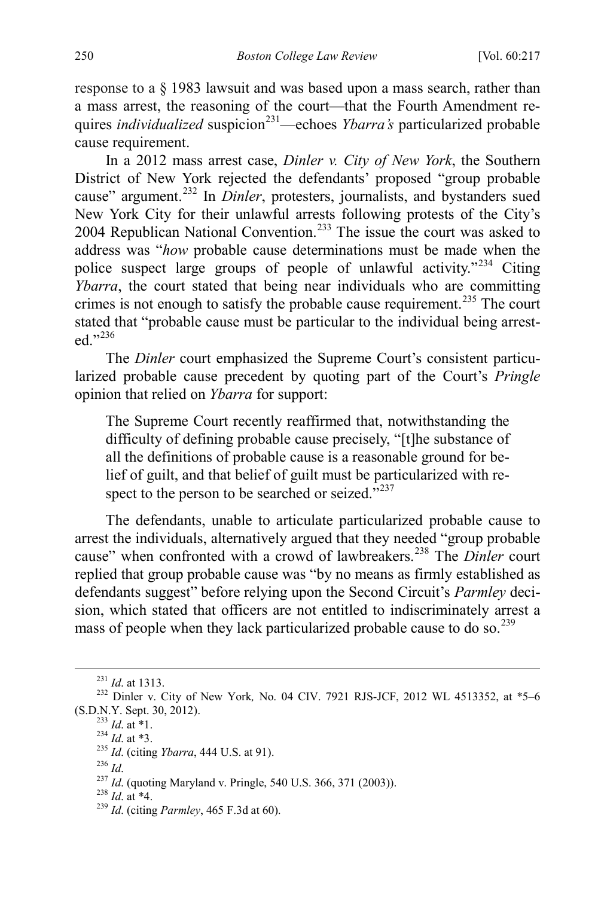response to a § 1983 lawsuit and was based upon a mass search, rather than a mass arrest, the reasoning of the court—that the Fourth Amendment requires *individualized* suspicion[231]—echoes *Ybarra's* particularized probable cause requirement.

In a 2012 mass arrest case, *Dinler v. City of New York*, the Southern District of New York rejected the defendants' proposed "group probable cause" argument.[232] In *Dinler*, protesters, journalists, and bystanders sued New York City for their unlawful arrests following protests of the City's 2004 Republican National Convention.[233] The issue the court was asked to address was "*how* probable cause determinations must be made when the police suspect large groups of people of unlawful activity."[234] Citing *Ybarra*, the court stated that being near individuals who are committing crimes is not enough to satisfy the probable cause requirement.[235] The court stated that "probable cause must be particular to the individual being arrested."[236]

The *Dinler* court emphasized the Supreme Court's consistent particularized probable cause precedent by quoting part of the Court's *Pringle* opinion that relied on *Ybarra* for support:

> The Supreme Court recently reaffirmed that, notwithstanding the difficulty of defining probable cause precisely, "[t]he substance of all the definitions of probable cause is a reasonable ground for belief of guilt, and that belief of guilt must be particularized with respect to the person to be searched or seized."[237]

The defendants, unable to articulate particularized probable cause to arrest the individuals, alternatively argued that they needed "group probable cause" when confronted with a crowd of lawbreakers.[238] The *Dinler* court replied that group probable cause was "by no means as firmly established as defendants suggest" before relying upon the Second Circuit's *Parmley* decision, which stated that officers are not entitled to indiscriminately arrest a mass of people when they lack particularized probable cause to do so.[239]

---

[231] *Id*. at 1313.

[232] Dinler v. City of New York*,* No. 04 CIV. 7921 RJS-JCF, 2012 WL 4513352, at \*5–6 (S.D.N.Y. Sept. 30, 2012).

[233] *Id*. at \*1.

[234] *Id*. at \*3.

[235] *Id*. (citing *Ybarra*, 444 U.S. at 91).

[236] *Id*.

[237] *Id*. (quoting Maryland v. Pringle, 540 U.S. 366, 371 (2003)).

[238] *Id*. at \*4.

[239] *Id*. (citing *Parmley*, 465 F.3d at 60).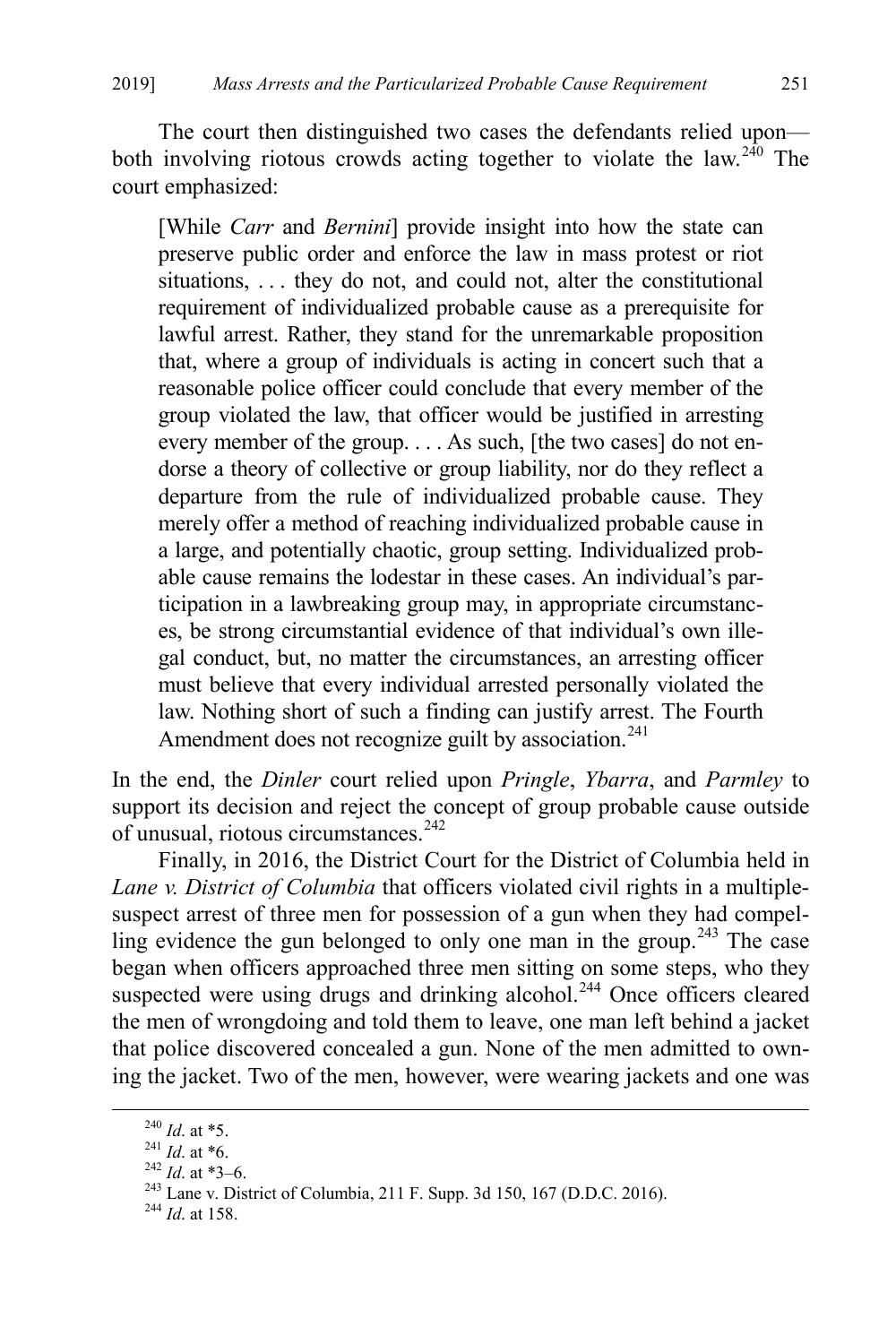The court then distinguished two cases the defendants relied upon—both involving riotous crowds acting together to violate the law.[240] The court emphasized:

> [While *Carr* and *Bernini*] provide insight into how the state can preserve public order and enforce the law in mass protest or riot situations, . . . they do not, and could not, alter the constitutional requirement of individualized probable cause as a prerequisite for lawful arrest. Rather, they stand for the unremarkable proposition that, where a group of individuals is acting in concert such that a reasonable police officer could conclude that every member of the group violated the law, that officer would be justified in arresting every member of the group. . . . As such, [the two cases] do not endorse a theory of collective or group liability, nor do they reflect a departure from the rule of individualized probable cause. They merely offer a method of reaching individualized probable cause in a large, and potentially chaotic, group setting. Individualized probable cause remains the lodestar in these cases. An individual's participation in a lawbreaking group may, in appropriate circumstances, be strong circumstantial evidence of that individual's own illegal conduct, but, no matter the circumstances, an arresting officer must believe that every individual arrested personally violated the law. Nothing short of such a finding can justify arrest. The Fourth Amendment does not recognize guilt by association.[241]

In the end, the *Dinler* court relied upon *Pringle*, *Ybarra*, and *Parmley* to support its decision and reject the concept of group probable cause outside of unusual, riotous circumstances.[242]

Finally, in 2016, the District Court for the District of Columbia held in *Lane v. District of Columbia* that officers violated civil rights in a multiple-suspect arrest of three men for possession of a gun when they had compelling evidence the gun belonged to only one man in the group.[243] The case began when officers approached three men sitting on some steps, who they suspected were using drugs and drinking alcohol.[244] Once officers cleared the men of wrongdoing and told them to leave, one man left behind a jacket that police discovered concealed a gun. None of the men admitted to owning the jacket. Two of the men, however, were wearing jackets and one was

---

[240] *Id*. at *5.

[241] *Id*. at *6.

[242] *Id*. at *3–6.

[243] Lane v. District of Columbia, 211 F. Supp. 3d 150, 167 (D.D.C. 2016).

[244] *Id*. at 158.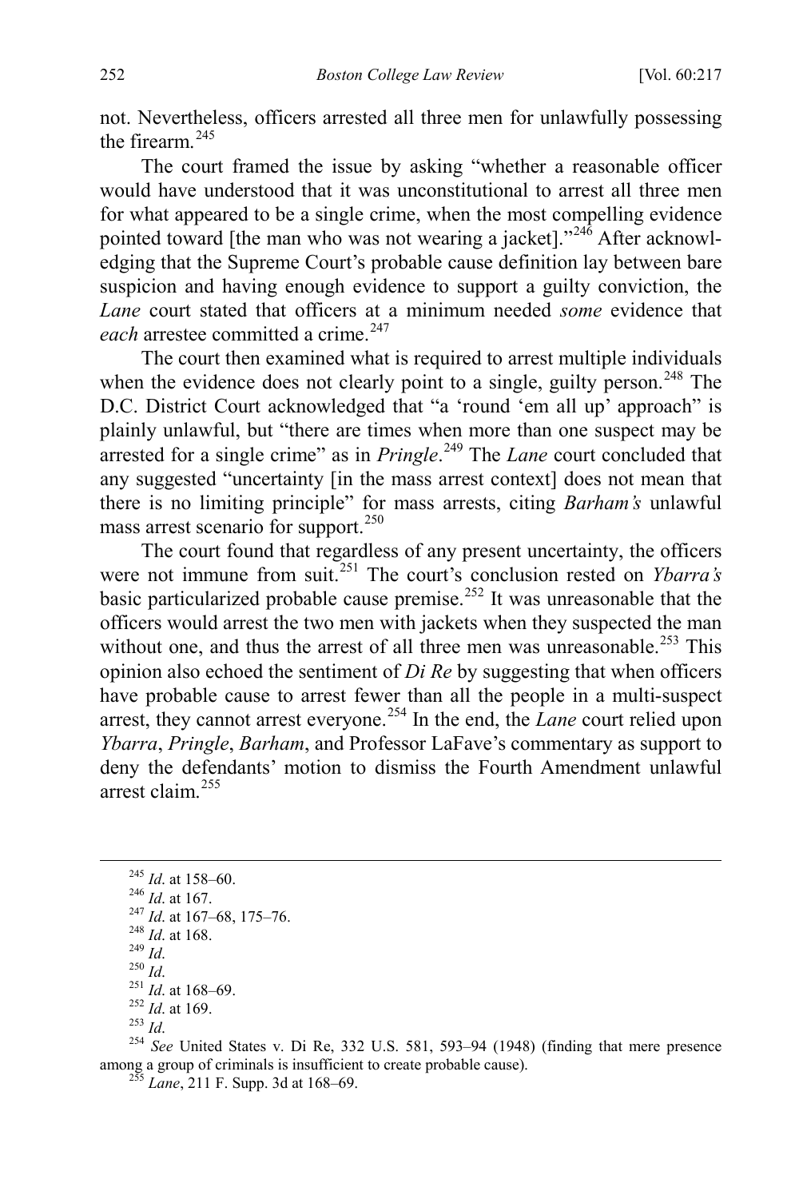not. Nevertheless, officers arrested all three men for unlawfully possessing the firearm.[245]

The court framed the issue by asking "whether a reasonable officer would have understood that it was unconstitutional to arrest all three men for what appeared to be a single crime, when the most compelling evidence pointed toward [the man who was not wearing a jacket]."[246] After acknowledging that the Supreme Court's probable cause definition lay between bare suspicion and having enough evidence to support a guilty conviction, the *Lane* court stated that officers at a minimum needed *some* evidence that *each* arrestee committed a crime.[247]

The court then examined what is required to arrest multiple individuals when the evidence does not clearly point to a single, guilty person.[248] The D.C. District Court acknowledged that "a 'round 'em all up' approach" is plainly unlawful, but "there are times when more than one suspect may be arrested for a single crime" as in *Pringle*.[249] The *Lane* court concluded that any suggested "uncertainty [in the mass arrest context] does not mean that there is no limiting principle" for mass arrests, citing *Barham's* unlawful mass arrest scenario for support.[250]

The court found that regardless of any present uncertainty, the officers were not immune from suit.[251] The court's conclusion rested on *Ybarra's* basic particularized probable cause premise.[252] It was unreasonable that the officers would arrest the two men with jackets when they suspected the man without one, and thus the arrest of all three men was unreasonable.[253] This opinion also echoed the sentiment of *Di Re* by suggesting that when officers have probable cause to arrest fewer than all the people in a multi-suspect arrest, they cannot arrest everyone.[254] In the end, the *Lane* court relied upon *Ybarra*, *Pringle*, *Barham*, and Professor LaFave's commentary as support to deny the defendants' motion to dismiss the Fourth Amendment unlawful arrest claim.[255]

---

[245] *Id*. at 158–60.

[246] *Id*. at 167.

[247] *Id*. at 167–68, 175–76.

[248] *Id*. at 168.

[249] *Id*.

[250] *Id*.

[251] *Id*. at 168–69.

[252] *Id*. at 169.

[253] *Id*.

[254] *See* United States v. Di Re, 332 U.S. 581, 593–94 (1948) (finding that mere presence among a group of criminals is insufficient to create probable cause).

[255] *Lane*, 211 F. Supp. 3d at 168–69.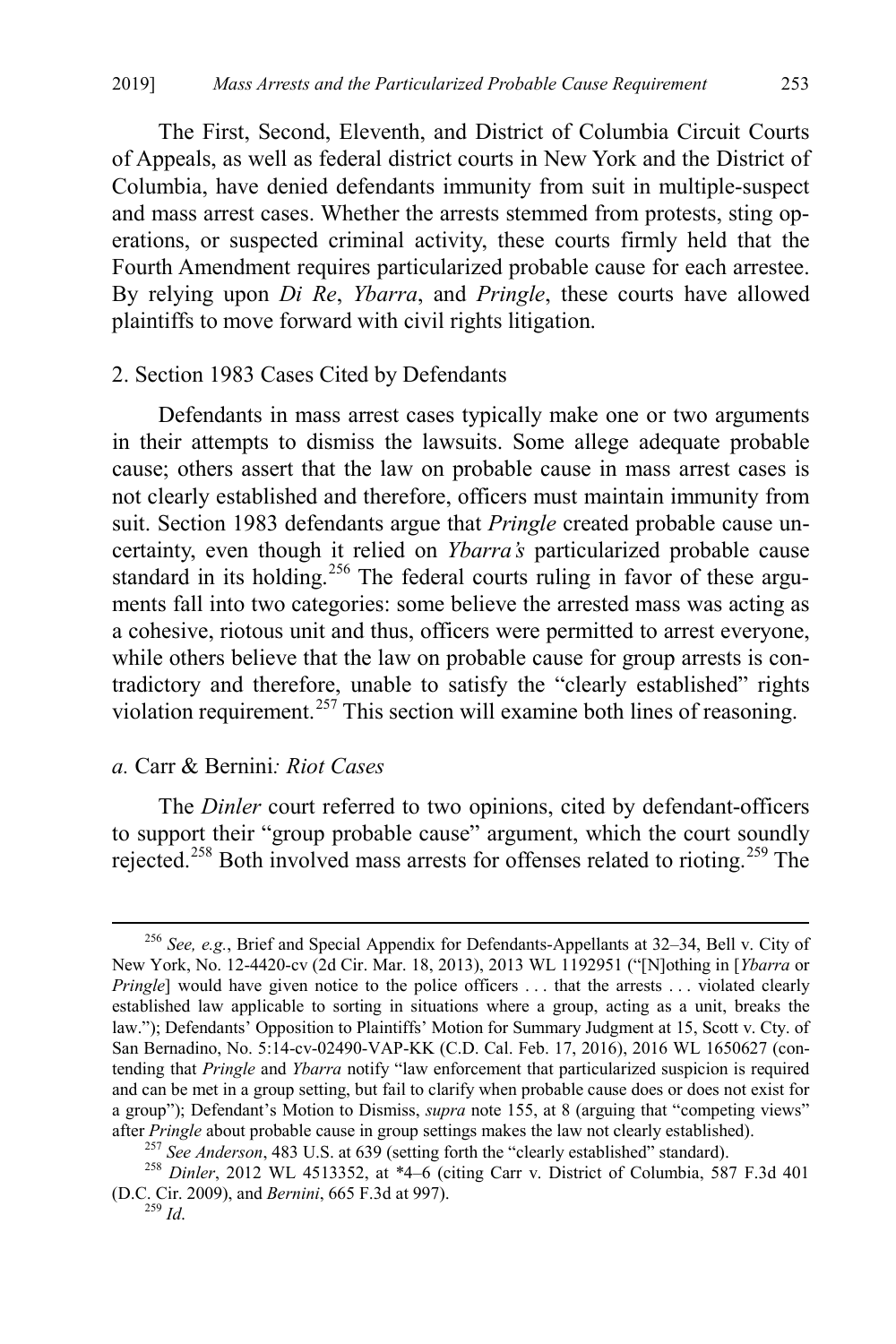The First, Second, Eleventh, and District of Columbia Circuit Courts of Appeals, as well as federal district courts in New York and the District of Columbia, have denied defendants immunity from suit in multiple-suspect and mass arrest cases. Whether the arrests stemmed from protests, sting operations, or suspected criminal activity, these courts firmly held that the Fourth Amendment requires particularized probable cause for each arrestee. By relying upon *Di Re*, *Ybarra*, and *Pringle*, these courts have allowed plaintiffs to move forward with civil rights litigation.

### 2. Section 1983 Cases Cited by Defendants

Defendants in mass arrest cases typically make one or two arguments in their attempts to dismiss the lawsuits. Some allege adequate probable cause; others assert that the law on probable cause in mass arrest cases is not clearly established and therefore, officers must maintain immunity from suit. Section 1983 defendants argue that *Pringle* created probable cause uncertainty, even though it relied on *Ybarra's* particularized probable cause standard in its holding.[256] The federal courts ruling in favor of these arguments fall into two categories: some believe the arrested mass was acting as a cohesive, riotous unit and thus, officers were permitted to arrest everyone, while others believe that the law on probable cause for group arrests is contradictory and therefore, unable to satisfy the "clearly established" rights violation requirement.[257] This section will examine both lines of reasoning.

#### *a.* Carr & Bernini*: Riot Cases*

The *Dinler* court referred to two opinions, cited by defendant-officers to support their "group probable cause" argument, which the court soundly rejected.[258] Both involved mass arrests for offenses related to rioting.[259] The

---

[256] *See, e.g.*, Brief and Special Appendix for Defendants-Appellants at 32–34, Bell v. City of New York, No. 12-4420-cv (2d Cir. Mar. 18, 2013), 2013 WL 1192951 ("[N]othing in [*Ybarra* or *Pringle*] would have given notice to the police officers . . . that the arrests . . . violated clearly established law applicable to sorting in situations where a group, acting as a unit, breaks the law."); Defendants' Opposition to Plaintiffs' Motion for Summary Judgment at 15, Scott v. Cty. of San Bernadino, No. 5:14-cv-02490-VAP-KK (C.D. Cal. Feb. 17, 2016), 2016 WL 1650627 (contending that *Pringle* and *Ybarra* notify "law enforcement that particularized suspicion is required and can be met in a group setting, but fail to clarify when probable cause does or does not exist for a group"); Defendant's Motion to Dismiss, *supra* note 155, at 8 (arguing that "competing views" after *Pringle* about probable cause in group settings makes the law not clearly established).

[257] *See Anderson*, 483 U.S. at 639 (setting forth the "clearly established" standard).

[258] *Dinler*, 2012 WL 4513352, at \*4–6 (citing Carr v. District of Columbia, 587 F.3d 401 (D.C. Cir. 2009), and *Bernini*, 665 F.3d at 997).

[259] *Id*.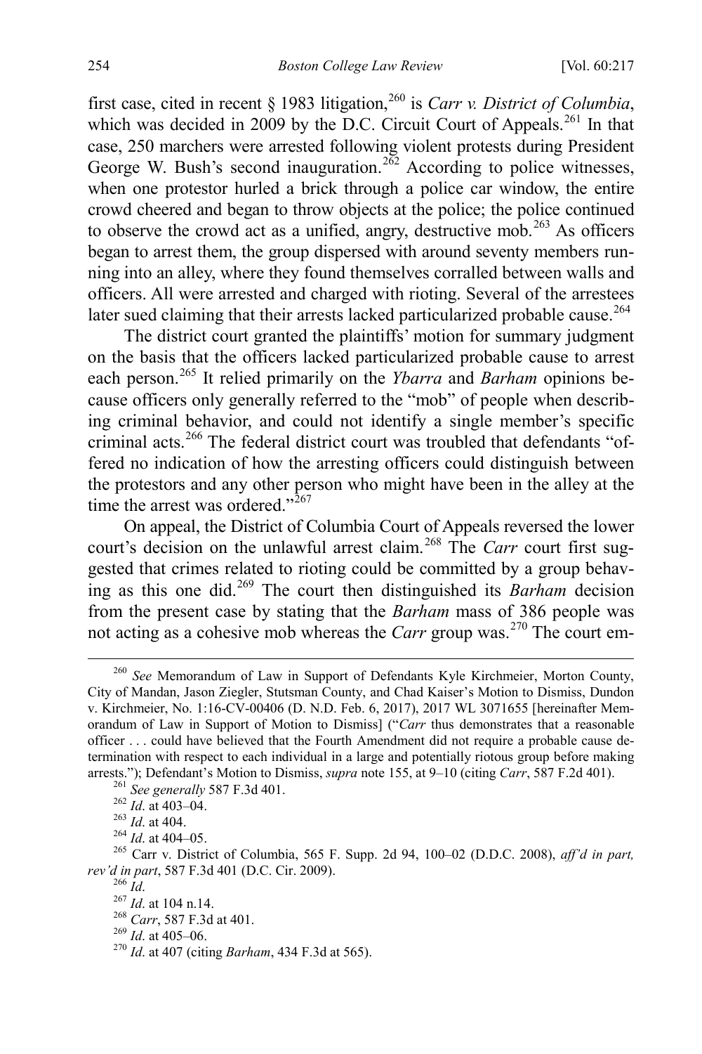first case, cited in recent § 1983 litigation,[260] is *Carr v. District of Columbia*, which was decided in 2009 by the D.C. Circuit Court of Appeals.[261] In that case, 250 marchers were arrested following violent protests during President George W. Bush's second inauguration.[262] According to police witnesses, when one protestor hurled a brick through a police car window, the entire crowd cheered and began to throw objects at the police; the police continued to observe the crowd act as a unified, angry, destructive mob.[263] As officers began to arrest them, the group dispersed with around seventy members running into an alley, where they found themselves corralled between walls and officers. All were arrested and charged with rioting. Several of the arrestees later sued claiming that their arrests lacked particularized probable cause.[264]

The district court granted the plaintiffs' motion for summary judgment on the basis that the officers lacked particularized probable cause to arrest each person.[265] It relied primarily on the *Ybarra* and *Barham* opinions because officers only generally referred to the "mob" of people when describing criminal behavior, and could not identify a single member's specific criminal acts.[266] The federal district court was troubled that defendants "offered no indication of how the arresting officers could distinguish between the protestors and any other person who might have been in the alley at the time the arrest was ordered."[267]

On appeal, the District of Columbia Court of Appeals reversed the lower court's decision on the unlawful arrest claim.[268] The *Carr* court first suggested that crimes related to rioting could be committed by a group behaving as this one did.[269] The court then distinguished its *Barham* decision from the present case by stating that the *Barham* mass of 386 people was not acting as a cohesive mob whereas the *Carr* group was.[270] The court em-

[260] *See* Memorandum of Law in Support of Defendants Kyle Kirchmeier, Morton County, City of Mandan, Jason Ziegler, Stutsman County, and Chad Kaiser's Motion to Dismiss, Dundon v. Kirchmeier, No. 1:16-CV-00406 (D. N.D. Feb. 6, 2017), 2017 WL 3071655 [hereinafter Memorandum of Law in Support of Motion to Dismiss] ("*Carr* thus demonstrates that a reasonable officer . . . could have believed that the Fourth Amendment did not require a probable cause determination with respect to each individual in a large and potentially riotous group before making arrests."); Defendant's Motion to Dismiss, *supra* note 155, at 9–10 (citing *Carr*, 587 F.2d 401).

[261] *See generally* 587 F.3d 401.

[262] *Id*. at 403–04.

[263] *Id*. at 404.

[264] *Id*. at 404–05.

[265] Carr v. District of Columbia, 565 F. Supp. 2d 94, 100–02 (D.D.C. 2008), *aff'd in part, rev'd in part*, 587 F.3d 401 (D.C. Cir. 2009).

[266] *Id*.

[267] *Id*. at 104 n.14.

[268] *Carr*, 587 F.3d at 401.

[269] *Id*. at 405–06.

[270] *Id*. at 407 (citing *Barham*, 434 F.3d at 565).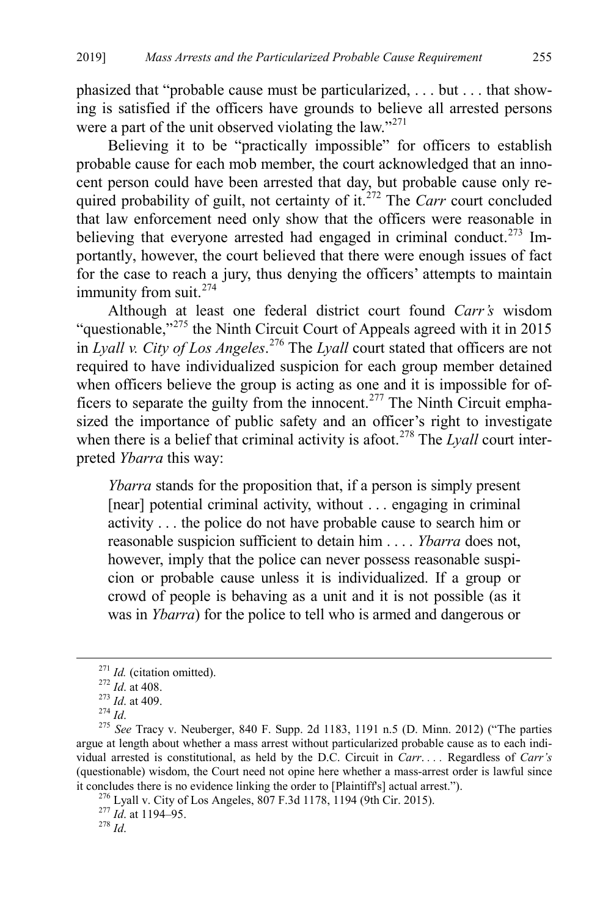phasized that "probable cause must be particularized, . . . but . . . that showing is satisfied if the officers have grounds to believe all arrested persons were a part of the unit observed violating the law."[271]

Believing it to be "practically impossible" for officers to establish probable cause for each mob member, the court acknowledged that an innocent person could have been arrested that day, but probable cause only required probability of guilt, not certainty of it.[272] The *Carr* court concluded that law enforcement need only show that the officers were reasonable in believing that everyone arrested had engaged in criminal conduct.[273] Importantly, however, the court believed that there were enough issues of fact for the case to reach a jury, thus denying the officers' attempts to maintain immunity from suit.[274]

Although at least one federal district court found *Carr's* wisdom "questionable,"[275] the Ninth Circuit Court of Appeals agreed with it in 2015 in *Lyall v. City of Los Angeles*.[276] The *Lyall* court stated that officers are not required to have individualized suspicion for each group member detained when officers believe the group is acting as one and it is impossible for officers to separate the guilty from the innocent.[277] The Ninth Circuit emphasized the importance of public safety and an officer's right to investigate when there is a belief that criminal activity is afoot.[278] The *Lyall* court interpreted *Ybarra* this way:

> *Ybarra* stands for the proposition that, if a person is simply present [near] potential criminal activity, without . . . engaging in criminal activity . . . the police do not have probable cause to search him or reasonable suspicion sufficient to detain him . . . . *Ybarra* does not, however, imply that the police can never possess reasonable suspicion or probable cause unless it is individualized. If a group or crowd of people is behaving as a unit and it is not possible (as it was in *Ybarra*) for the police to tell who is armed and dangerous or

---

[271] *Id.* (citation omitted).

[272] *Id*. at 408.

[273] *Id*. at 409.

[274] *Id*.

[275] *See* Tracy v. Neuberger, 840 F. Supp. 2d 1183, 1191 n.5 (D. Minn. 2012) ("The parties argue at length about whether a mass arrest without particularized probable cause as to each individual arrested is constitutional, as held by the D.C. Circuit in *Carr*. . . . Regardless of *Carr's* (questionable) wisdom, the Court need not opine here whether a mass-arrest order is lawful since it concludes there is no evidence linking the order to [Plaintiff's] actual arrest.").

[276] Lyall v. City of Los Angeles, 807 F.3d 1178, 1194 (9th Cir. 2015).

[277] *Id*. at 1194–95.

[278] *Id*.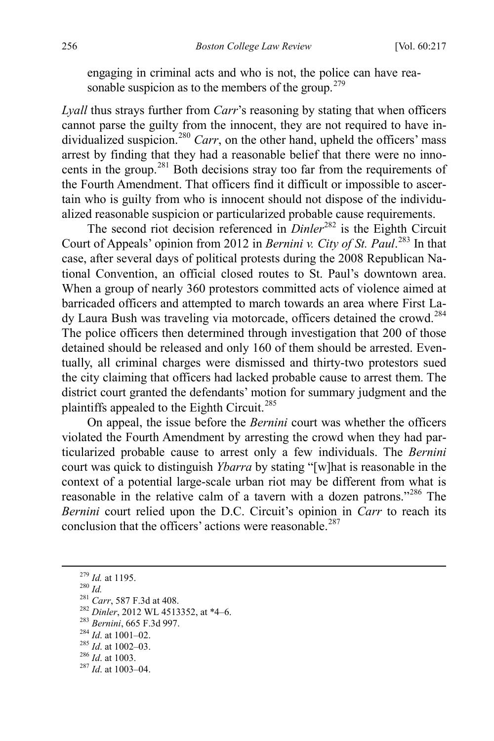engaging in criminal acts and who is not, the police can have reasonable suspicion as to the members of the group.[279]

*Lyall* thus strays further from *Carr*'s reasoning by stating that when officers cannot parse the guilty from the innocent, they are not required to have individualized suspicion.[280] *Carr*, on the other hand, upheld the officers' mass arrest by finding that they had a reasonable belief that there were no innocents in the group.[281] Both decisions stray too far from the requirements of the Fourth Amendment. That officers find it difficult or impossible to ascertain who is guilty from who is innocent should not dispose of the individualized reasonable suspicion or particularized probable cause requirements.

The second riot decision referenced in *Dinler*[282] is the Eighth Circuit Court of Appeals' opinion from 2012 in *Bernini v. City of St. Paul*.[283] In that case, after several days of political protests during the 2008 Republican National Convention, an official closed routes to St. Paul's downtown area. When a group of nearly 360 protestors committed acts of violence aimed at barricaded officers and attempted to march towards an area where First Lady Laura Bush was traveling via motorcade, officers detained the crowd.[284] The police officers then determined through investigation that 200 of those detained should be released and only 160 of them should be arrested. Eventually, all criminal charges were dismissed and thirty-two protestors sued the city claiming that officers had lacked probable cause to arrest them. The district court granted the defendants' motion for summary judgment and the plaintiffs appealed to the Eighth Circuit.[285]

On appeal, the issue before the *Bernini* court was whether the officers violated the Fourth Amendment by arresting the crowd when they had particularized probable cause to arrest only a few individuals. The *Bernini* court was quick to distinguish *Ybarra* by stating "[w]hat is reasonable in the context of a potential large-scale urban riot may be different from what is reasonable in the relative calm of a tavern with a dozen patrons."[286] The *Bernini* court relied upon the D.C. Circuit's opinion in *Carr* to reach its conclusion that the officers' actions were reasonable.[287]

---

[279] *Id.* at 1195.

[280] *Id.*

[281] *Carr*, 587 F.3d at 408.

[282] *Dinler*, 2012 WL 4513352, at *4–6.

[283] *Bernini*, 665 F.3d 997.

[284] *Id*. at 1001–02.

[285] *Id*. at 1002–03.

[286] *Id*. at 1003.

[287] *Id*. at 1003–04.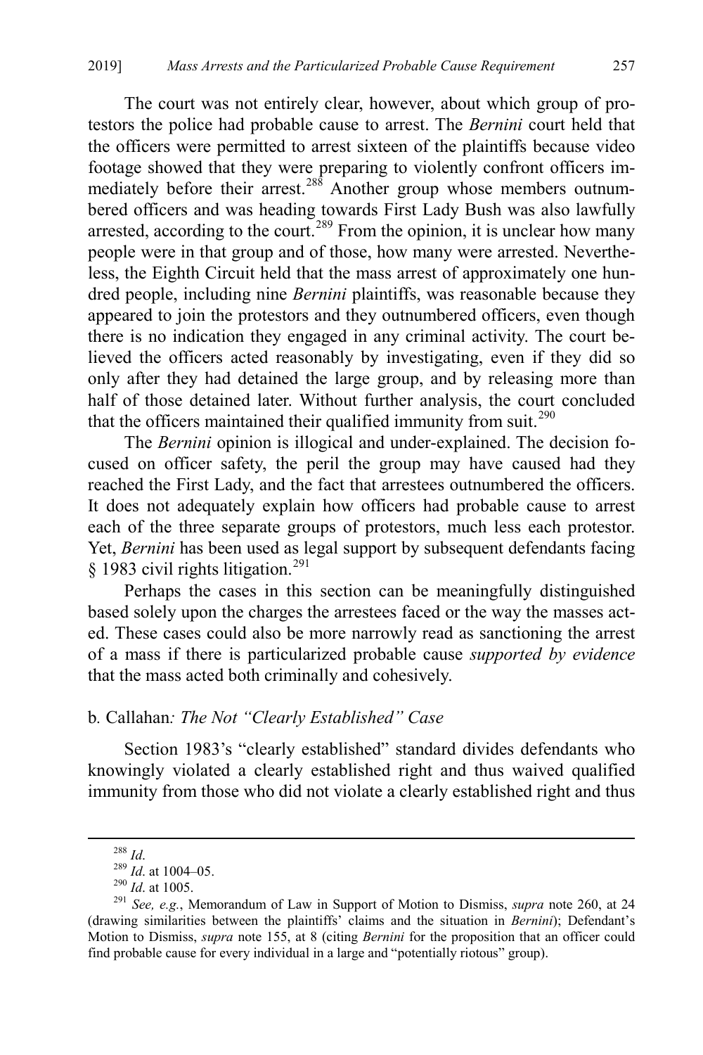The court was not entirely clear, however, about which group of protestors the police had probable cause to arrest. The *Bernini* court held that the officers were permitted to arrest sixteen of the plaintiffs because video footage showed that they were preparing to violently confront officers immediately before their arrest.[288] Another group whose members outnumbered officers and was heading towards First Lady Bush was also lawfully arrested, according to the court.[289] From the opinion, it is unclear how many people were in that group and of those, how many were arrested. Nevertheless, the Eighth Circuit held that the mass arrest of approximately one hundred people, including nine *Bernini* plaintiffs, was reasonable because they appeared to join the protestors and they outnumbered officers, even though there is no indication they engaged in any criminal activity. The court believed the officers acted reasonably by investigating, even if they did so only after they had detained the large group, and by releasing more than half of those detained later. Without further analysis, the court concluded that the officers maintained their qualified immunity from suit.[290]

The *Bernini* opinion is illogical and under-explained. The decision focused on officer safety, the peril the group may have caused had they reached the First Lady, and the fact that arrestees outnumbered the officers. It does not adequately explain how officers had probable cause to arrest each of the three separate groups of protestors, much less each protestor. Yet, *Bernini* has been used as legal support by subsequent defendants facing § 1983 civil rights litigation.[291]

Perhaps the cases in this section can be meaningfully distinguished based solely upon the charges the arrestees faced or the way the masses acted. These cases could also be more narrowly read as sanctioning the arrest of a mass if there is particularized probable cause *supported by evidence* that the mass acted both criminally and cohesively.

### b. *Callahan: The Not "Clearly Established" Case*

Section 1983's "clearly established" standard divides defendants who knowingly violated a clearly established right and thus waived qualified immunity from those who did not violate a clearly established right and thus

---

[288] *Id*.

[289] *Id*. at 1004–05.

[290] *Id*. at 1005.

[291] *See, e.g.*, Memorandum of Law in Support of Motion to Dismiss, *supra* note 260, at 24 (drawing similarities between the plaintiffs' claims and the situation in *Bernini*); Defendant's Motion to Dismiss, *supra* note 155, at 8 (citing *Bernini* for the proposition that an officer could find probable cause for every individual in a large and "potentially riotous" group).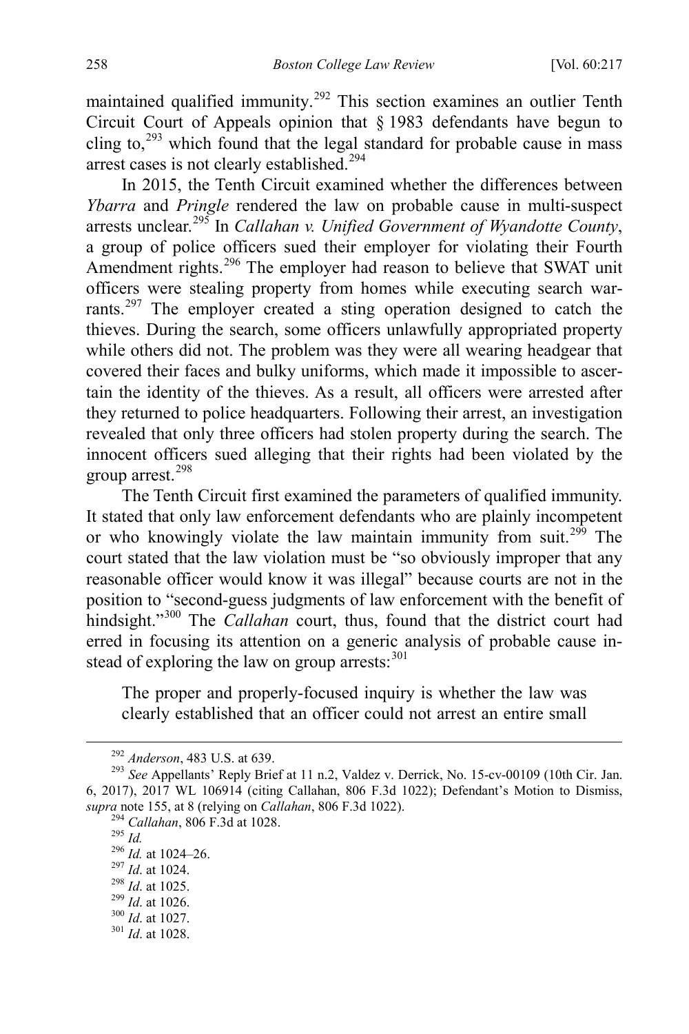maintained qualified immunity.[292] This section examines an outlier Tenth Circuit Court of Appeals opinion that § 1983 defendants have begun to cling to,[293] which found that the legal standard for probable cause in mass arrest cases is not clearly established.[294]

In 2015, the Tenth Circuit examined whether the differences between *Ybarra* and *Pringle* rendered the law on probable cause in multi-suspect arrests unclear.[295] In *Callahan v. Unified Government of Wyandotte County*, a group of police officers sued their employer for violating their Fourth Amendment rights.[296] The employer had reason to believe that SWAT unit officers were stealing property from homes while executing search warrants.[297] The employer created a sting operation designed to catch the thieves. During the search, some officers unlawfully appropriated property while others did not. The problem was they were all wearing headgear that covered their faces and bulky uniforms, which made it impossible to ascertain the identity of the thieves. As a result, all officers were arrested after they returned to police headquarters. Following their arrest, an investigation revealed that only three officers had stolen property during the search. The innocent officers sued alleging that their rights had been violated by the group arrest.[298]

The Tenth Circuit first examined the parameters of qualified immunity. It stated that only law enforcement defendants who are plainly incompetent or who knowingly violate the law maintain immunity from suit.[299] The court stated that the law violation must be "so obviously improper that any reasonable officer would know it was illegal" because courts are not in the position to "second-guess judgments of law enforcement with the benefit of hindsight."[300] The *Callahan* court, thus, found that the district court had erred in focusing its attention on a generic analysis of probable cause instead of exploring the law on group arrests:[301]

> The proper and properly-focused inquiry is whether the law was clearly established that an officer could not arrest an entire small

---

[292] *Anderson*, 483 U.S. at 639.

[293] *See* Appellants' Reply Brief at 11 n.2, Valdez v. Derrick, No. 15-cv-00109 (10th Cir. Jan. 6, 2017), 2017 WL 106914 (citing Callahan, 806 F.3d 1022); Defendant's Motion to Dismiss, *supra* note 155, at 8 (relying on *Callahan*, 806 F.3d 1022).

[294] *Callahan*, 806 F.3d at 1028.

[295] *Id.*

[296] *Id.* at 1024–26.

[297] *Id*. at 1024.

[298] *Id*. at 1025.

[299] *Id*. at 1026.

[300] *Id*. at 1027.

[301] *Id*. at 1028.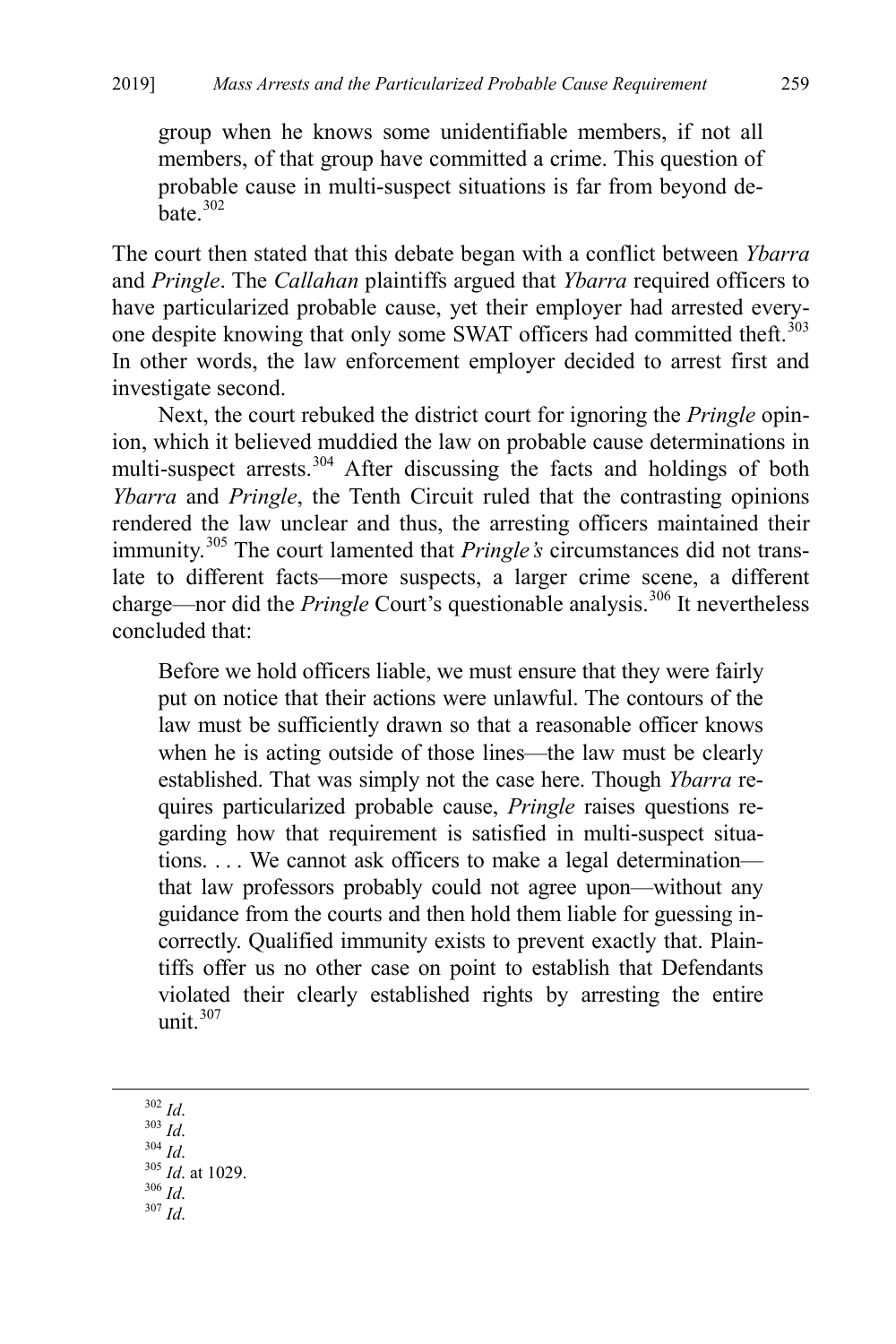group when he knows some unidentifiable members, if not all members, of that group have committed a crime. This question of probable cause in multi-suspect situations is far from beyond debate.[302]

The court then stated that this debate began with a conflict between *Ybarra* and *Pringle*. The *Callahan* plaintiffs argued that *Ybarra* required officers to have particularized probable cause, yet their employer had arrested everyone despite knowing that only some SWAT officers had committed theft.[303] In other words, the law enforcement employer decided to arrest first and investigate second.

Next, the court rebuked the district court for ignoring the *Pringle* opinion, which it believed muddied the law on probable cause determinations in multi-suspect arrests.[304] After discussing the facts and holdings of both *Ybarra* and *Pringle*, the Tenth Circuit ruled that the contrasting opinions rendered the law unclear and thus, the arresting officers maintained their immunity.[305] The court lamented that *Pringle's* circumstances did not translate to different facts—more suspects, a larger crime scene, a different charge—nor did the *Pringle* Court's questionable analysis.[306] It nevertheless concluded that:

> Before we hold officers liable, we must ensure that they were fairly put on notice that their actions were unlawful. The contours of the law must be sufficiently drawn so that a reasonable officer knows when he is acting outside of those lines—the law must be clearly established. That was simply not the case here. Though *Ybarra* requires particularized probable cause, *Pringle* raises questions regarding how that requirement is satisfied in multi-suspect situations. . . . We cannot ask officers to make a legal determination—that law professors probably could not agree upon—without any guidance from the courts and then hold them liable for guessing incorrectly. Qualified immunity exists to prevent exactly that. Plaintiffs offer us no other case on point to establish that Defendants violated their clearly established rights by arresting the entire unit.[307]

---

[302] *Id*.
[303] *Id*.
[304] *Id*.
[305] *Id*. at 1029.
[306] *Id*.
[307] *Id*.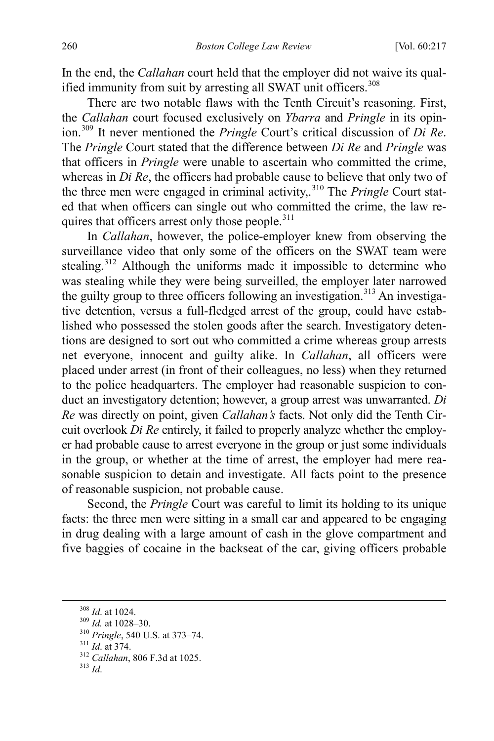In the end, the *Callahan* court held that the employer did not waive its qualified immunity from suit by arresting all SWAT unit officers.[308]

There are two notable flaws with the Tenth Circuit's reasoning. First, the *Callahan* court focused exclusively on *Ybarra* and *Pringle* in its opinion.[309] It never mentioned the *Pringle* Court's critical discussion of *Di Re*. The *Pringle* Court stated that the difference between *Di Re* and *Pringle* was that officers in *Pringle* were unable to ascertain who committed the crime, whereas in *Di Re*, the officers had probable cause to believe that only two of the three men were engaged in criminal activity,.[310] The *Pringle* Court stated that when officers can single out who committed the crime, the law requires that officers arrest only those people.[311]

In *Callahan*, however, the police-employer knew from observing the surveillance video that only some of the officers on the SWAT team were stealing.[312] Although the uniforms made it impossible to determine who was stealing while they were being surveilled, the employer later narrowed the guilty group to three officers following an investigation.[313] An investigative detention, versus a full-fledged arrest of the group, could have established who possessed the stolen goods after the search. Investigatory detentions are designed to sort out who committed a crime whereas group arrests net everyone, innocent and guilty alike. In *Callahan*, all officers were placed under arrest (in front of their colleagues, no less) when they returned to the police headquarters. The employer had reasonable suspicion to conduct an investigatory detention; however, a group arrest was unwarranted. *Di Re* was directly on point, given *Callahan's* facts. Not only did the Tenth Circuit overlook *Di Re* entirely, it failed to properly analyze whether the employer had probable cause to arrest everyone in the group or just some individuals in the group, or whether at the time of arrest, the employer had mere reasonable suspicion to detain and investigate. All facts point to the presence of reasonable suspicion, not probable cause.

Second, the *Pringle* Court was careful to limit its holding to its unique facts: the three men were sitting in a small car and appeared to be engaging in drug dealing with a large amount of cash in the glove compartment and five baggies of cocaine in the backseat of the car, giving officers probable

---

[308] *Id*. at 1024.

[309] *Id.* at 1028–30.

[310] *Pringle*, 540 U.S. at 373–74.

[311] *Id*. at 374.

[312] *Callahan*, 806 F.3d at 1025.

[313] *Id*.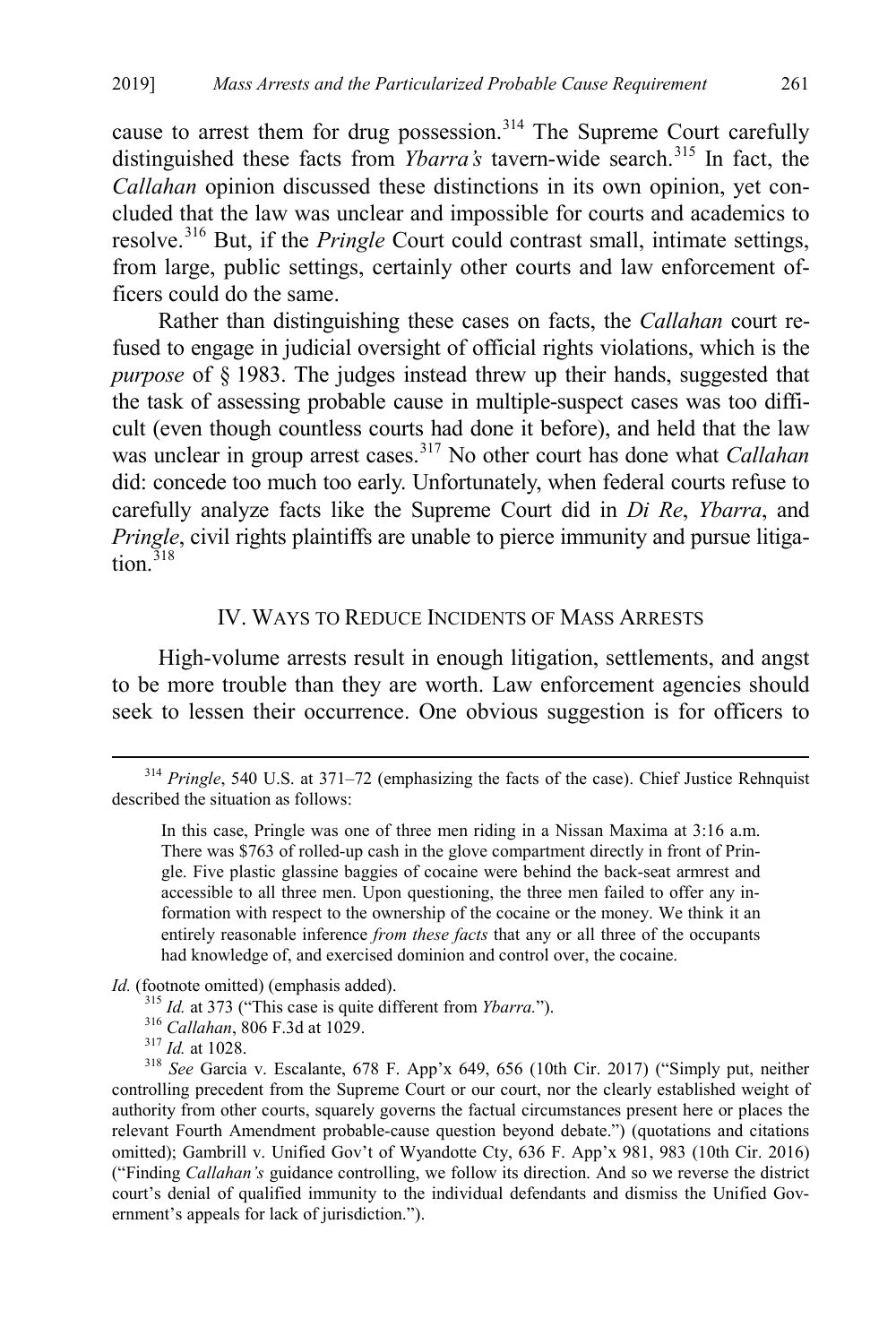cause to arrest them for drug possession.[314] The Supreme Court carefully distinguished these facts from *Ybarra's* tavern-wide search.[315] In fact, the *Callahan* opinion discussed these distinctions in its own opinion, yet concluded that the law was unclear and impossible for courts and academics to resolve.[316] But, if the *Pringle* Court could contrast small, intimate settings, from large, public settings, certainly other courts and law enforcement officers could do the same.

Rather than distinguishing these cases on facts, the *Callahan* court refused to engage in judicial oversight of official rights violations, which is the *purpose* of § 1983. The judges instead threw up their hands, suggested that the task of assessing probable cause in multiple-suspect cases was too difficult (even though countless courts had done it before), and held that the law was unclear in group arrest cases.[317] No other court has done what *Callahan* did: concede too much too early. Unfortunately, when federal courts refuse to carefully analyze facts like the Supreme Court did in *Di Re*, *Ybarra*, and *Pringle*, civil rights plaintiffs are unable to pierce immunity and pursue litigation.[318]

## IV. WAYS TO REDUCE INCIDENTS OF MASS ARRESTS

High-volume arrests result in enough litigation, settlements, and angst to be more trouble than they are worth. Law enforcement agencies should seek to lessen their occurrence. One obvious suggestion is for officers to

---

[314] *Pringle*, 540 U.S. at 371–72 (emphasizing the facts of the case). Chief Justice Rehnquist described the situation as follows:

> In this case, Pringle was one of three men riding in a Nissan Maxima at 3:16 a.m. There was $763 of rolled-up cash in the glove compartment directly in front of Pringle. Five plastic glassine baggies of cocaine were behind the back-seat armrest and accessible to all three men. Upon questioning, the three men failed to offer any information with respect to the ownership of the cocaine or the money. We think it an entirely reasonable inference *from these facts* that any or all three of the occupants had knowledge of, and exercised dominion and control over, the cocaine.

*Id.* (footnote omitted) (emphasis added).

[315] *Id.* at 373 ("This case is quite different from *Ybarra.*").

[316] *Callahan*, 806 F.3d at 1029.

[317] *Id.* at 1028.

[318] *See* Garcia v. Escalante, 678 F. App'x 649, 656 (10th Cir. 2017) ("Simply put, neither controlling precedent from the Supreme Court or our court, nor the clearly established weight of authority from other courts, squarely governs the factual circumstances present here or places the relevant Fourth Amendment probable-cause question beyond debate.") (quotations and citations omitted); Gambrill v. Unified Gov't of Wyandotte Cty, 636 F. App'x 981, 983 (10th Cir. 2016) ("Finding *Callahan's* guidance controlling, we follow its direction. And so we reverse the district court's denial of qualified immunity to the individual defendants and dismiss the Unified Government's appeals for lack of jurisdiction.").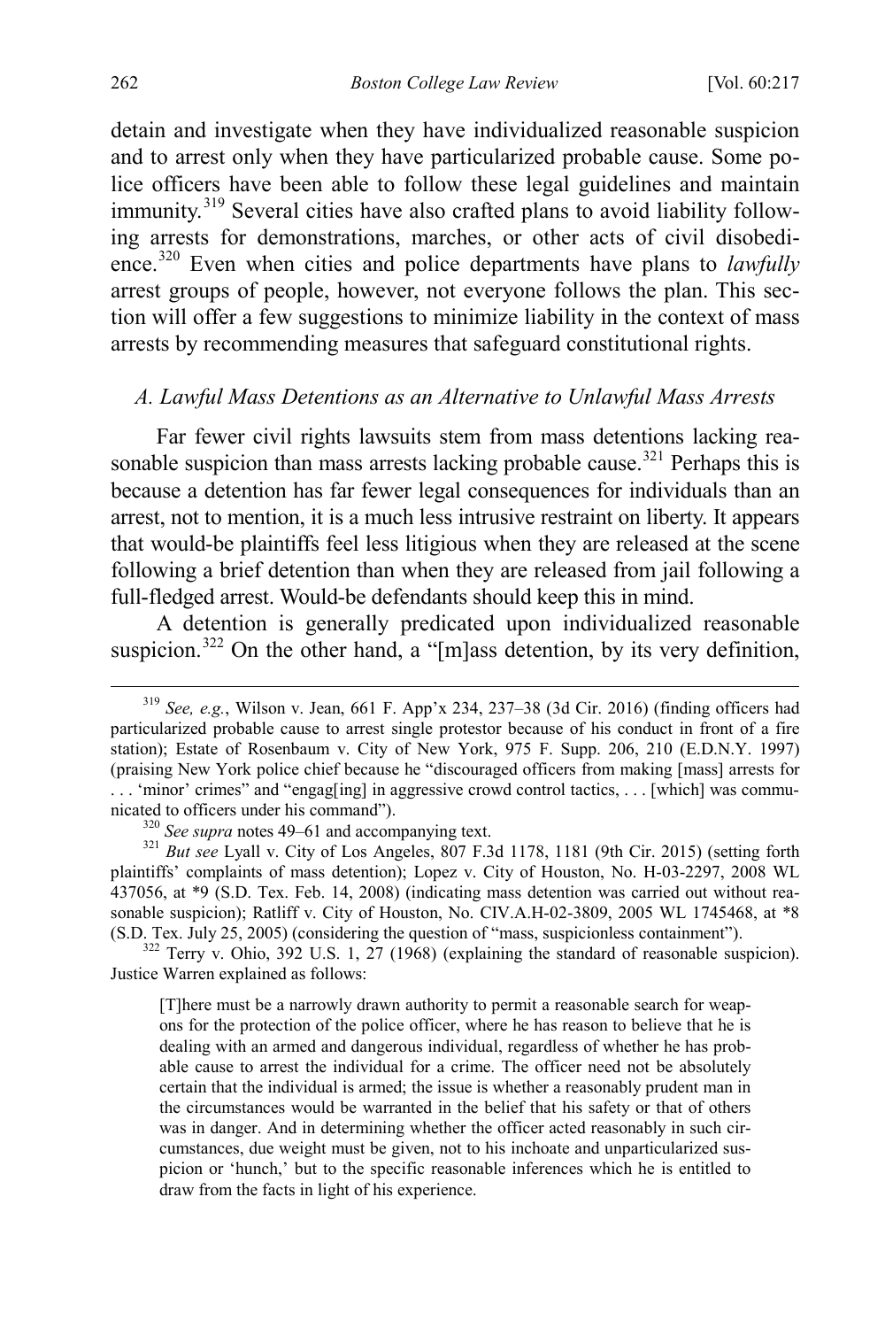detain and investigate when they have individualized reasonable suspicion and to arrest only when they have particularized probable cause. Some police officers have been able to follow these legal guidelines and maintain immunity.[319] Several cities have also crafted plans to avoid liability following arrests for demonstrations, marches, or other acts of civil disobedience.[320] Even when cities and police departments have plans to *lawfully* arrest groups of people, however, not everyone follows the plan. This section will offer a few suggestions to minimize liability in the context of mass arrests by recommending measures that safeguard constitutional rights.

### *A. Lawful Mass Detentions as an Alternative to Unlawful Mass Arrests*

Far fewer civil rights lawsuits stem from mass detentions lacking reasonable suspicion than mass arrests lacking probable cause.[321] Perhaps this is because a detention has far fewer legal consequences for individuals than an arrest, not to mention, it is a much less intrusive restraint on liberty. It appears that would-be plaintiffs feel less litigious when they are released at the scene following a brief detention than when they are released from jail following a full-fledged arrest. Would-be defendants should keep this in mind.

A detention is generally predicated upon individualized reasonable suspicion.[322] On the other hand, a "[m]ass detention, by its very definition,

---

[319] *See, e.g.*, Wilson v. Jean, 661 F. App'x 234, 237–38 (3d Cir. 2016) (finding officers had particularized probable cause to arrest single protestor because of his conduct in front of a fire station); Estate of Rosenbaum v. City of New York, 975 F. Supp. 206, 210 (E.D.N.Y. 1997) (praising New York police chief because he "discouraged officers from making [mass] arrests for . . . 'minor' crimes" and "engag[ing] in aggressive crowd control tactics, . . . [which] was communicated to officers under his command").

[320] *See supra* notes 49–61 and accompanying text.

[321] *But see* Lyall v. City of Los Angeles, 807 F.3d 1178, 1181 (9th Cir. 2015) (setting forth plaintiffs' complaints of mass detention); Lopez v. City of Houston, No. H-03-2297, 2008 WL 437056, at *9 (S.D. Tex. Feb. 14, 2008) (indicating mass detention was carried out without reasonable suspicion); Ratliff v. City of Houston, No. CIV.A.H-02-3809, 2005 WL 1745468, at *8 (S.D. Tex. July 25, 2005) (considering the question of "mass, suspicionless containment").

[322] Terry v. Ohio, 392 U.S. 1, 27 (1968) (explaining the standard of reasonable suspicion). Justice Warren explained as follows:

> [T]here must be a narrowly drawn authority to permit a reasonable search for weapons for the protection of the police officer, where he has reason to believe that he is dealing with an armed and dangerous individual, regardless of whether he has probable cause to arrest the individual for a crime. The officer need not be absolutely certain that the individual is armed; the issue is whether a reasonably prudent man in the circumstances would be warranted in the belief that his safety or that of others was in danger. And in determining whether the officer acted reasonably in such circumstances, due weight must be given, not to his inchoate and unparticularized suspicion or 'hunch,' but to the specific reasonable inferences which he is entitled to draw from the facts in light of his experience.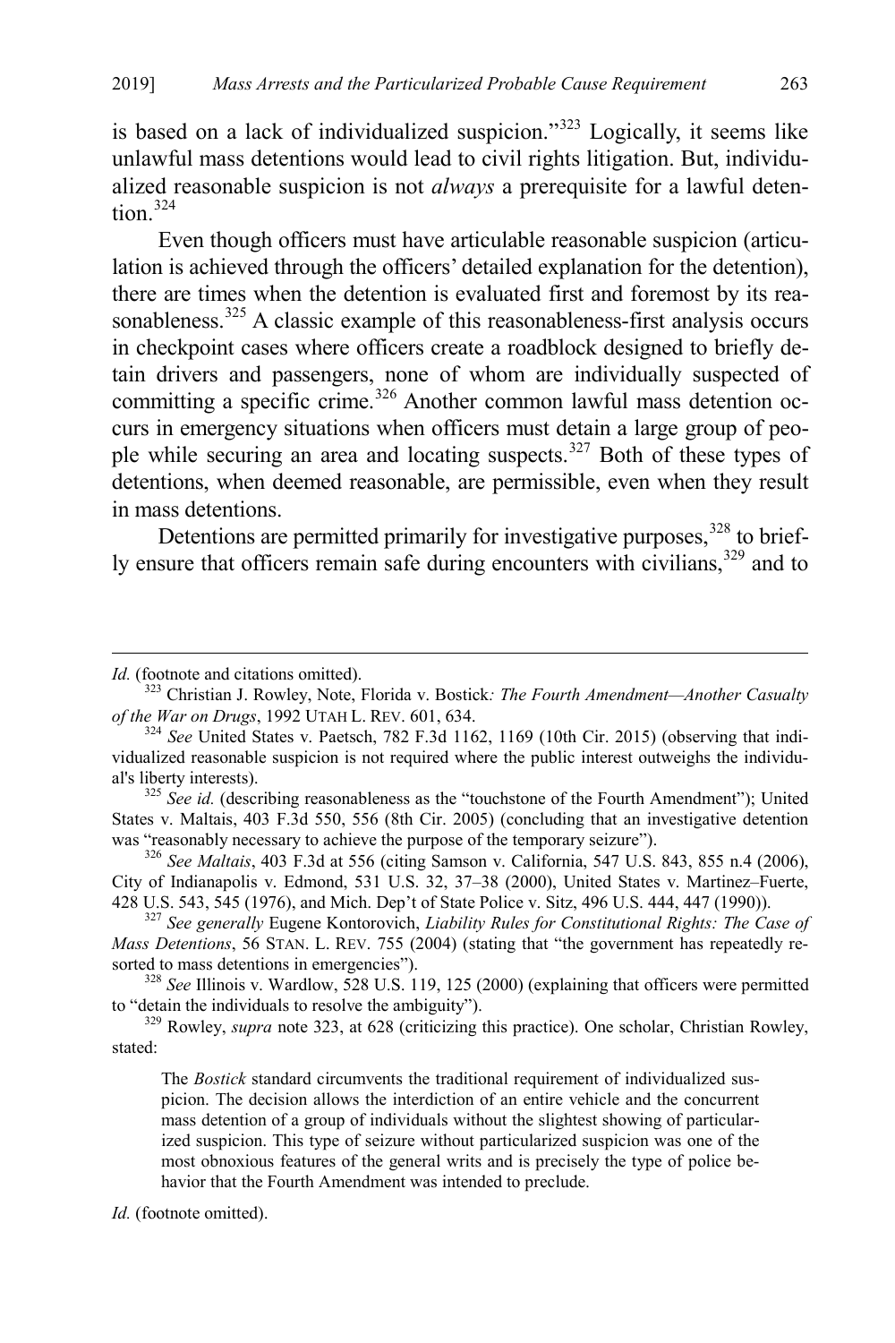is based on a lack of individualized suspicion."[323] Logically, it seems like unlawful mass detentions would lead to civil rights litigation. But, individualized reasonable suspicion is not *always* a prerequisite for a lawful detention.[324]

Even though officers must have articulable reasonable suspicion (articulation is achieved through the officers' detailed explanation for the detention), there are times when the detention is evaluated first and foremost by its reasonableness.[325] A classic example of this reasonableness-first analysis occurs in checkpoint cases where officers create a roadblock designed to briefly detain drivers and passengers, none of whom are individually suspected of committing a specific crime.[326] Another common lawful mass detention occurs in emergency situations when officers must detain a large group of people while securing an area and locating suspects.[327] Both of these types of detentions, when deemed reasonable, are permissible, even when they result in mass detentions.

Detentions are permitted primarily for investigative purposes,[328] to briefly ensure that officers remain safe during encounters with civilians,[329] and to

---

*Id.* (footnote and citations omitted).

[323] Christian J. Rowley, Note, Florida v. Bostick*: The Fourth Amendment—Another Casualty of the War on Drugs*, 1992 UTAH L. REV. 601, 634.

[324] *See* United States v. Paetsch, 782 F.3d 1162, 1169 (10th Cir. 2015) (observing that individualized reasonable suspicion is not required where the public interest outweighs the individual's liberty interests).

[325] *See id.* (describing reasonableness as the "touchstone of the Fourth Amendment"); United States v. Maltais, 403 F.3d 550, 556 (8th Cir. 2005) (concluding that an investigative detention was "reasonably necessary to achieve the purpose of the temporary seizure").

[326] *See Maltais*, 403 F.3d at 556 (citing Samson v. California, 547 U.S. 843, 855 n.4 (2006), City of Indianapolis v. Edmond, 531 U.S. 32, 37–38 (2000), United States v. Martinez–Fuerte, 428 U.S. 543, 545 (1976), and Mich. Dep't of State Police v. Sitz, 496 U.S. 444, 447 (1990)).

[327] *See generally* Eugene Kontorovich, *Liability Rules for Constitutional Rights: The Case of Mass Detentions*, 56 STAN. L. REV. 755 (2004) (stating that "the government has repeatedly resorted to mass detentions in emergencies").

[328] *See* Illinois v. Wardlow, 528 U.S. 119, 125 (2000) (explaining that officers were permitted to "detain the individuals to resolve the ambiguity").

[329] Rowley, *supra* note 323, at 628 (criticizing this practice). One scholar, Christian Rowley, stated:

> The *Bostick* standard circumvents the traditional requirement of individualized suspicion. The decision allows the interdiction of an entire vehicle and the concurrent mass detention of a group of individuals without the slightest showing of particularized suspicion. This type of seizure without particularized suspicion was one of the most obnoxious features of the general writs and is precisely the type of police behavior that the Fourth Amendment was intended to preclude.

*Id.* (footnote omitted).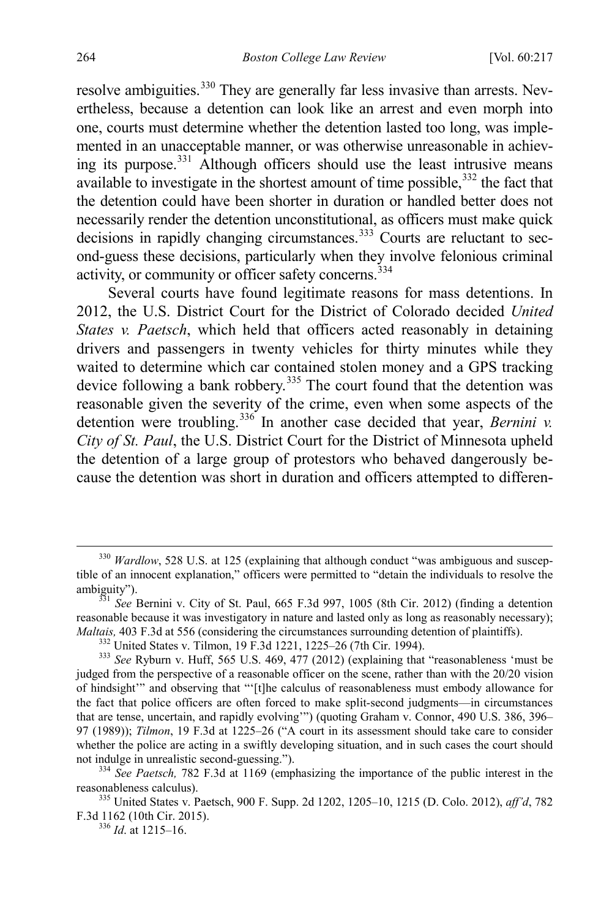resolve ambiguities.[330] They are generally far less invasive than arrests. Nevertheless, because a detention can look like an arrest and even morph into one, courts must determine whether the detention lasted too long, was implemented in an unacceptable manner, or was otherwise unreasonable in achieving its purpose.[331] Although officers should use the least intrusive means available to investigate in the shortest amount of time possible,[332] the fact that the detention could have been shorter in duration or handled better does not necessarily render the detention unconstitutional, as officers must make quick decisions in rapidly changing circumstances.[333] Courts are reluctant to second-guess these decisions, particularly when they involve felonious criminal activity, or community or officer safety concerns.[334]

Several courts have found legitimate reasons for mass detentions. In 2012, the U.S. District Court for the District of Colorado decided *United States v. Paetsch*, which held that officers acted reasonably in detaining drivers and passengers in twenty vehicles for thirty minutes while they waited to determine which car contained stolen money and a GPS tracking device following a bank robbery.[335] The court found that the detention was reasonable given the severity of the crime, even when some aspects of the detention were troubling.[336] In another case decided that year, *Bernini v. City of St. Paul*, the U.S. District Court for the District of Minnesota upheld the detention of a large group of protestors who behaved dangerously because the detention was short in duration and officers attempted to differen-

---

[330] *Wardlow*, 528 U.S. at 125 (explaining that although conduct "was ambiguous and susceptible of an innocent explanation," officers were permitted to "detain the individuals to resolve the ambiguity").

[331] *See* Bernini v. City of St. Paul, 665 F.3d 997, 1005 (8th Cir. 2012) (finding a detention reasonable because it was investigatory in nature and lasted only as long as reasonably necessary); *Maltais,* 403 F.3d at 556 (considering the circumstances surrounding detention of plaintiffs).

[332] United States v. Tilmon, 19 F.3d 1221, 1225–26 (7th Cir. 1994).

[333] *See* Ryburn v. Huff, 565 U.S. 469, 477 (2012) (explaining that "reasonableness 'must be judged from the perspective of a reasonable officer on the scene, rather than with the 20/20 vision of hindsight'" and observing that "'[t]he calculus of reasonableness must embody allowance for the fact that police officers are often forced to make split-second judgments—in circumstances that are tense, uncertain, and rapidly evolving'") (quoting Graham v. Connor, 490 U.S. 386, 396–97 (1989)); *Tilmon*, 19 F.3d at 1225–26 ("A court in its assessment should take care to consider whether the police are acting in a swiftly developing situation, and in such cases the court should not indulge in unrealistic second-guessing.").

[334] *See Paetsch,* 782 F.3d at 1169 (emphasizing the importance of the public interest in the reasonableness calculus).

[335] United States v. Paetsch, 900 F. Supp. 2d 1202, 1205–10, 1215 (D. Colo. 2012), *aff'd*, 782 F.3d 1162 (10th Cir. 2015).

[336] *Id*. at 1215–16.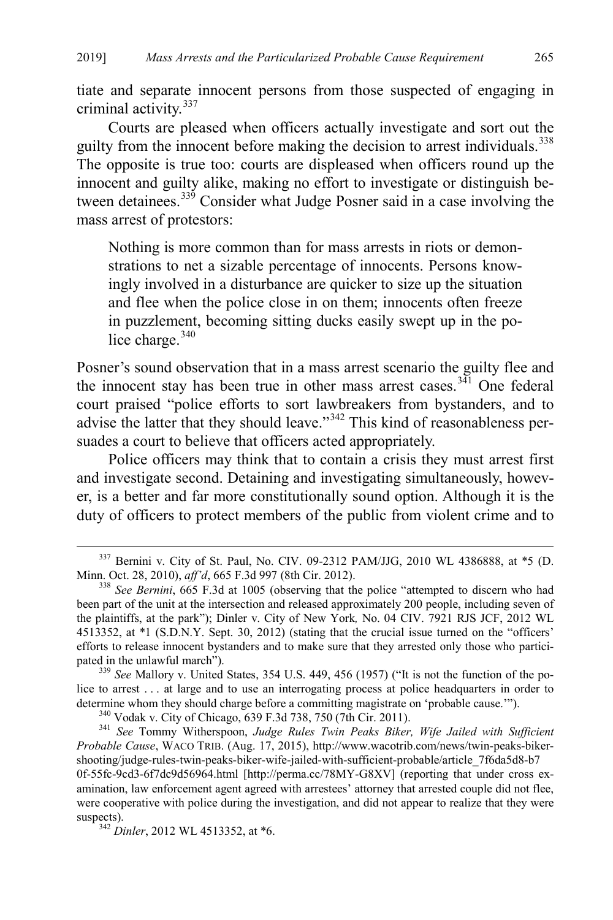tiate and separate innocent persons from those suspected of engaging in criminal activity.[337]

Courts are pleased when officers actually investigate and sort out the guilty from the innocent before making the decision to arrest individuals.[338] The opposite is true too: courts are displeased when officers round up the innocent and guilty alike, making no effort to investigate or distinguish between detainees.[339] Consider what Judge Posner said in a case involving the mass arrest of protestors:

> Nothing is more common than for mass arrests in riots or demonstrations to net a sizable percentage of innocents. Persons knowingly involved in a disturbance are quicker to size up the situation and flee when the police close in on them; innocents often freeze in puzzlement, becoming sitting ducks easily swept up in the police charge.[340]

Posner's sound observation that in a mass arrest scenario the guilty flee and the innocent stay has been true in other mass arrest cases.[341] One federal court praised "police efforts to sort lawbreakers from bystanders, and to advise the latter that they should leave."[342] This kind of reasonableness persuades a court to believe that officers acted appropriately.

Police officers may think that to contain a crisis they must arrest first and investigate second. Detaining and investigating simultaneously, however, is a better and far more constitutionally sound option. Although it is the duty of officers to protect members of the public from violent crime and to

---

[337] Bernini v. City of St. Paul, No. CIV. 09-2312 PAM/JJG, 2010 WL 4386888, at *5 (D. Minn. Oct. 28, 2010), *aff'd*, 665 F.3d 997 (8th Cir. 2012).

[338] *See Bernini*, 665 F.3d at 1005 (observing that the police "attempted to discern who had been part of the unit at the intersection and released approximately 200 people, including seven of the plaintiffs, at the park"); Dinler v. City of New York*,* No. 04 CIV. 7921 RJS JCF, 2012 WL 4513352, at *1 (S.D.N.Y. Sept. 30, 2012) (stating that the crucial issue turned on the "officers' efforts to release innocent bystanders and to make sure that they arrested only those who participated in the unlawful march").

[339] *See* Mallory v. United States, 354 U.S. 449, 456 (1957) ("It is not the function of the police to arrest . . . at large and to use an interrogating process at police headquarters in order to determine whom they should charge before a committing magistrate on 'probable cause.'").

[340] Vodak v. City of Chicago, 639 F.3d 738, 750 (7th Cir. 2011).

[341] *See* Tommy Witherspoon, *Judge Rules Twin Peaks Biker, Wife Jailed with Sufficient Probable Cause*, WACO TRIB. (Aug. 17, 2015), http://www.wacotrib.com/news/twin-peaks-biker-shooting/judge-rules-twin-peaks-biker-wife-jailed-with-sufficient-probable/article_7f6da5d8-b70f-55fc-9cd3-6f7dc9d56964.html [http://perma.cc/78MY-G8XV] (reporting that under cross examination, law enforcement agent agreed with arrestees' attorney that arrested couple did not flee, were cooperative with police during the investigation, and did not appear to realize that they were suspects).

[342] *Dinler*, 2012 WL 4513352, at *6.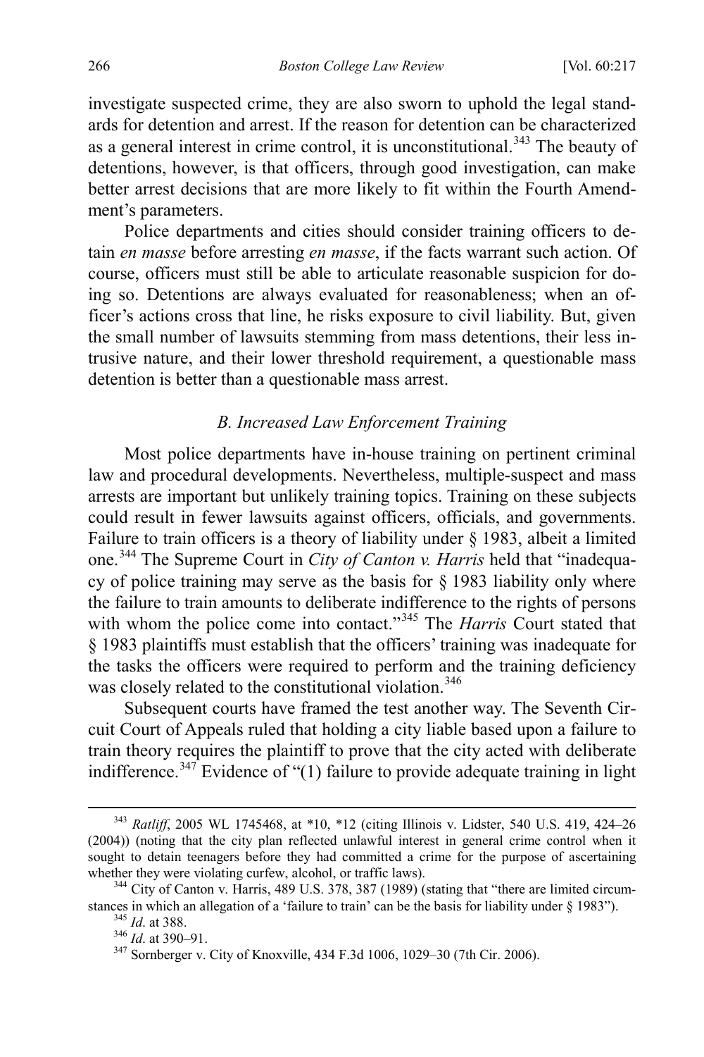investigate suspected crime, they are also sworn to uphold the legal standards for detention and arrest. If the reason for detention can be characterized as a general interest in crime control, it is unconstitutional.[343] The beauty of detentions, however, is that officers, through good investigation, can make better arrest decisions that are more likely to fit within the Fourth Amendment's parameters.

Police departments and cities should consider training officers to detain *en masse* before arresting *en masse*, if the facts warrant such action. Of course, officers must still be able to articulate reasonable suspicion for doing so. Detentions are always evaluated for reasonableness; when an officer's actions cross that line, he risks exposure to civil liability. But, given the small number of lawsuits stemming from mass detentions, their less intrusive nature, and their lower threshold requirement, a questionable mass detention is better than a questionable mass arrest.

### *B. Increased Law Enforcement Training*

Most police departments have in-house training on pertinent criminal law and procedural developments. Nevertheless, multiple-suspect and mass arrests are important but unlikely training topics. Training on these subjects could result in fewer lawsuits against officers, officials, and governments. Failure to train officers is a theory of liability under § 1983, albeit a limited one.[344] The Supreme Court in *City of Canton v. Harris* held that "inadequacy of police training may serve as the basis for § 1983 liability only where the failure to train amounts to deliberate indifference to the rights of persons with whom the police come into contact."[345] The *Harris* Court stated that § 1983 plaintiffs must establish that the officers' training was inadequate for the tasks the officers were required to perform and the training deficiency was closely related to the constitutional violation.[346]

Subsequent courts have framed the test another way. The Seventh Circuit Court of Appeals ruled that holding a city liable based upon a failure to train theory requires the plaintiff to prove that the city acted with deliberate indifference.[347] Evidence of "(1) failure to provide adequate training in light

---

[343] *Ratliff*, 2005 WL 1745468, at *10, *12 (citing Illinois v. Lidster, 540 U.S. 419, 424–26 (2004)) (noting that the city plan reflected unlawful interest in general crime control when it sought to detain teenagers before they had committed a crime for the purpose of ascertaining whether they were violating curfew, alcohol, or traffic laws).

[344] City of Canton v. Harris, 489 U.S. 378, 387 (1989) (stating that "there are limited circumstances in which an allegation of a 'failure to train' can be the basis for liability under § 1983").

[345] *Id*. at 388.

[346] *Id*. at 390–91.

[347] Sornberger v. City of Knoxville, 434 F.3d 1006, 1029–30 (7th Cir. 2006).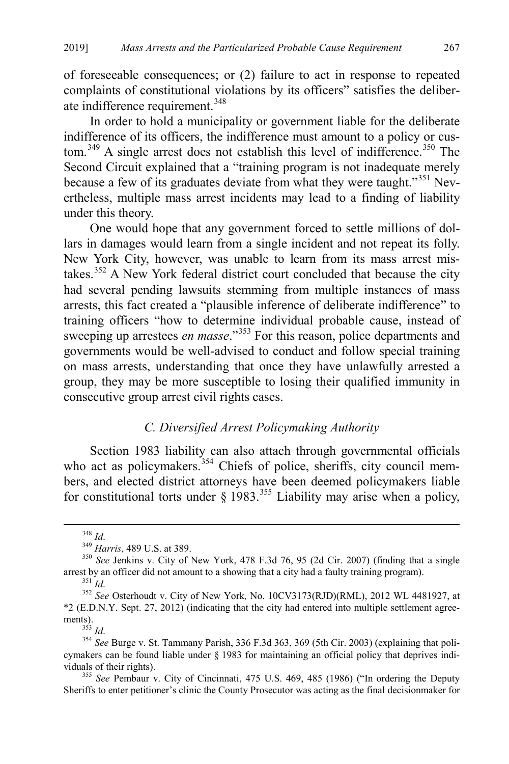of foreseeable consequences; or (2) failure to act in response to repeated complaints of constitutional violations by its officers" satisfies the deliberate indifference requirement.[348]

In order to hold a municipality or government liable for the deliberate indifference of its officers, the indifference must amount to a policy or custom.[349] A single arrest does not establish this level of indifference.[350] The Second Circuit explained that a "training program is not inadequate merely because a few of its graduates deviate from what they were taught."[351] Nevertheless, multiple mass arrest incidents may lead to a finding of liability under this theory.

One would hope that any government forced to settle millions of dollars in damages would learn from a single incident and not repeat its folly. New York City, however, was unable to learn from its mass arrest mistakes.[352] A New York federal district court concluded that because the city had several pending lawsuits stemming from multiple instances of mass arrests, this fact created a "plausible inference of deliberate indifference" to training officers "how to determine individual probable cause, instead of sweeping up arrestees *en masse*."[353] For this reason, police departments and governments would be well-advised to conduct and follow special training on mass arrests, understanding that once they have unlawfully arrested a group, they may be more susceptible to losing their qualified immunity in consecutive group arrest civil rights cases.

### *C. Diversified Arrest Policymaking Authority*

Section 1983 liability can also attach through governmental officials who act as policymakers.[354] Chiefs of police, sheriffs, city council members, and elected district attorneys have been deemed policymakers liable for constitutional torts under § 1983.[355] Liability may arise when a policy,

---

[348] *Id*.

[349] *Harris*, 489 U.S. at 389.

[350] *See* Jenkins v. City of New York, 478 F.3d 76, 95 (2d Cir. 2007) (finding that a single arrest by an officer did not amount to a showing that a city had a faulty training program).

[351] *Id*.

[352] *See* Osterhoudt v. City of New York*,* No. 10CV3173(RJD)(RML), 2012 WL 4481927, at \*2 (E.D.N.Y. Sept. 27, 2012) (indicating that the city had entered into multiple settlement agreements).

[353] *Id*.

[354] *See* Burge v. St. Tammany Parish, 336 F.3d 363, 369 (5th Cir. 2003) (explaining that policymakers can be found liable under § 1983 for maintaining an official policy that deprives individuals of their rights).

[355] *See* Pembaur v. City of Cincinnati, 475 U.S. 469, 485 (1986) ("In ordering the Deputy Sheriffs to enter petitioner's clinic the County Prosecutor was acting as the final decisionmaker for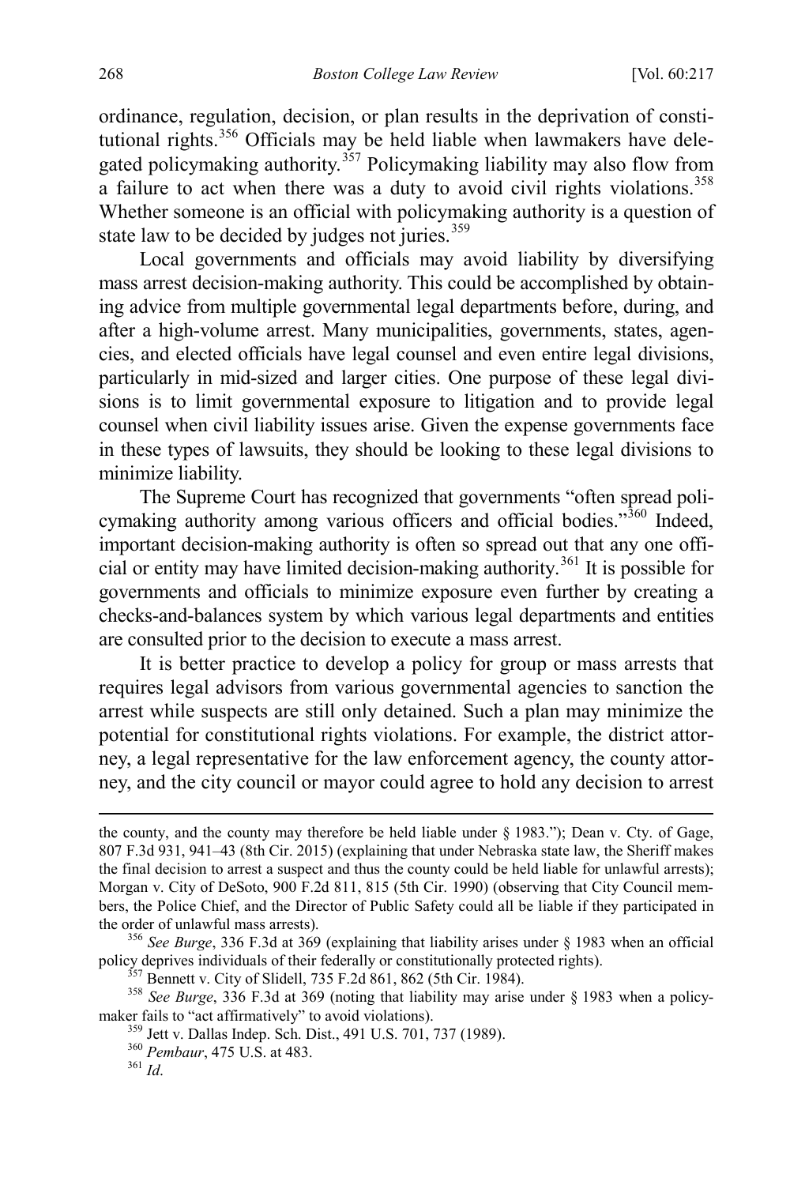ordinance, regulation, decision, or plan results in the deprivation of constitutional rights.[356] Officials may be held liable when lawmakers have delegated policymaking authority.[357] Policymaking liability may also flow from a failure to act when there was a duty to avoid civil rights violations.[358] Whether someone is an official with policymaking authority is a question of state law to be decided by judges not juries.[359]

Local governments and officials may avoid liability by diversifying mass arrest decision-making authority. This could be accomplished by obtaining advice from multiple governmental legal departments before, during, and after a high-volume arrest. Many municipalities, governments, states, agencies, and elected officials have legal counsel and even entire legal divisions, particularly in mid-sized and larger cities. One purpose of these legal divisions is to limit governmental exposure to litigation and to provide legal counsel when civil liability issues arise. Given the expense governments face in these types of lawsuits, they should be looking to these legal divisions to minimize liability.

The Supreme Court has recognized that governments "often spread policymaking authority among various officers and official bodies."[360] Indeed, important decision-making authority is often so spread out that any one official or entity may have limited decision-making authority.[361] It is possible for governments and officials to minimize exposure even further by creating a checks-and-balances system by which various legal departments and entities are consulted prior to the decision to execute a mass arrest.

It is better practice to develop a policy for group or mass arrests that requires legal advisors from various governmental agencies to sanction the arrest while suspects are still only detained. Such a plan may minimize the potential for constitutional rights violations. For example, the district attorney, a legal representative for the law enforcement agency, the county attorney, and the city council or mayor could agree to hold any decision to arrest

---

the county, and the county may therefore be held liable under § 1983."); Dean v. Cty. of Gage, 807 F.3d 931, 941–43 (8th Cir. 2015) (explaining that under Nebraska state law, the Sheriff makes the final decision to arrest a suspect and thus the county could be held liable for unlawful arrests); Morgan v. City of DeSoto, 900 F.2d 811, 815 (5th Cir. 1990) (observing that City Council members, the Police Chief, and the Director of Public Safety could all be liable if they participated in the order of unlawful mass arrests).

[356] *See Burge*, 336 F.3d at 369 (explaining that liability arises under § 1983 when an official policy deprives individuals of their federally or constitutionally protected rights).

[357] Bennett v. City of Slidell, 735 F.2d 861, 862 (5th Cir. 1984).

[358] *See Burge*, 336 F.3d at 369 (noting that liability may arise under § 1983 when a policymaker fails to "act affirmatively" to avoid violations).

[359] Jett v. Dallas Indep. Sch. Dist., 491 U.S. 701, 737 (1989).

[360] *Pembaur*, 475 U.S. at 483.

[361] *Id*.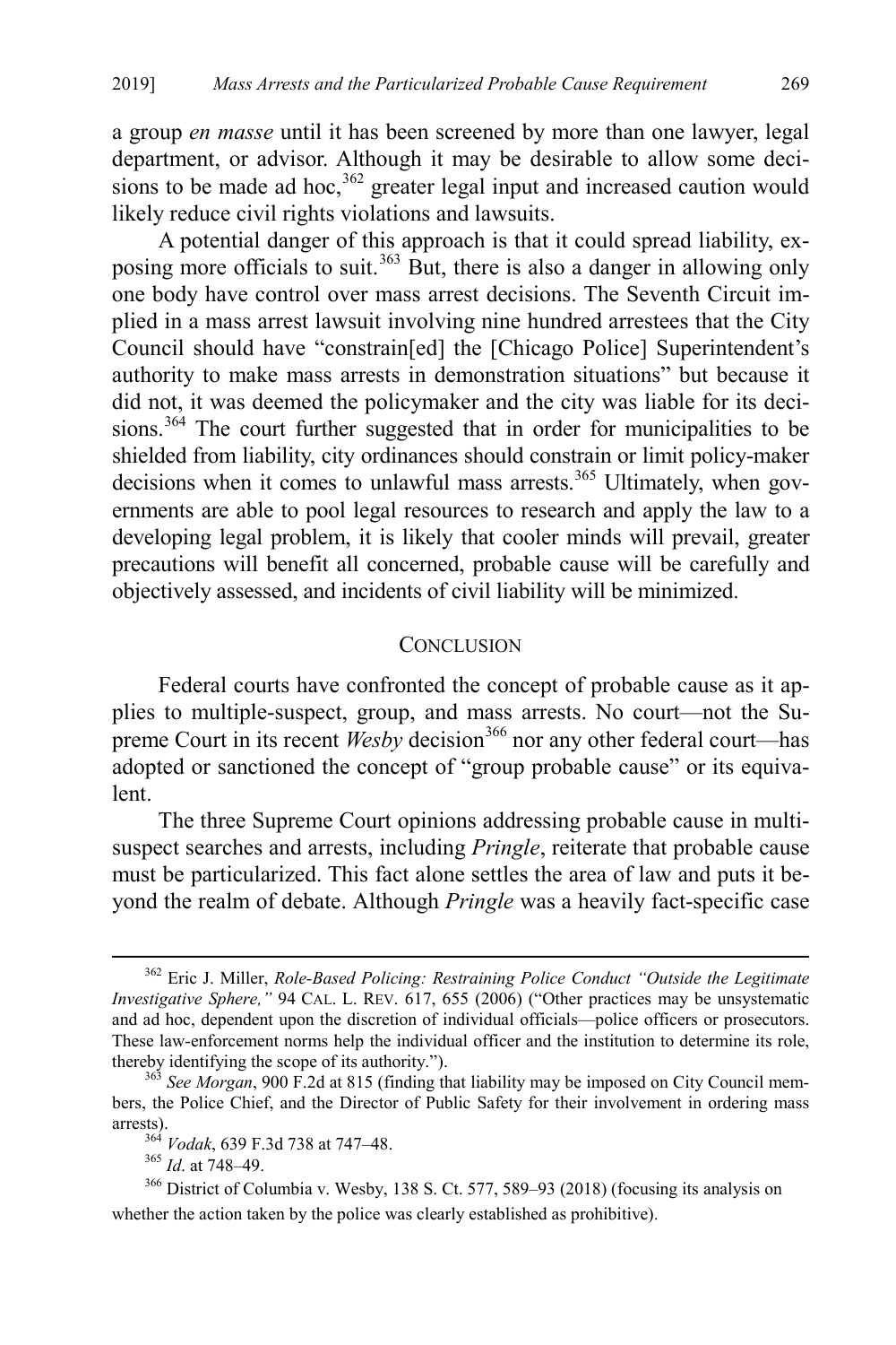a group *en masse* until it has been screened by more than one lawyer, legal department, or advisor. Although it may be desirable to allow some decisions to be made ad hoc,[362] greater legal input and increased caution would likely reduce civil rights violations and lawsuits.

A potential danger of this approach is that it could spread liability, exposing more officials to suit.[363] But, there is also a danger in allowing only one body have control over mass arrest decisions. The Seventh Circuit implied in a mass arrest lawsuit involving nine hundred arrestees that the City Council should have "constrain[ed] the [Chicago Police] Superintendent's authority to make mass arrests in demonstration situations" but because it did not, it was deemed the policymaker and the city was liable for its decisions.[364] The court further suggested that in order for municipalities to be shielded from liability, city ordinances should constrain or limit policy-maker decisions when it comes to unlawful mass arrests.[365] Ultimately, when governments are able to pool legal resources to research and apply the law to a developing legal problem, it is likely that cooler minds will prevail, greater precautions will benefit all concerned, probable cause will be carefully and objectively assessed, and incidents of civil liability will be minimized.

## CONCLUSION

Federal courts have confronted the concept of probable cause as it applies to multiple-suspect, group, and mass arrests. No court—not the Supreme Court in its recent *Wesby* decision[366] nor any other federal court—has adopted or sanctioned the concept of "group probable cause" or its equivalent.

The three Supreme Court opinions addressing probable cause in multi-suspect searches and arrests, including *Pringle*, reiterate that probable cause must be particularized. This fact alone settles the area of law and puts it beyond the realm of debate. Although *Pringle* was a heavily fact-specific case

---

[362] Eric J. Miller, *Role-Based Policing: Restraining Police Conduct "Outside the Legitimate Investigative Sphere,"* 94 CAL. L. REV. 617, 655 (2006) ("Other practices may be unsystematic and ad hoc, dependent upon the discretion of individual officials—police officers or prosecutors. These law-enforcement norms help the individual officer and the institution to determine its role, thereby identifying the scope of its authority.").

[363] *See Morgan*, 900 F.2d at 815 (finding that liability may be imposed on City Council members, the Police Chief, and the Director of Public Safety for their involvement in ordering mass arrests).

[364] *Vodak*, 639 F.3d 738 at 747–48.

[365] *Id*. at 748–49.

[366] District of Columbia v. Wesby, 138 S. Ct. 577, 589–93 (2018) (focusing its analysis on whether the action taken by the police was clearly established as prohibitive).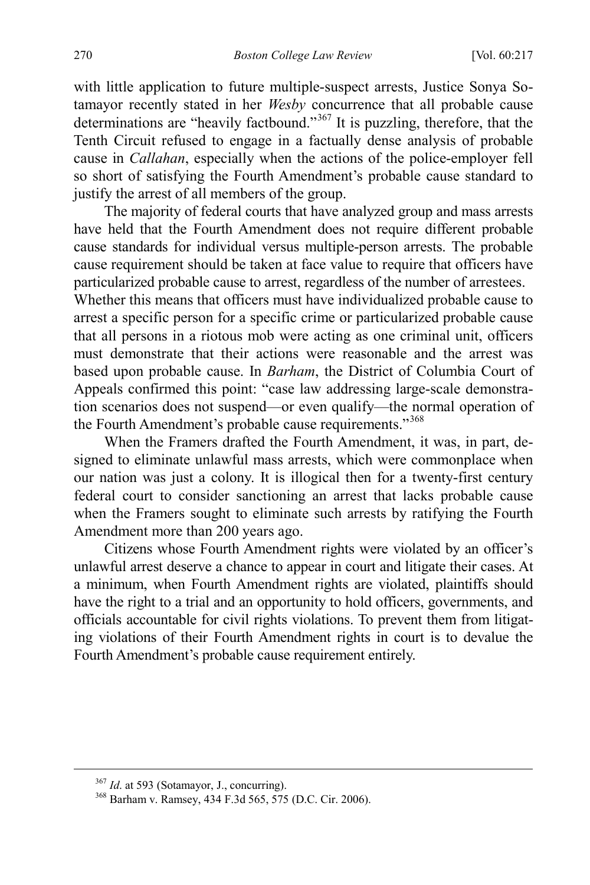with little application to future multiple-suspect arrests, Justice Sonya Sotamayor recently stated in her *Wesby* concurrence that all probable cause determinations are "heavily factbound."[367] It is puzzling, therefore, that the Tenth Circuit refused to engage in a factually dense analysis of probable cause in *Callahan*, especially when the actions of the police-employer fell so short of satisfying the Fourth Amendment's probable cause standard to justify the arrest of all members of the group.

The majority of federal courts that have analyzed group and mass arrests have held that the Fourth Amendment does not require different probable cause standards for individual versus multiple-person arrests. The probable cause requirement should be taken at face value to require that officers have particularized probable cause to arrest, regardless of the number of arrestees. Whether this means that officers must have individualized probable cause to arrest a specific person for a specific crime or particularized probable cause that all persons in a riotous mob were acting as one criminal unit, officers must demonstrate that their actions were reasonable and the arrest was based upon probable cause. In *Barham*, the District of Columbia Court of Appeals confirmed this point: "case law addressing large-scale demonstration scenarios does not suspend—or even qualify—the normal operation of the Fourth Amendment's probable cause requirements."[368]

When the Framers drafted the Fourth Amendment, it was, in part, designed to eliminate unlawful mass arrests, which were commonplace when our nation was just a colony. It is illogical then for a twenty-first century federal court to consider sanctioning an arrest that lacks probable cause when the Framers sought to eliminate such arrests by ratifying the Fourth Amendment more than 200 years ago.

Citizens whose Fourth Amendment rights were violated by an officer's unlawful arrest deserve a chance to appear in court and litigate their cases. At a minimum, when Fourth Amendment rights are violated, plaintiffs should have the right to a trial and an opportunity to hold officers, governments, and officials accountable for civil rights violations. To prevent them from litigating violations of their Fourth Amendment rights in court is to devalue the Fourth Amendment's probable cause requirement entirely.

---

[367] *Id*. at 593 (Sotamayor, J., concurring).

[368] Barham v. Ramsey, 434 F.3d 565, 575 (D.C. Cir. 2006).